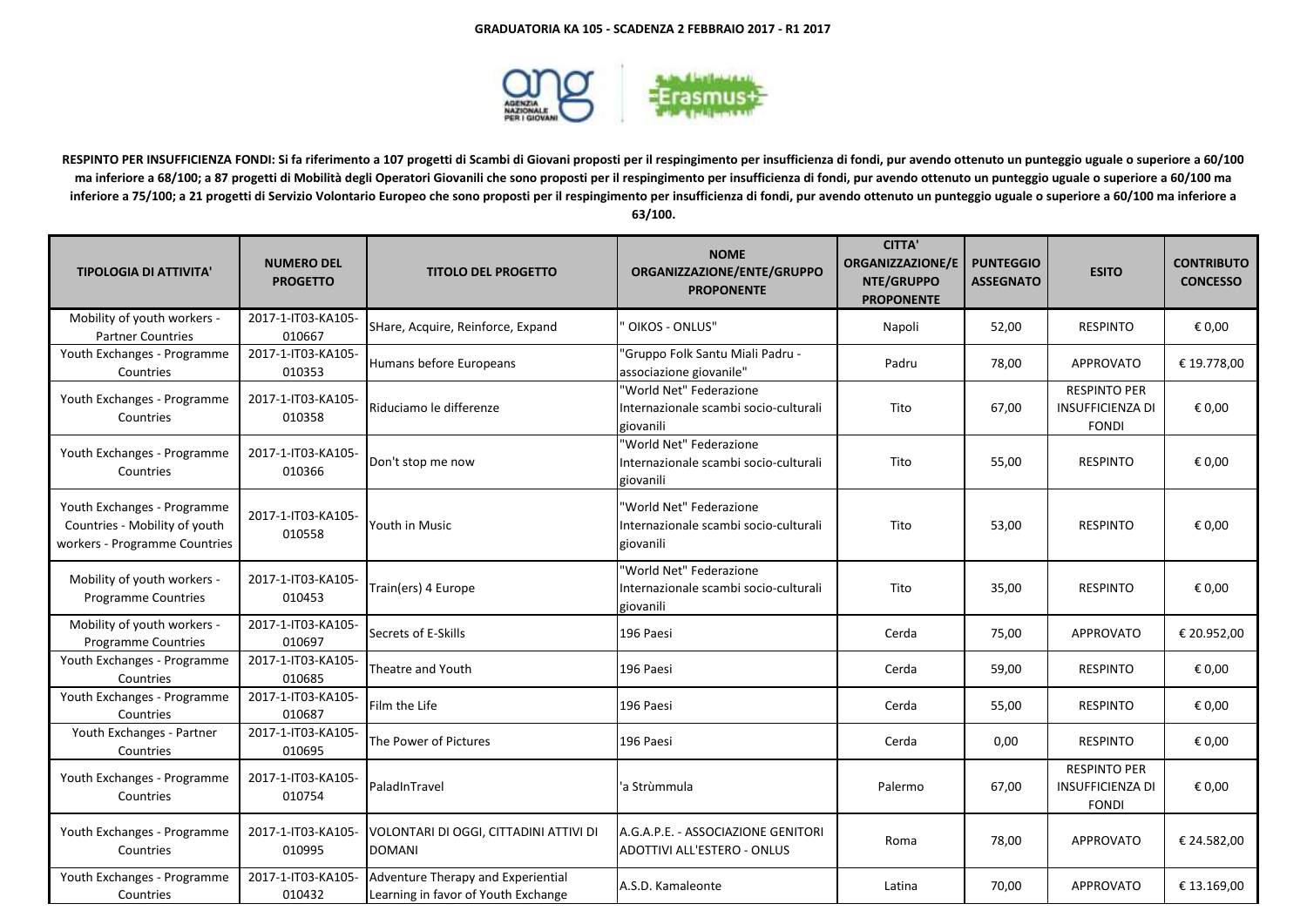**GRADUATORIA KA 105 - SCADENZA 2 FEBBRAIO 2017 - R1 2017**

**RESPINTO PER INSUFFICIENZA FONDI: Si fa riferimento a 107 progetti di Scambi di Giovani proposti per il respingimento per insufficienza di fondi, pur avendo ottenuto un punteggio uguale o superiore a 60/100 ma inferiore a 68/100; a 87 progetti di Mobilità degli Operatori Giovanili che sono proposti per il respingimento per insufficienza di fondi, pur avendo ottenuto un punteggio uguale o superiore a 60/100 ma inferiore a 75/100; a 21 progetti di Servizio Volontario Europeo che sono proposti per il respingimento per insufficienza di fondi, pur avendo ottenuto un punteggio uguale o superiore a 60/100 ma inferiore a 63/100.**

| TIPOLOGIA DI ATTIVITA' | NUMERO DEL PROGETTO | TITOLO DEL PROGETTO | NOME ORGANIZZAZIONE/ENTE/GRUPPO PROPONENTE | CITTA' ORGANIZZAZIONE/ENTE/GRUPPO PROPONENTE | PUNTEGGIO ASSEGNATO | ESITO | CONTRIBUTO CONCESSO |
|---|---|---|---|---|---|---|---|
| Mobility of youth workers - Partner Countries | 2017-1-IT03-KA105-010667 | SHare, Acquire, Reinforce, Expand | " OIKOS - ONLUS" | Napoli | 52,00 | RESPINTO | € 0,00 |
| Youth Exchanges - Programme Countries | 2017-1-IT03-KA105-010353 | Humans before Europeans | "Gruppo Folk Santu Miali Padru - associazione giovanile" | Padru | 78,00 | APPROVATO | € 19.778,00 |
| Youth Exchanges - Programme Countries | 2017-1-IT03-KA105-010358 | Riduciamo le differenze | "World Net" Federazione Internazionale scambi socio-culturali giovanili | Tito | 67,00 | RESPINTO PER INSUFFICIENZA DI FONDI | € 0,00 |
| Youth Exchanges - Programme Countries | 2017-1-IT03-KA105-010366 | Don't stop me now | "World Net" Federazione Internazionale scambi socio-culturali giovanili | Tito | 55,00 | RESPINTO | € 0,00 |
| Youth Exchanges - Programme Countries - Mobility of youth workers - Programme Countries | 2017-1-IT03-KA105-010558 | Youth in Music | "World Net" Federazione Internazionale scambi socio-culturali giovanili | Tito | 53,00 | RESPINTO | € 0,00 |
| Mobility of youth workers - Programme Countries | 2017-1-IT03-KA105-010453 | Train(ers) 4 Europe | "World Net" Federazione Internazionale scambi socio-culturali giovanili | Tito | 35,00 | RESPINTO | € 0,00 |
| Mobility of youth workers - Programme Countries | 2017-1-IT03-KA105-010697 | Secrets of E-Skills | 196 Paesi | Cerda | 75,00 | APPROVATO | € 20.952,00 |
| Youth Exchanges - Programme Countries | 2017-1-IT03-KA105-010685 | Theatre and Youth | 196 Paesi | Cerda | 59,00 | RESPINTO | € 0,00 |
| Youth Exchanges - Programme Countries | 2017-1-IT03-KA105-010687 | Film the Life | 196 Paesi | Cerda | 55,00 | RESPINTO | € 0,00 |
| Youth Exchanges - Partner Countries | 2017-1-IT03-KA105-010695 | The Power of Pictures | 196 Paesi | Cerda | 0,00 | RESPINTO | € 0,00 |
| Youth Exchanges - Programme Countries | 2017-1-IT03-KA105-010754 | PaladInTravel | 'a Strùmmula | Palermo | 67,00 | RESPINTO PER INSUFFICIENZA DI FONDI | € 0,00 |
| Youth Exchanges - Programme Countries | 2017-1-IT03-KA105-010995 | VOLONTARI DI OGGI, CITTADINI ATTIVI DI DOMANI | A.G.A.P.E. - ASSOCIAZIONE GENITORI ADOTTIVI ALL'ESTERO - ONLUS | Roma | 78,00 | APPROVATO | € 24.582,00 |
| Youth Exchanges - Programme Countries | 2017-1-IT03-KA105-010432 | Adventure Therapy and Experiential Learning in favor of Youth Exchange | A.S.D. Kamaleonte | Latina | 70,00 | APPROVATO | € 13.169,00 |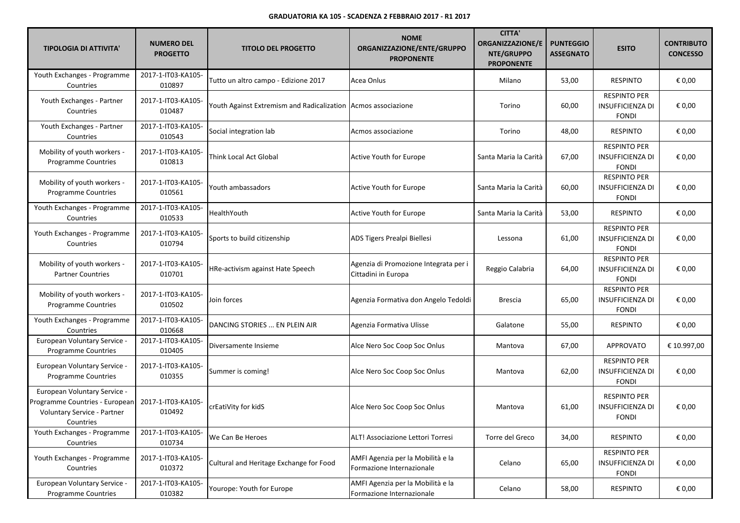**GRADUATORIA KA 105 - SCADENZA 2 FEBBRAIO 2017 - R1 2017**

| TIPOLOGIA DI ATTIVITA' | NUMERO DEL PROGETTO | TITOLO DEL PROGETTO | NOME ORGANIZZAZIONE/ENTE/GRUPPO PROPONENTE | CITTA' ORGANIZZAZIONE/ENTE/GRUPPO PROPONENTE | PUNTEGGIO ASSEGNATO | ESITO | CONTRIBUTO CONCESSO |
|---|---|---|---|---|---|---|---|
| Youth Exchanges - Programme Countries | 2017-1-IT03-KA105-010897 | Tutto un altro campo - Edizione 2017 | Acea Onlus | Milano | 53,00 | RESPINTO | € 0,00 |
| Youth Exchanges - Partner Countries | 2017-1-IT03-KA105-010487 | Youth Against Extremism and Radicalization | Acmos associazione | Torino | 60,00 | RESPINTO PER INSUFFICIENZA DI FONDI | € 0,00 |
| Youth Exchanges - Partner Countries | 2017-1-IT03-KA105-010543 | Social integration lab | Acmos associazione | Torino | 48,00 | RESPINTO | € 0,00 |
| Mobility of youth workers - Programme Countries | 2017-1-IT03-KA105-010813 | Think Local Act Global | Active Youth for Europe | Santa Maria la Carità | 67,00 | RESPINTO PER INSUFFICIENZA DI FONDI | € 0,00 |
| Mobility of youth workers - Programme Countries | 2017-1-IT03-KA105-010561 | Youth ambassadors | Active Youth for Europe | Santa Maria la Carità | 60,00 | RESPINTO PER INSUFFICIENZA DI FONDI | € 0,00 |
| Youth Exchanges - Programme Countries | 2017-1-IT03-KA105-010533 | HealthYouth | Active Youth for Europe | Santa Maria la Carità | 53,00 | RESPINTO | € 0,00 |
| Youth Exchanges - Programme Countries | 2017-1-IT03-KA105-010794 | Sports to build citizenship | ADS Tigers Prealpi Biellesi | Lessona | 61,00 | RESPINTO PER INSUFFICIENZA DI FONDI | € 0,00 |
| Mobility of youth workers - Partner Countries | 2017-1-IT03-KA105-010701 | HRe-activism against Hate Speech | Agenzia di Promozione Integrata per i Cittadini in Europa | Reggio Calabria | 64,00 | RESPINTO PER INSUFFICIENZA DI FONDI | € 0,00 |
| Mobility of youth workers - Programme Countries | 2017-1-IT03-KA105-010502 | Join forces | Agenzia Formativa don Angelo Tedoldi | Brescia | 65,00 | RESPINTO PER INSUFFICIENZA DI FONDI | € 0,00 |
| Youth Exchanges - Programme Countries | 2017-1-IT03-KA105-010668 | DANCING STORIES ... EN PLEIN AIR | Agenzia Formativa Ulisse | Galatone | 55,00 | RESPINTO | € 0,00 |
| European Voluntary Service - Programme Countries | 2017-1-IT03-KA105-010405 | Diversamente Insieme | Alce Nero Soc Coop Soc Onlus | Mantova | 67,00 | APPROVATO | € 10.997,00 |
| European Voluntary Service - Programme Countries | 2017-1-IT03-KA105-010355 | Summer is coming! | Alce Nero Soc Coop Soc Onlus | Mantova | 62,00 | RESPINTO PER INSUFFICIENZA DI FONDI | € 0,00 |
| European Voluntary Service - Programme Countries - European Voluntary Service - Partner Countries | 2017-1-IT03-KA105-010492 | crEatiVity for kidS | Alce Nero Soc Coop Soc Onlus | Mantova | 61,00 | RESPINTO PER INSUFFICIENZA DI FONDI | € 0,00 |
| Youth Exchanges - Programme Countries | 2017-1-IT03-KA105-010734 | We Can Be Heroes | ALT! Associazione Lettori Torresi | Torre del Greco | 34,00 | RESPINTO | € 0,00 |
| Youth Exchanges - Programme Countries | 2017-1-IT03-KA105-010372 | Cultural and Heritage Exchange for Food | AMFI Agenzia per la Mobilità e la Formazione Internazionale | Celano | 65,00 | RESPINTO PER INSUFFICIENZA DI FONDI | € 0,00 |
| European Voluntary Service - Programme Countries | 2017-1-IT03-KA105-010382 | Yourope: Youth for Europe | AMFI Agenzia per la Mobilità e la Formazione Internazionale | Celano | 58,00 | RESPINTO | € 0,00 |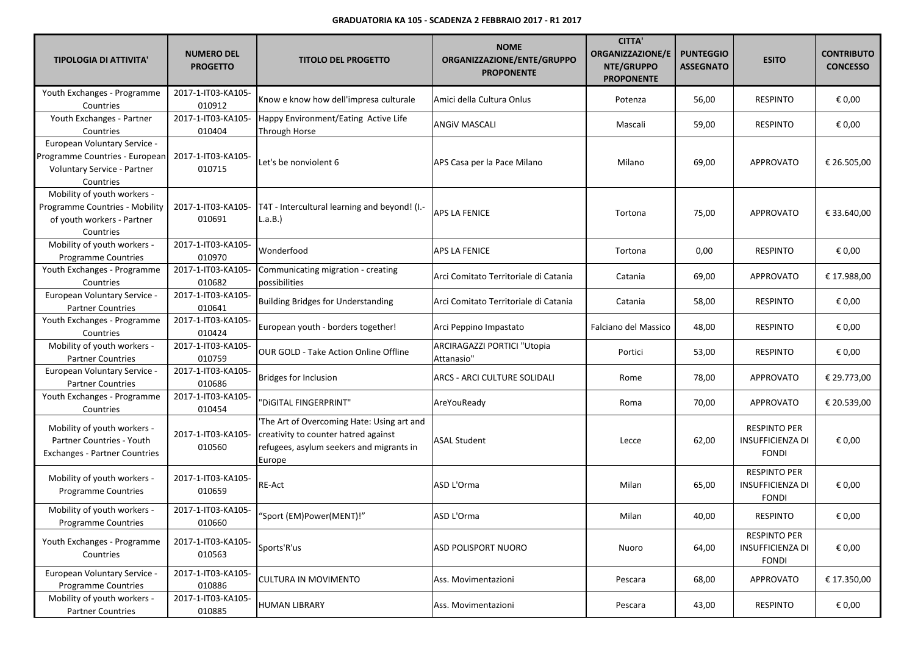**GRADUATORIA KA 105 - SCADENZA 2 FEBBRAIO 2017 - R1 2017**

| TIPOLOGIA DI ATTIVITA' | NUMERO DEL PROGETTO | TITOLO DEL PROGETTO | NOME ORGANIZZAZIONE/ENTE/GRUPPO PROPONENTE | CITTA' ORGANIZZAZIONE/ENTE/GRUPPO PROPONENTE | PUNTEGGIO ASSEGNATO | ESITO | CONTRIBUTO CONCESSO |
|---|---|---|---|---|---|---|---|
| Youth Exchanges - Programme Countries | 2017-1-IT03-KA105-010912 | Know e know how dell'impresa culturale | Amici della Cultura Onlus | Potenza | 56,00 | RESPINTO | € 0,00 |
| Youth Exchanges - Partner Countries | 2017-1-IT03-KA105-010404 | Happy Environment/Eating Active Life Through Horse | ANGiV MASCALI | Mascali | 59,00 | RESPINTO | € 0,00 |
| European Voluntary Service - Programme Countries - European Voluntary Service - Partner Countries | 2017-1-IT03-KA105-010715 | Let's be nonviolent 6 | APS Casa per la Pace Milano | Milano | 69,00 | APPROVATO | € 26.505,00 |
| Mobility of youth workers - Programme Countries - Mobility of youth workers - Partner Countries | 2017-1-IT03-KA105-010691 | T4T - Intercultural learning and beyond! (I.-L.a.B.) | APS LA FENICE | Tortona | 75,00 | APPROVATO | € 33.640,00 |
| Mobility of youth workers - Programme Countries | 2017-1-IT03-KA105-010970 | Wonderfood | APS LA FENICE | Tortona | 0,00 | RESPINTO | € 0,00 |
| Youth Exchanges - Programme Countries | 2017-1-IT03-KA105-010682 | Communicating migration - creating possibilities | Arci Comitato Territoriale di Catania | Catania | 69,00 | APPROVATO | € 17.988,00 |
| European Voluntary Service - Partner Countries | 2017-1-IT03-KA105-010641 | Building Bridges for Understanding | Arci Comitato Territoriale di Catania | Catania | 58,00 | RESPINTO | € 0,00 |
| Youth Exchanges - Programme Countries | 2017-1-IT03-KA105-010424 | European youth - borders together! | Arci Peppino Impastato | Falciano del Massico | 48,00 | RESPINTO | € 0,00 |
| Mobility of youth workers - Partner Countries | 2017-1-IT03-KA105-010759 | OUR GOLD - Take Action Online Offline | ARCIRAGAZZI PORTICI "Utopia Attanasio" | Portici | 53,00 | RESPINTO | € 0,00 |
| European Voluntary Service - Partner Countries | 2017-1-IT03-KA105-010686 | Bridges for Inclusion | ARCS - ARCI CULTURE SOLIDALI | Rome | 78,00 | APPROVATO | € 29.773,00 |
| Youth Exchanges - Programme Countries | 2017-1-IT03-KA105-010454 | "DiGITAL FINGERPRINT" | AreYouReady | Roma | 70,00 | APPROVATO | € 20.539,00 |
| Mobility of youth workers - Partner Countries - Youth Exchanges - Partner Countries | 2017-1-IT03-KA105-010560 | 'The Art of Overcoming Hate: Using art and creativity to counter hatred against refugees, asylum seekers and migrants in Europe | ASAL Student | Lecce | 62,00 | RESPINTO PER INSUFFICIENZA DI FONDI | € 0,00 |
| Mobility of youth workers - Programme Countries | 2017-1-IT03-KA105-010659 | RE-Act | ASD L'Orma | Milan | 65,00 | RESPINTO PER INSUFFICIENZA DI FONDI | € 0,00 |
| Mobility of youth workers - Programme Countries | 2017-1-IT03-KA105-010660 | "Sport (EM)Power(MENT)!" | ASD L'Orma | Milan | 40,00 | RESPINTO | € 0,00 |
| Youth Exchanges - Programme Countries | 2017-1-IT03-KA105-010563 | Sports'R'us | ASD POLISPORT NUORO | Nuoro | 64,00 | RESPINTO PER INSUFFICIENZA DI FONDI | € 0,00 |
| European Voluntary Service - Programme Countries | 2017-1-IT03-KA105-010886 | CULTURA IN MOVIMENTO | Ass. Movimentazioni | Pescara | 68,00 | APPROVATO | € 17.350,00 |
| Mobility of youth workers - Partner Countries | 2017-1-IT03-KA105-010885 | HUMAN LIBRARY | Ass. Movimentazioni | Pescara | 43,00 | RESPINTO | € 0,00 |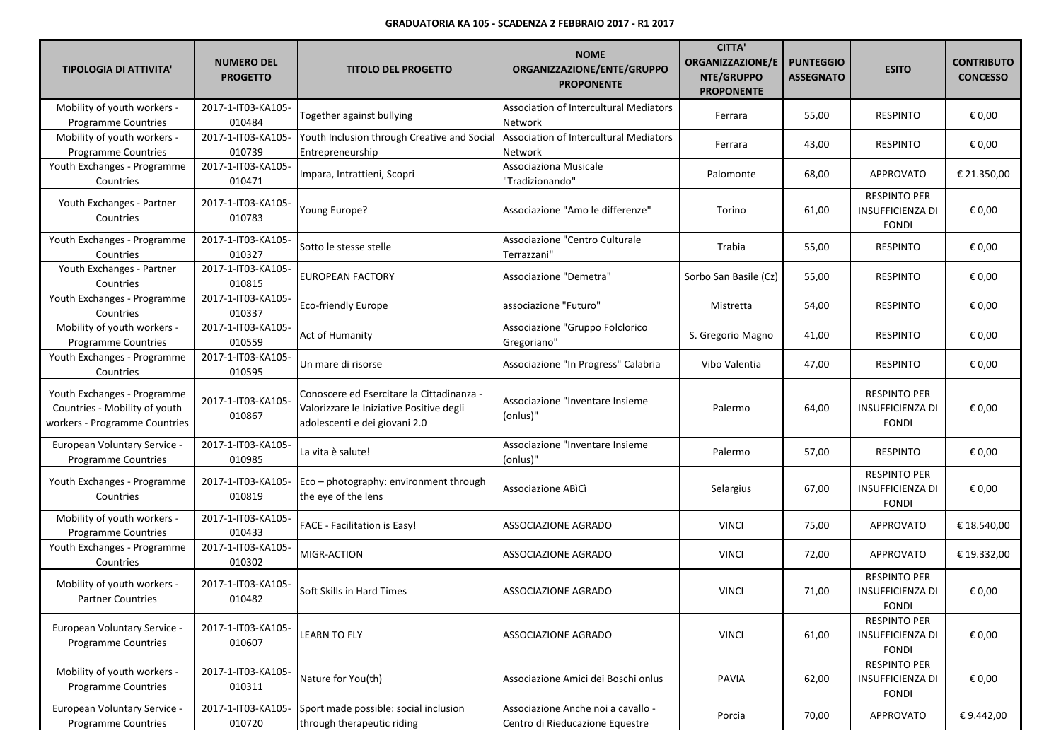**GRADUATORIA KA 105 - SCADENZA 2 FEBBRAIO 2017 - R1 2017**

| TIPOLOGIA DI ATTIVITA' | NUMERO DEL PROGETTO | TITOLO DEL PROGETTO | NOME ORGANIZZAZIONE/ENTE/GRUPPO PROPONENTE | CITTA' ORGANIZZAZIONE/ENTE/GRUPPO PROPONENTE | PUNTEGGIO ASSEGNATO | ESITO | CONTRIBUTO CONCESSO |
|---|---|---|---|---|---|---|---|
| Mobility of youth workers - Programme Countries | 2017-1-IT03-KA105-010484 | Together against bullying | Association of Intercultural Mediators Network | Ferrara | 55,00 | RESPINTO | € 0,00 |
| Mobility of youth workers - Programme Countries | 2017-1-IT03-KA105-010739 | Youth Inclusion through Creative and Social Entrepreneurship | Association of Intercultural Mediators Network | Ferrara | 43,00 | RESPINTO | € 0,00 |
| Youth Exchanges - Programme Countries | 2017-1-IT03-KA105-010471 | Impara, Intrattieni, Scopri | Associaziona Musicale "Tradizionando" | Palomonte | 68,00 | APPROVATO | € 21.350,00 |
| Youth Exchanges - Partner Countries | 2017-1-IT03-KA105-010783 | Young Europe? | Associazione "Amo le differenze" | Torino | 61,00 | RESPINTO PER INSUFFICIENZA DI FONDI | € 0,00 |
| Youth Exchanges - Programme Countries | 2017-1-IT03-KA105-010327 | Sotto le stesse stelle | Associazione "Centro Culturale Terrazzani" | Trabia | 55,00 | RESPINTO | € 0,00 |
| Youth Exchanges - Partner Countries | 2017-1-IT03-KA105-010815 | EUROPEAN FACTORY | Associazione "Demetra" | Sorbo San Basile (Cz) | 55,00 | RESPINTO | € 0,00 |
| Youth Exchanges - Programme Countries | 2017-1-IT03-KA105-010337 | Eco-friendly Europe | associazione "Futuro" | Mistretta | 54,00 | RESPINTO | € 0,00 |
| Mobility of youth workers - Programme Countries | 2017-1-IT03-KA105-010559 | Act of Humanity | Associazione "Gruppo Folclorico Gregoriano" | S. Gregorio Magno | 41,00 | RESPINTO | € 0,00 |
| Youth Exchanges - Programme Countries | 2017-1-IT03-KA105-010595 | Un mare di risorse | Associazione "In Progress" Calabria | Vibo Valentia | 47,00 | RESPINTO | € 0,00 |
| Youth Exchanges - Programme Countries - Mobility of youth workers - Programme Countries | 2017-1-IT03-KA105-010867 | Conoscere ed Esercitare la Cittadinanza - Valorizzare le Iniziative Positive degli adolescenti e dei giovani 2.0 | Associazione "Inventare Insieme (onlus)" | Palermo | 64,00 | RESPINTO PER INSUFFICIENZA DI FONDI | € 0,00 |
| European Voluntary Service - Programme Countries | 2017-1-IT03-KA105-010985 | La vita è salute! | Associazione "Inventare Insieme (onlus)" | Palermo | 57,00 | RESPINTO | € 0,00 |
| Youth Exchanges - Programme Countries | 2017-1-IT03-KA105-010819 | Eco – photography: environment through the eye of the lens | Associazione ABìCì | Selargius | 67,00 | RESPINTO PER INSUFFICIENZA DI FONDI | € 0,00 |
| Mobility of youth workers - Programme Countries | 2017-1-IT03-KA105-010433 | FACE - Facilitation is Easy! | ASSOCIAZIONE AGRADO | VINCI | 75,00 | APPROVATO | € 18.540,00 |
| Youth Exchanges - Programme Countries | 2017-1-IT03-KA105-010302 | MIGR-ACTION | ASSOCIAZIONE AGRADO | VINCI | 72,00 | APPROVATO | € 19.332,00 |
| Mobility of youth workers - Partner Countries | 2017-1-IT03-KA105-010482 | Soft Skills in Hard Times | ASSOCIAZIONE AGRADO | VINCI | 71,00 | RESPINTO PER INSUFFICIENZA DI FONDI | € 0,00 |
| European Voluntary Service - Programme Countries | 2017-1-IT03-KA105-010607 | LEARN TO FLY | ASSOCIAZIONE AGRADO | VINCI | 61,00 | RESPINTO PER INSUFFICIENZA DI FONDI | € 0,00 |
| Mobility of youth workers - Programme Countries | 2017-1-IT03-KA105-010311 | Nature for You(th) | Associazione Amici dei Boschi onlus | PAVIA | 62,00 | RESPINTO PER INSUFFICIENZA DI FONDI | € 0,00 |
| European Voluntary Service - Programme Countries | 2017-1-IT03-KA105-010720 | Sport made possible: social inclusion through therapeutic riding | Associazione Anche noi a cavallo - Centro di Rieducazione Equestre | Porcia | 70,00 | APPROVATO | € 9.442,00 |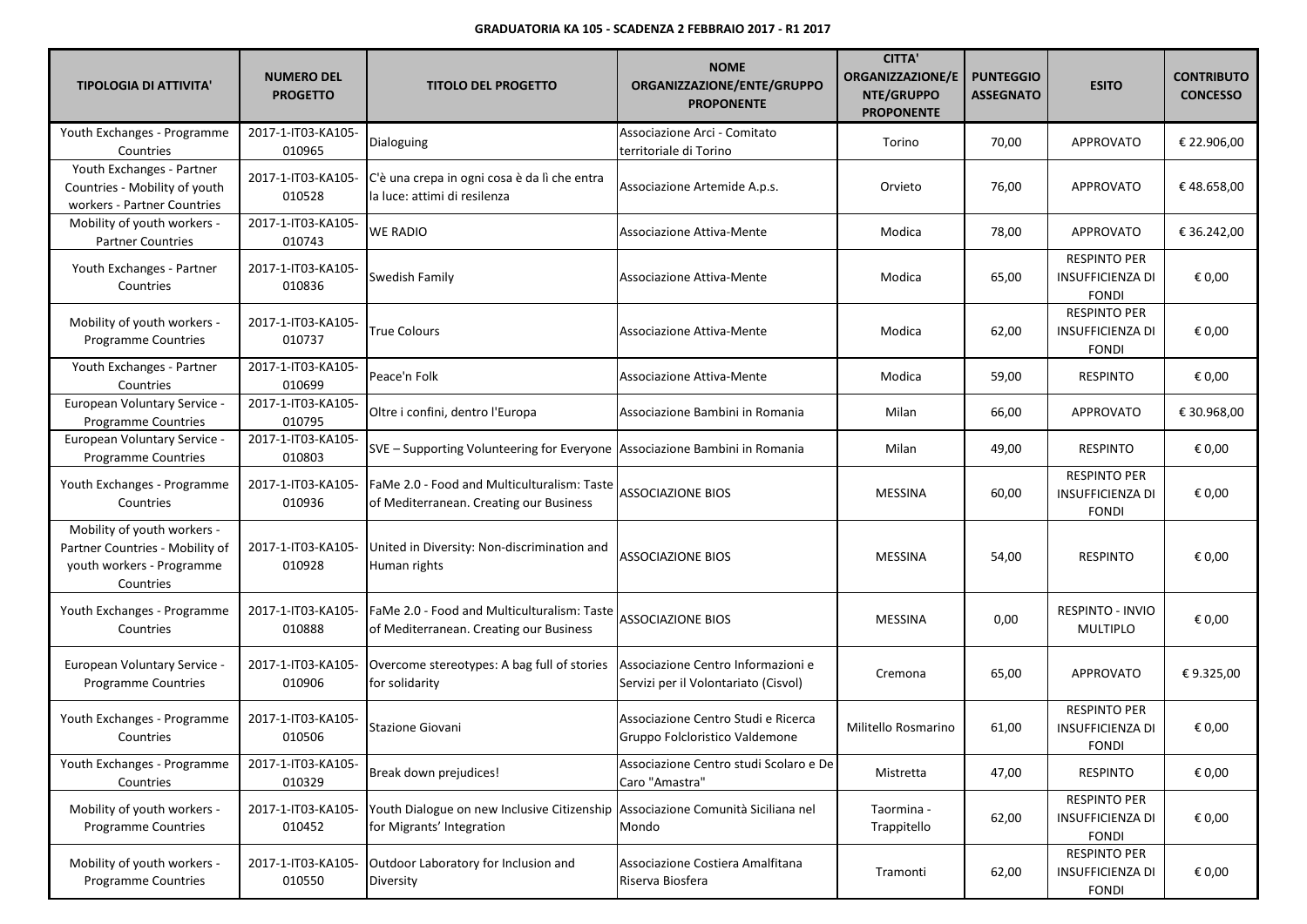**GRADUATORIA KA 105 - SCADENZA 2 FEBBRAIO 2017 - R1 2017**

| TIPOLOGIA DI ATTIVITA' | NUMERO DEL PROGETTO | TITOLO DEL PROGETTO | NOME ORGANIZZAZIONE/ENTE/GRUPPO PROPONENTE | CITTA' ORGANIZZAZIONE/ENTE/GRUPPO PROPONENTE | PUNTEGGIO ASSEGNATO | ESITO | CONTRIBUTO CONCESSO |
|---|---|---|---|---|---|---|---|
| Youth Exchanges - Programme Countries | 2017-1-IT03-KA105-010965 | Dialoguing | Associazione Arci - Comitato territoriale di Torino | Torino | 70,00 | APPROVATO | € 22.906,00 |
| Youth Exchanges - Partner Countries - Mobility of youth workers - Partner Countries | 2017-1-IT03-KA105-010528 | C'è una crepa in ogni cosa è da lì che entra la luce: attimi di resilenza | Associazione Artemide A.p.s. | Orvieto | 76,00 | APPROVATO | € 48.658,00 |
| Mobility of youth workers - Partner Countries | 2017-1-IT03-KA105-010743 | WE RADIO | Associazione Attiva-Mente | Modica | 78,00 | APPROVATO | € 36.242,00 |
| Youth Exchanges - Partner Countries | 2017-1-IT03-KA105-010836 | Swedish Family | Associazione Attiva-Mente | Modica | 65,00 | RESPINTO PER INSUFFICIENZA DI FONDI | € 0,00 |
| Mobility of youth workers - Programme Countries | 2017-1-IT03-KA105-010737 | True Colours | Associazione Attiva-Mente | Modica | 62,00 | RESPINTO PER INSUFFICIENZA DI FONDI | € 0,00 |
| Youth Exchanges - Partner Countries | 2017-1-IT03-KA105-010699 | Peace'n Folk | Associazione Attiva-Mente | Modica | 59,00 | RESPINTO | € 0,00 |
| European Voluntary Service - Programme Countries | 2017-1-IT03-KA105-010795 | Oltre i confini, dentro l'Europa | Associazione Bambini in Romania | Milan | 66,00 | APPROVATO | € 30.968,00 |
| European Voluntary Service - Programme Countries | 2017-1-IT03-KA105-010803 | SVE – Supporting Volunteering for Everyone | Associazione Bambini in Romania | Milan | 49,00 | RESPINTO | € 0,00 |
| Youth Exchanges - Programme Countries | 2017-1-IT03-KA105-010936 | FaMe 2.0 - Food and Multiculturalism: Taste of Mediterranean. Creating our Business | ASSOCIAZIONE BIOS | MESSINA | 60,00 | RESPINTO PER INSUFFICIENZA DI FONDI | € 0,00 |
| Mobility of youth workers - Partner Countries - Mobility of youth workers - Programme Countries | 2017-1-IT03-KA105-010928 | United in Diversity: Non-discrimination and Human rights | ASSOCIAZIONE BIOS | MESSINA | 54,00 | RESPINTO | € 0,00 |
| Youth Exchanges - Programme Countries | 2017-1-IT03-KA105-010888 | FaMe 2.0 - Food and Multiculturalism: Taste of Mediterranean. Creating our Business | ASSOCIAZIONE BIOS | MESSINA | 0,00 | RESPINTO - INVIO MULTIPLO | € 0,00 |
| European Voluntary Service - Programme Countries | 2017-1-IT03-KA105-010906 | Overcome stereotypes: A bag full of stories for solidarity | Associazione Centro Informazioni e Servizi per il Volontariato (Cisvol) | Cremona | 65,00 | APPROVATO | € 9.325,00 |
| Youth Exchanges - Programme Countries | 2017-1-IT03-KA105-010506 | Stazione Giovani | Associazione Centro Studi e Ricerca Gruppo Folcloristico Valdemone | Militello Rosmarino | 61,00 | RESPINTO PER INSUFFICIENZA DI FONDI | € 0,00 |
| Youth Exchanges - Programme Countries | 2017-1-IT03-KA105-010329 | Break down prejudices! | Associazione Centro studi Scolaro e De Caro "Amastra" | Mistretta | 47,00 | RESPINTO | € 0,00 |
| Mobility of youth workers - Programme Countries | 2017-1-IT03-KA105-010452 | Youth Dialogue on new Inclusive Citizenship for Migrants' Integration | Associazione Comunità Siciliana nel Mondo | Taormina - Trappitello | 62,00 | RESPINTO PER INSUFFICIENZA DI FONDI | € 0,00 |
| Mobility of youth workers - Programme Countries | 2017-1-IT03-KA105-010550 | Outdoor Laboratory for Inclusion and Diversity | Associazione Costiera Amalfitana Riserva Biosfera | Tramonti | 62,00 | RESPINTO PER INSUFFICIENZA DI FONDI | € 0,00 |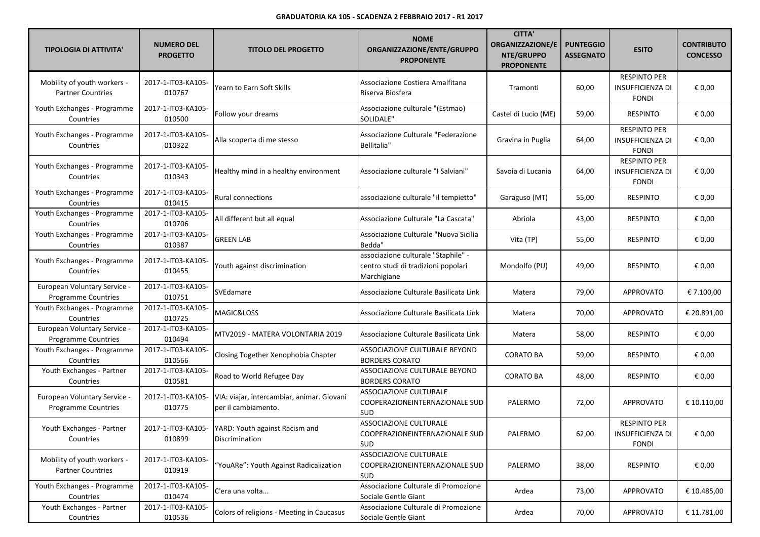**GRADUATORIA KA 105 - SCADENZA 2 FEBBRAIO 2017 - R1 2017**

| TIPOLOGIA DI ATTIVITA' | NUMERO DEL PROGETTO | TITOLO DEL PROGETTO | NOME ORGANIZZAZIONE/ENTE/GRUPPO PROPONENTE | CITTA' ORGANIZZAZIONE/ENTE/GRUPPO PROPONENTE | PUNTEGGIO ASSEGNATO | ESITO | CONTRIBUTO CONCESSO |
|---|---|---|---|---|---|---|---|
| Mobility of youth workers - Partner Countries | 2017-1-IT03-KA105-010767 | Yearn to Earn Soft Skills | Associazione Costiera Amalfitana Riserva Biosfera | Tramonti | 60,00 | RESPINTO PER INSUFFICIENZA DI FONDI | € 0,00 |
| Youth Exchanges - Programme Countries | 2017-1-IT03-KA105-010500 | Follow your dreams | Associazione culturale "(Estmao) SOLIDALE" | Castel di Lucio (ME) | 59,00 | RESPINTO | € 0,00 |
| Youth Exchanges - Programme Countries | 2017-1-IT03-KA105-010322 | Alla scoperta di me stesso | Associazione Culturale "Federazione Bellitalia" | Gravina in Puglia | 64,00 | RESPINTO PER INSUFFICIENZA DI FONDI | € 0,00 |
| Youth Exchanges - Programme Countries | 2017-1-IT03-KA105-010343 | Healthy mind in a healthy environment | Associazione culturale "I Salviani" | Savoia di Lucania | 64,00 | RESPINTO PER INSUFFICIENZA DI FONDI | € 0,00 |
| Youth Exchanges - Programme Countries | 2017-1-IT03-KA105-010415 | Rural connections | associazione culturale "il tempietto" | Garaguso (MT) | 55,00 | RESPINTO | € 0,00 |
| Youth Exchanges - Programme Countries | 2017-1-IT03-KA105-010706 | All different but all equal | Associazione Culturale "La Cascata" | Abriola | 43,00 | RESPINTO | € 0,00 |
| Youth Exchanges - Programme Countries | 2017-1-IT03-KA105-010387 | GREEN LAB | Associazione Culturale "Nuova Sicilia Bedda" | Vita (TP) | 55,00 | RESPINTO | € 0,00 |
| Youth Exchanges - Programme Countries | 2017-1-IT03-KA105-010455 | Youth against discrimination | associazione culturale "Staphile" - centro studi di tradizioni popolari Marchigiane | Mondolfo (PU) | 49,00 | RESPINTO | € 0,00 |
| European Voluntary Service - Programme Countries | 2017-1-IT03-KA105-010751 | SVEdamare | Associazione Culturale Basilicata Link | Matera | 79,00 | APPROVATO | € 7.100,00 |
| Youth Exchanges - Programme Countries | 2017-1-IT03-KA105-010725 | MAGIC&LOSS | Associazione Culturale Basilicata Link | Matera | 70,00 | APPROVATO | € 20.891,00 |
| European Voluntary Service - Programme Countries | 2017-1-IT03-KA105-010494 | MTV2019 - MATERA VOLONTARIA 2019 | Associazione Culturale Basilicata Link | Matera | 58,00 | RESPINTO | € 0,00 |
| Youth Exchanges - Programme Countries | 2017-1-IT03-KA105-010566 | Closing Together Xenophobia Chapter | ASSOCIAZIONE CULTURALE BEYOND BORDERS CORATO | CORATO BA | 59,00 | RESPINTO | € 0,00 |
| Youth Exchanges - Partner Countries | 2017-1-IT03-KA105-010581 | Road to World Refugee Day | ASSOCIAZIONE CULTURALE BEYOND BORDERS CORATO | CORATO BA | 48,00 | RESPINTO | € 0,00 |
| European Voluntary Service - Programme Countries | 2017-1-IT03-KA105-010775 | VIA: viajar, intercambiar, animar. Giovani per il cambiamento. | ASSOCIAZIONE CULTURALE COOPERAZIONEINTERNAZIONALE SUD SUD | PALERMO | 72,00 | APPROVATO | € 10.110,00 |
| Youth Exchanges - Partner Countries | 2017-1-IT03-KA105-010899 | YARD: Youth against Racism and Discrimination | ASSOCIAZIONE CULTURALE COOPERAZIONEINTERNAZIONALE SUD SUD | PALERMO | 62,00 | RESPINTO PER INSUFFICIENZA DI FONDI | € 0,00 |
| Mobility of youth workers - Partner Countries | 2017-1-IT03-KA105-010919 | "YouARe": Youth Against Radicalization | ASSOCIAZIONE CULTURALE COOPERAZIONEINTERNAZIONALE SUD SUD | PALERMO | 38,00 | RESPINTO | € 0,00 |
| Youth Exchanges - Programme Countries | 2017-1-IT03-KA105-010474 | C'era una volta... | Associazione Culturale di Promozione Sociale Gentle Giant | Ardea | 73,00 | APPROVATO | € 10.485,00 |
| Youth Exchanges - Partner Countries | 2017-1-IT03-KA105-010536 | Colors of religions - Meeting in Caucasus | Associazione Culturale di Promozione Sociale Gentle Giant | Ardea | 70,00 | APPROVATO | € 11.781,00 |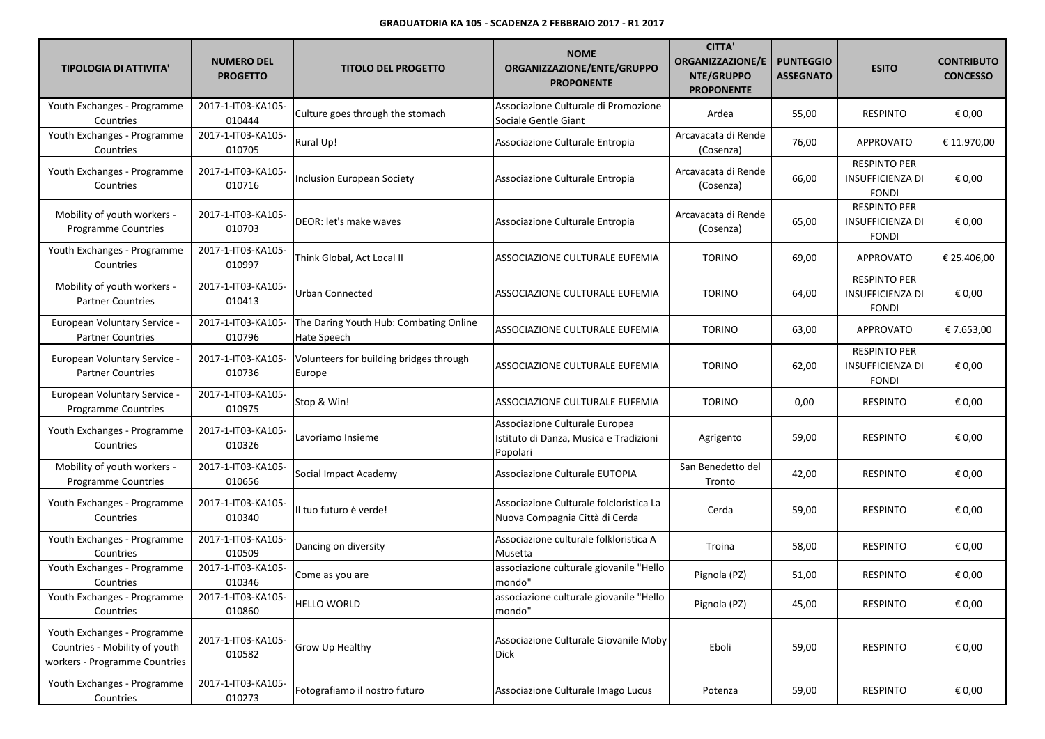**GRADUATORIA KA 105 - SCADENZA 2 FEBBRAIO 2017 - R1 2017**

| TIPOLOGIA DI ATTIVITA' | NUMERO DEL PROGETTO | TITOLO DEL PROGETTO | NOME ORGANIZZAZIONE/ENTE/GRUPPO PROPONENTE | CITTA' ORGANIZZAZIONE/ENTE/GRUPPO PROPONENTE | PUNTEGGIO ASSEGNATO | ESITO | CONTRIBUTO CONCESSO |
|---|---|---|---|---|---|---|---|
| Youth Exchanges - Programme Countries | 2017-1-IT03-KA105-010444 | Culture goes through the stomach | Associazione Culturale di Promozione Sociale Gentle Giant | Ardea | 55,00 | RESPINTO | € 0,00 |
| Youth Exchanges - Programme Countries | 2017-1-IT03-KA105-010705 | Rural Up! | Associazione Culturale Entropia | Arcavacata di Rende (Cosenza) | 76,00 | APPROVATO | € 11.970,00 |
| Youth Exchanges - Programme Countries | 2017-1-IT03-KA105-010716 | Inclusion European Society | Associazione Culturale Entropia | Arcavacata di Rende (Cosenza) | 66,00 | RESPINTO PER INSUFFICIENZA DI FONDI | € 0,00 |
| Mobility of youth workers - Programme Countries | 2017-1-IT03-KA105-010703 | DEOR: let's make waves | Associazione Culturale Entropia | Arcavacata di Rende (Cosenza) | 65,00 | RESPINTO PER INSUFFICIENZA DI FONDI | € 0,00 |
| Youth Exchanges - Programme Countries | 2017-1-IT03-KA105-010997 | Think Global, Act Local II | ASSOCIAZIONE CULTURALE EUFEMIA | TORINO | 69,00 | APPROVATO | € 25.406,00 |
| Mobility of youth workers - Partner Countries | 2017-1-IT03-KA105-010413 | Urban Connected | ASSOCIAZIONE CULTURALE EUFEMIA | TORINO | 64,00 | RESPINTO PER INSUFFICIENZA DI FONDI | € 0,00 |
| European Voluntary Service - Partner Countries | 2017-1-IT03-KA105-010796 | The Daring Youth Hub: Combating Online Hate Speech | ASSOCIAZIONE CULTURALE EUFEMIA | TORINO | 63,00 | APPROVATO | € 7.653,00 |
| European Voluntary Service - Partner Countries | 2017-1-IT03-KA105-010736 | Volunteers for building bridges through Europe | ASSOCIAZIONE CULTURALE EUFEMIA | TORINO | 62,00 | RESPINTO PER INSUFFICIENZA DI FONDI | € 0,00 |
| European Voluntary Service - Programme Countries | 2017-1-IT03-KA105-010975 | Stop & Win! | ASSOCIAZIONE CULTURALE EUFEMIA | TORINO | 0,00 | RESPINTO | € 0,00 |
| Youth Exchanges - Programme Countries | 2017-1-IT03-KA105-010326 | Lavoriamo Insieme | Associazione Culturale Europea Istituto di Danza, Musica e Tradizioni Popolari | Agrigento | 59,00 | RESPINTO | € 0,00 |
| Mobility of youth workers - Programme Countries | 2017-1-IT03-KA105-010656 | Social Impact Academy | Associazione Culturale EUTOPIA | San Benedetto del Tronto | 42,00 | RESPINTO | € 0,00 |
| Youth Exchanges - Programme Countries | 2017-1-IT03-KA105-010340 | Il tuo futuro è verde! | Associazione Culturale folcloristica La Nuova Compagnia Città di Cerda | Cerda | 59,00 | RESPINTO | € 0,00 |
| Youth Exchanges - Programme Countries | 2017-1-IT03-KA105-010509 | Dancing on diversity | Associazione culturale folkloristica A Musetta | Troina | 58,00 | RESPINTO | € 0,00 |
| Youth Exchanges - Programme Countries | 2017-1-IT03-KA105-010346 | Come as you are | associazione culturale giovanile "Hello mondo" | Pignola (PZ) | 51,00 | RESPINTO | € 0,00 |
| Youth Exchanges - Programme Countries | 2017-1-IT03-KA105-010860 | HELLO WORLD | associazione culturale giovanile "Hello mondo" | Pignola (PZ) | 45,00 | RESPINTO | € 0,00 |
| Youth Exchanges - Programme Countries - Mobility of youth workers - Programme Countries | 2017-1-IT03-KA105-010582 | Grow Up Healthy | Associazione Culturale Giovanile Moby Dick | Eboli | 59,00 | RESPINTO | € 0,00 |
| Youth Exchanges - Programme Countries | 2017-1-IT03-KA105-010273 | Fotografiamo il nostro futuro | Associazione Culturale Imago Lucus | Potenza | 59,00 | RESPINTO | € 0,00 |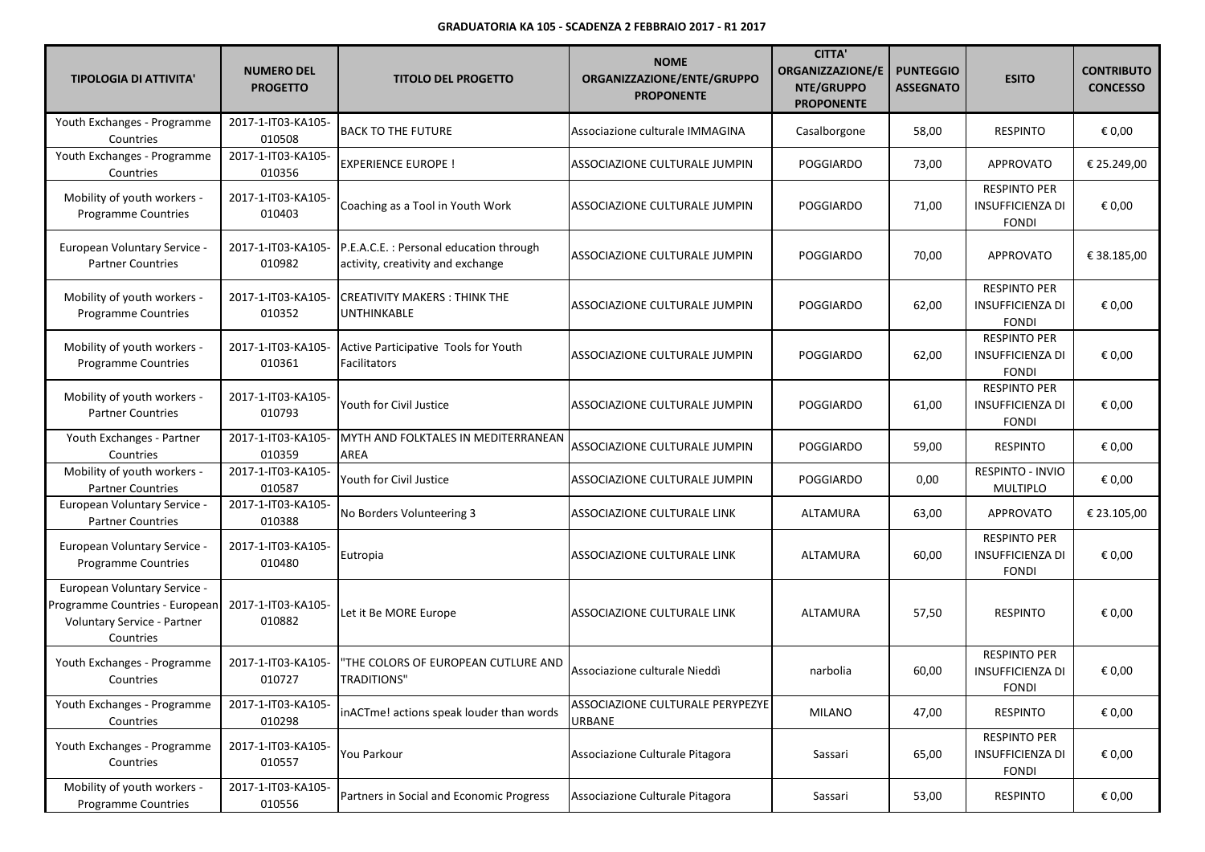**GRADUATORIA KA 105 - SCADENZA 2 FEBBRAIO 2017 - R1 2017**

| TIPOLOGIA DI ATTIVITA' | NUMERO DEL PROGETTO | TITOLO DEL PROGETTO | NOME ORGANIZZAZIONE/ENTE/GRUPPO PROPONENTE | CITTA' ORGANIZZAZIONE/ENTE/GRUPPO PROPONENTE | PUNTEGGIO ASSEGNATO | ESITO | CONTRIBUTO CONCESSO |
|---|---|---|---|---|---|---|---|
| Youth Exchanges - Programme Countries | 2017-1-IT03-KA105-010508 | BACK TO THE FUTURE | Associazione culturale IMMAGINA | Casalborgone | 58,00 | RESPINTO | € 0,00 |
| Youth Exchanges - Programme Countries | 2017-1-IT03-KA105-010356 | EXPERIENCE EUROPE ! | ASSOCIAZIONE CULTURALE JUMPIN | POGGIARDO | 73,00 | APPROVATO | € 25.249,00 |
| Mobility of youth workers - Programme Countries | 2017-1-IT03-KA105-010403 | Coaching as a Tool in Youth Work | ASSOCIAZIONE CULTURALE JUMPIN | POGGIARDO | 71,00 | RESPINTO PER INSUFFICIENZA DI FONDI | € 0,00 |
| European Voluntary Service - Partner Countries | 2017-1-IT03-KA105-010982 | P.E.A.C.E. : Personal education through activity, creativity and exchange | ASSOCIAZIONE CULTURALE JUMPIN | POGGIARDO | 70,00 | APPROVATO | € 38.185,00 |
| Mobility of youth workers - Programme Countries | 2017-1-IT03-KA105-010352 | CREATIVITY MAKERS : THINK THE UNTHINKABLE | ASSOCIAZIONE CULTURALE JUMPIN | POGGIARDO | 62,00 | RESPINTO PER INSUFFICIENZA DI FONDI | € 0,00 |
| Mobility of youth workers - Programme Countries | 2017-1-IT03-KA105-010361 | Active Participative Tools for Youth Facilitators | ASSOCIAZIONE CULTURALE JUMPIN | POGGIARDO | 62,00 | RESPINTO PER INSUFFICIENZA DI FONDI | € 0,00 |
| Mobility of youth workers - Partner Countries | 2017-1-IT03-KA105-010793 | Youth for Civil Justice | ASSOCIAZIONE CULTURALE JUMPIN | POGGIARDO | 61,00 | RESPINTO PER INSUFFICIENZA DI FONDI | € 0,00 |
| Youth Exchanges - Partner Countries | 2017-1-IT03-KA105-010359 | MYTH AND FOLKTALES IN MEDITERRANEAN AREA | ASSOCIAZIONE CULTURALE JUMPIN | POGGIARDO | 59,00 | RESPINTO | € 0,00 |
| Mobility of youth workers - Partner Countries | 2017-1-IT03-KA105-010587 | Youth for Civil Justice | ASSOCIAZIONE CULTURALE JUMPIN | POGGIARDO | 0,00 | RESPINTO - INVIO MULTIPLO | € 0,00 |
| European Voluntary Service - Partner Countries | 2017-1-IT03-KA105-010388 | No Borders Volunteering 3 | ASSOCIAZIONE CULTURALE LINK | ALTAMURA | 63,00 | APPROVATO | € 23.105,00 |
| European Voluntary Service - Programme Countries | 2017-1-IT03-KA105-010480 | Eutropia | ASSOCIAZIONE CULTURALE LINK | ALTAMURA | 60,00 | RESPINTO PER INSUFFICIENZA DI FONDI | € 0,00 |
| European Voluntary Service - Programme Countries - European Voluntary Service - Partner Countries | 2017-1-IT03-KA105-010882 | Let it Be MORE Europe | ASSOCIAZIONE CULTURALE LINK | ALTAMURA | 57,50 | RESPINTO | € 0,00 |
| Youth Exchanges - Programme Countries | 2017-1-IT03-KA105-010727 | "THE COLORS OF EUROPEAN CUTLURE AND TRADITIONS" | Associazione culturale Nieddì | narbolia | 60,00 | RESPINTO PER INSUFFICIENZA DI FONDI | € 0,00 |
| Youth Exchanges - Programme Countries | 2017-1-IT03-KA105-010298 | inACTme! actions speak louder than words | ASSOCIAZIONE CULTURALE PERYPEZYE URBANE | MILANO | 47,00 | RESPINTO | € 0,00 |
| Youth Exchanges - Programme Countries | 2017-1-IT03-KA105-010557 | You Parkour | Associazione Culturale Pitagora | Sassari | 65,00 | RESPINTO PER INSUFFICIENZA DI FONDI | € 0,00 |
| Mobility of youth workers - Programme Countries | 2017-1-IT03-KA105-010556 | Partners in Social and Economic Progress | Associazione Culturale Pitagora | Sassari | 53,00 | RESPINTO | € 0,00 |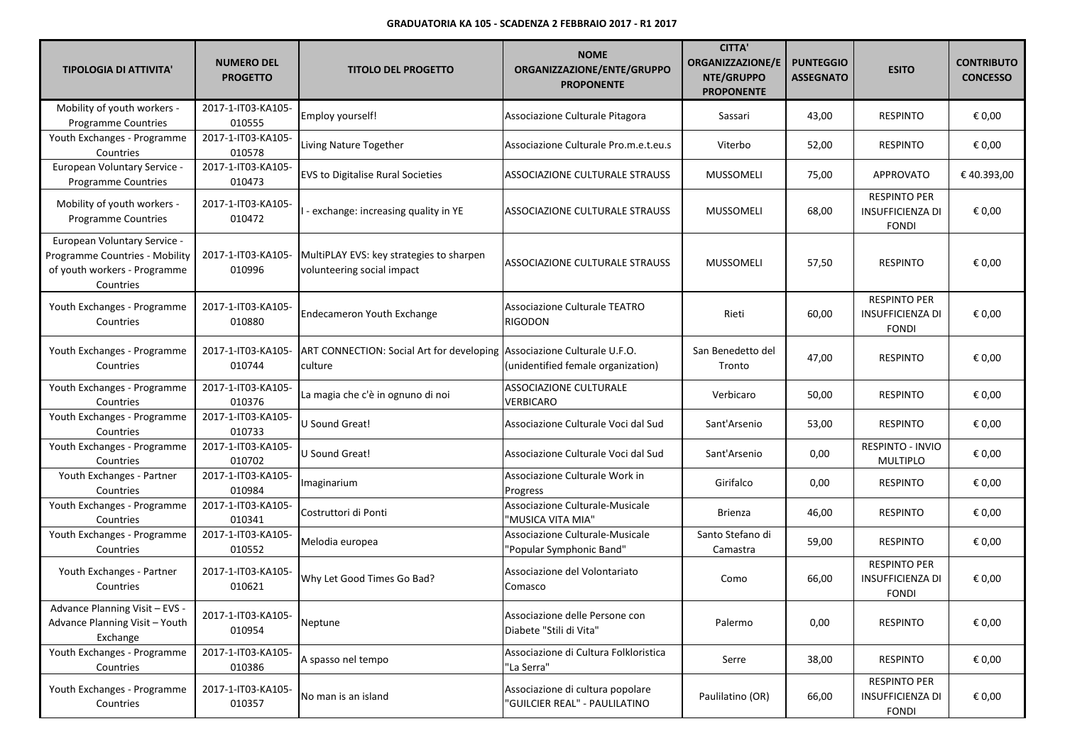**GRADUATORIA KA 105 - SCADENZA 2 FEBBRAIO 2017 - R1 2017**

| TIPOLOGIA DI ATTIVITA' | NUMERO DEL PROGETTO | TITOLO DEL PROGETTO | NOME ORGANIZZAZIONE/ENTE/GRUPPO PROPONENTE | CITTA' ORGANIZZAZIONE/ENTE/GRUPPO PROPONENTE | PUNTEGGIO ASSEGNATO | ESITO | CONTRIBUTO CONCESSO |
|---|---|---|---|---|---|---|---|
| Mobility of youth workers - Programme Countries | 2017-1-IT03-KA105-010555 | Employ yourself! | Associazione Culturale Pitagora | Sassari | 43,00 | RESPINTO | € 0,00 |
| Youth Exchanges - Programme Countries | 2017-1-IT03-KA105-010578 | Living Nature Together | Associazione Culturale Pro.m.e.t.eu.s | Viterbo | 52,00 | RESPINTO | € 0,00 |
| European Voluntary Service - Programme Countries | 2017-1-IT03-KA105-010473 | EVS to Digitalise Rural Societies | ASSOCIAZIONE CULTURALE STRAUSS | MUSSOMELI | 75,00 | APPROVATO | € 40.393,00 |
| Mobility of youth workers - Programme Countries | 2017-1-IT03-KA105-010472 | I - exchange: increasing quality in YE | ASSOCIAZIONE CULTURALE STRAUSS | MUSSOMELI | 68,00 | RESPINTO PER INSUFFICIENZA DI FONDI | € 0,00 |
| European Voluntary Service - Programme Countries - Mobility of youth workers - Programme Countries | 2017-1-IT03-KA105-010996 | MultiPLAY EVS: key strategies to sharpen volunteering social impact | ASSOCIAZIONE CULTURALE STRAUSS | MUSSOMELI | 57,50 | RESPINTO | € 0,00 |
| Youth Exchanges - Programme Countries | 2017-1-IT03-KA105-010880 | Endecameron Youth Exchange | Associazione Culturale TEATRO RIGODON | Rieti | 60,00 | RESPINTO PER INSUFFICIENZA DI FONDI | € 0,00 |
| Youth Exchanges - Programme Countries | 2017-1-IT03-KA105-010744 | ART CONNECTION: Social Art for developing culture | Associazione Culturale U.F.O. (unidentified female organization) | San Benedetto del Tronto | 47,00 | RESPINTO | € 0,00 |
| Youth Exchanges - Programme Countries | 2017-1-IT03-KA105-010376 | La magia che c'è in ognuno di noi | ASSOCIAZIONE CULTURALE VERBICARO | Verbicaro | 50,00 | RESPINTO | € 0,00 |
| Youth Exchanges - Programme Countries | 2017-1-IT03-KA105-010733 | U Sound Great! | Associazione Culturale Voci dal Sud | Sant'Arsenio | 53,00 | RESPINTO | € 0,00 |
| Youth Exchanges - Programme Countries | 2017-1-IT03-KA105-010702 | U Sound Great! | Associazione Culturale Voci dal Sud | Sant'Arsenio | 0,00 | RESPINTO - INVIO MULTIPLO | € 0,00 |
| Youth Exchanges - Partner Countries | 2017-1-IT03-KA105-010984 | Imaginarium | Associazione Culturale Work in Progress | Girifalco | 0,00 | RESPINTO | € 0,00 |
| Youth Exchanges - Programme Countries | 2017-1-IT03-KA105-010341 | Costruttori di Ponti | Associazione Culturale-Musicale "MUSICA VITA MIA" | Brienza | 46,00 | RESPINTO | € 0,00 |
| Youth Exchanges - Programme Countries | 2017-1-IT03-KA105-010552 | Melodia europea | Associazione Culturale-Musicale "Popular Symphonic Band" | Santo Stefano di Camastra | 59,00 | RESPINTO | € 0,00 |
| Youth Exchanges - Partner Countries | 2017-1-IT03-KA105-010621 | Why Let Good Times Go Bad? | Associazione del Volontariato Comasco | Como | 66,00 | RESPINTO PER INSUFFICIENZA DI FONDI | € 0,00 |
| Advance Planning Visit – EVS - Advance Planning Visit – Youth Exchange | 2017-1-IT03-KA105-010954 | Neptune | Associazione delle Persone con Diabete "Stili di Vita" | Palermo | 0,00 | RESPINTO | € 0,00 |
| Youth Exchanges - Programme Countries | 2017-1-IT03-KA105-010386 | A spasso nel tempo | Associazione di Cultura Folkloristica "La Serra" | Serre | 38,00 | RESPINTO | € 0,00 |
| Youth Exchanges - Programme Countries | 2017-1-IT03-KA105-010357 | No man is an island | Associazione di cultura popolare "GUILCIER REAL" - PAULILATINO | Paulilatino (OR) | 66,00 | RESPINTO PER INSUFFICIENZA DI FONDI | € 0,00 |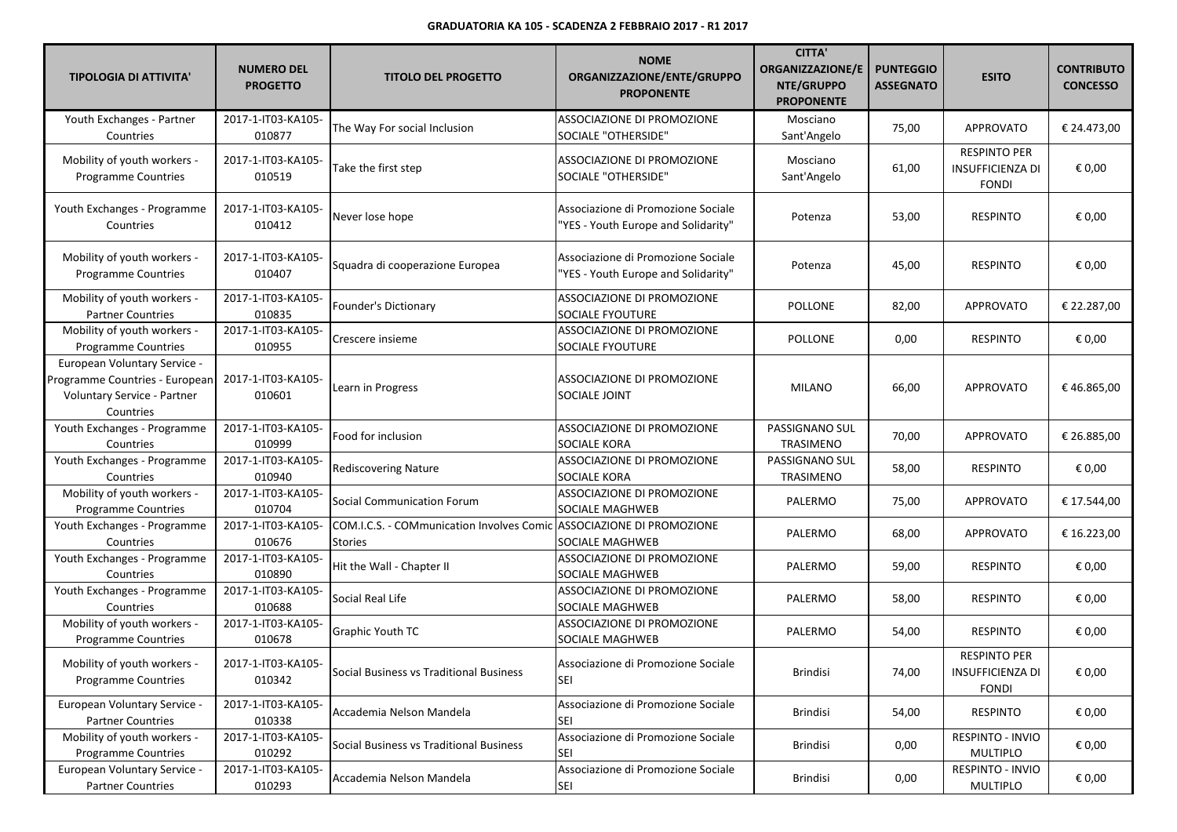**GRADUATORIA KA 105 - SCADENZA 2 FEBBRAIO 2017 - R1 2017**

| TIPOLOGIA DI ATTIVITA' | NUMERO DEL PROGETTO | TITOLO DEL PROGETTO | NOME ORGANIZZAZIONE/ENTE/GRUPPO PROPONENTE | CITTA' ORGANIZZAZIONE/ENTE/GRUPPO PROPONENTE | PUNTEGGIO ASSEGNATO | ESITO | CONTRIBUTO CONCESSO |
|---|---|---|---|---|---|---|---|
| Youth Exchanges - Partner Countries | 2017-1-IT03-KA105-010877 | The Way For social Inclusion | ASSOCIAZIONE DI PROMOZIONE SOCIALE "OTHERSIDE" | Mosciano Sant'Angelo | 75,00 | APPROVATO | € 24.473,00 |
| Mobility of youth workers - Programme Countries | 2017-1-IT03-KA105-010519 | Take the first step | ASSOCIAZIONE DI PROMOZIONE SOCIALE "OTHERSIDE" | Mosciano Sant'Angelo | 61,00 | RESPINTO PER INSUFFICIENZA DI FONDI | € 0,00 |
| Youth Exchanges - Programme Countries | 2017-1-IT03-KA105-010412 | Never lose hope | Associazione di Promozione Sociale "YES - Youth Europe and Solidarity" | Potenza | 53,00 | RESPINTO | € 0,00 |
| Mobility of youth workers - Programme Countries | 2017-1-IT03-KA105-010407 | Squadra di cooperazione Europea | Associazione di Promozione Sociale "YES - Youth Europe and Solidarity" | Potenza | 45,00 | RESPINTO | € 0,00 |
| Mobility of youth workers - Partner Countries | 2017-1-IT03-KA105-010835 | Founder's Dictionary | ASSOCIAZIONE DI PROMOZIONE SOCIALE FYOUTURE | POLLONE | 82,00 | APPROVATO | € 22.287,00 |
| Mobility of youth workers - Programme Countries | 2017-1-IT03-KA105-010955 | Crescere insieme | ASSOCIAZIONE DI PROMOZIONE SOCIALE FYOUTURE | POLLONE | 0,00 | RESPINTO | € 0,00 |
| European Voluntary Service - Programme Countries - European Voluntary Service - Partner Countries | 2017-1-IT03-KA105-010601 | Learn in Progress | ASSOCIAZIONE DI PROMOZIONE SOCIALE JOINT | MILANO | 66,00 | APPROVATO | € 46.865,00 |
| Youth Exchanges - Programme Countries | 2017-1-IT03-KA105-010999 | Food for inclusion | ASSOCIAZIONE DI PROMOZIONE SOCIALE KORA | PASSIGNANO SUL TRASIMENO | 70,00 | APPROVATO | € 26.885,00 |
| Youth Exchanges - Programme Countries | 2017-1-IT03-KA105-010940 | Rediscovering Nature | ASSOCIAZIONE DI PROMOZIONE SOCIALE KORA | PASSIGNANO SUL TRASIMENO | 58,00 | RESPINTO | € 0,00 |
| Mobility of youth workers - Programme Countries | 2017-1-IT03-KA105-010704 | Social Communication Forum | ASSOCIAZIONE DI PROMOZIONE SOCIALE MAGHWEB | PALERMO | 75,00 | APPROVATO | € 17.544,00 |
| Youth Exchanges - Programme Countries | 2017-1-IT03-KA105-010676 | COM.I.C.S. - COMmunication Involves Comic Stories | ASSOCIAZIONE DI PROMOZIONE SOCIALE MAGHWEB | PALERMO | 68,00 | APPROVATO | € 16.223,00 |
| Youth Exchanges - Programme Countries | 2017-1-IT03-KA105-010890 | Hit the Wall - Chapter II | ASSOCIAZIONE DI PROMOZIONE SOCIALE MAGHWEB | PALERMO | 59,00 | RESPINTO | € 0,00 |
| Youth Exchanges - Programme Countries | 2017-1-IT03-KA105-010688 | Social Real Life | ASSOCIAZIONE DI PROMOZIONE SOCIALE MAGHWEB | PALERMO | 58,00 | RESPINTO | € 0,00 |
| Mobility of youth workers - Programme Countries | 2017-1-IT03-KA105-010678 | Graphic Youth TC | ASSOCIAZIONE DI PROMOZIONE SOCIALE MAGHWEB | PALERMO | 54,00 | RESPINTO | € 0,00 |
| Mobility of youth workers - Programme Countries | 2017-1-IT03-KA105-010342 | Social Business vs Traditional Business | Associazione di Promozione Sociale SEI | Brindisi | 74,00 | RESPINTO PER INSUFFICIENZA DI FONDI | € 0,00 |
| European Voluntary Service - Partner Countries | 2017-1-IT03-KA105-010338 | Accademia Nelson Mandela | Associazione di Promozione Sociale SEI | Brindisi | 54,00 | RESPINTO | € 0,00 |
| Mobility of youth workers - Programme Countries | 2017-1-IT03-KA105-010292 | Social Business vs Traditional Business | Associazione di Promozione Sociale SEI | Brindisi | 0,00 | RESPINTO - INVIO MULTIPLO | € 0,00 |
| European Voluntary Service - Partner Countries | 2017-1-IT03-KA105-010293 | Accademia Nelson Mandela | Associazione di Promozione Sociale SEI | Brindisi | 0,00 | RESPINTO - INVIO MULTIPLO | € 0,00 |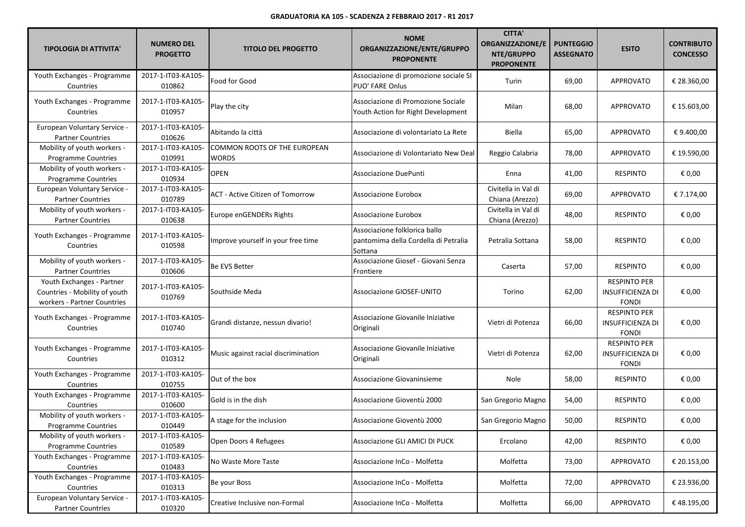**GRADUATORIA KA 105 - SCADENZA 2 FEBBRAIO 2017 - R1 2017**

| TIPOLOGIA DI ATTIVITA' | NUMERO DEL PROGETTO | TITOLO DEL PROGETTO | NOME ORGANIZZAZIONE/ENTE/GRUPPO PROPONENTE | CITTA' ORGANIZZAZIONE/ENTE/GRUPPO PROPONENTE | PUNTEGGIO ASSEGNATO | ESITO | CONTRIBUTO CONCESSO |
|---|---|---|---|---|---|---|---|
| Youth Exchanges - Programme Countries | 2017-1-IT03-KA105-010862 | Food for Good | Associazione di promozione sociale SI PUO' FARE Onlus | Turin | 69,00 | APPROVATO | € 28.360,00 |
| Youth Exchanges - Programme Countries | 2017-1-IT03-KA105-010957 | Play the city | Associazione di Promozione Sociale Youth Action for Right Development | Milan | 68,00 | APPROVATO | € 15.603,00 |
| European Voluntary Service - Partner Countries | 2017-1-IT03-KA105-010626 | Abitando la città | Associazione di volontariato La Rete | Biella | 65,00 | APPROVATO | € 9.400,00 |
| Mobility of youth workers - Programme Countries | 2017-1-IT03-KA105-010991 | COMMON ROOTS OF THE EUROPEAN WORDS | Associazione di Volontariato New Deal | Reggio Calabria | 78,00 | APPROVATO | € 19.590,00 |
| Mobility of youth workers - Programme Countries | 2017-1-IT03-KA105-010934 | OPEN | Associazione DuePunti | Enna | 41,00 | RESPINTO | € 0,00 |
| European Voluntary Service - Partner Countries | 2017-1-IT03-KA105-010789 | ACT - Active Citizen of Tomorrow | Associazione Eurobox | Civitella in Val di Chiana (Arezzo) | 69,00 | APPROVATO | € 7.174,00 |
| Mobility of youth workers - Partner Countries | 2017-1-IT03-KA105-010638 | Europe enGENDERs Rights | Associazione Eurobox | Civitella in Val di Chiana (Arezzo) | 48,00 | RESPINTO | € 0,00 |
| Youth Exchanges - Programme Countries | 2017-1-IT03-KA105-010598 | Improve yourself in your free time | Associazione folklorica ballo pantomima della Cordella di Petralia Sottana | Petralia Sottana | 58,00 | RESPINTO | € 0,00 |
| Mobility of youth workers - Partner Countries | 2017-1-IT03-KA105-010606 | Be EVS Better | Associazione Giosef - Giovani Senza Frontiere | Caserta | 57,00 | RESPINTO | € 0,00 |
| Youth Exchanges - Partner Countries - Mobility of youth workers - Partner Countries | 2017-1-IT03-KA105-010769 | Southside Meda | Associazione GIOSEF-UNITO | Torino | 62,00 | RESPINTO PER INSUFFICIENZA DI FONDI | € 0,00 |
| Youth Exchanges - Programme Countries | 2017-1-IT03-KA105-010740 | Grandi distanze, nessun divario! | Associazione Giovanile Iniziative Originali | Vietri di Potenza | 66,00 | RESPINTO PER INSUFFICIENZA DI FONDI | € 0,00 |
| Youth Exchanges - Programme Countries | 2017-1-IT03-KA105-010312 | Music against racial discrimination | Associazione Giovanile Iniziative Originali | Vietri di Potenza | 62,00 | RESPINTO PER INSUFFICIENZA DI FONDI | € 0,00 |
| Youth Exchanges - Programme Countries | 2017-1-IT03-KA105-010755 | Out of the box | Associazione Giovaninsieme | Nole | 58,00 | RESPINTO | € 0,00 |
| Youth Exchanges - Programme Countries | 2017-1-IT03-KA105-010600 | Gold is in the dish | Associazione Gioventù 2000 | San Gregorio Magno | 54,00 | RESPINTO | € 0,00 |
| Mobility of youth workers - Programme Countries | 2017-1-IT03-KA105-010449 | A stage for the inclusion | Associazione Gioventù 2000 | San Gregorio Magno | 50,00 | RESPINTO | € 0,00 |
| Mobility of youth workers - Programme Countries | 2017-1-IT03-KA105-010589 | Open Doors 4 Refugees | Associazione GLI AMICI DI PUCK | Ercolano | 42,00 | RESPINTO | € 0,00 |
| Youth Exchanges - Programme Countries | 2017-1-IT03-KA105-010483 | No Waste More Taste | Associazione InCo - Molfetta | Molfetta | 73,00 | APPROVATO | € 20.153,00 |
| Youth Exchanges - Programme Countries | 2017-1-IT03-KA105-010313 | Be your Boss | Associazione InCo - Molfetta | Molfetta | 72,00 | APPROVATO | € 23.936,00 |
| European Voluntary Service - Partner Countries | 2017-1-IT03-KA105-010320 | Creative Inclusive non-Formal | Associazione InCo - Molfetta | Molfetta | 66,00 | APPROVATO | € 48.195,00 |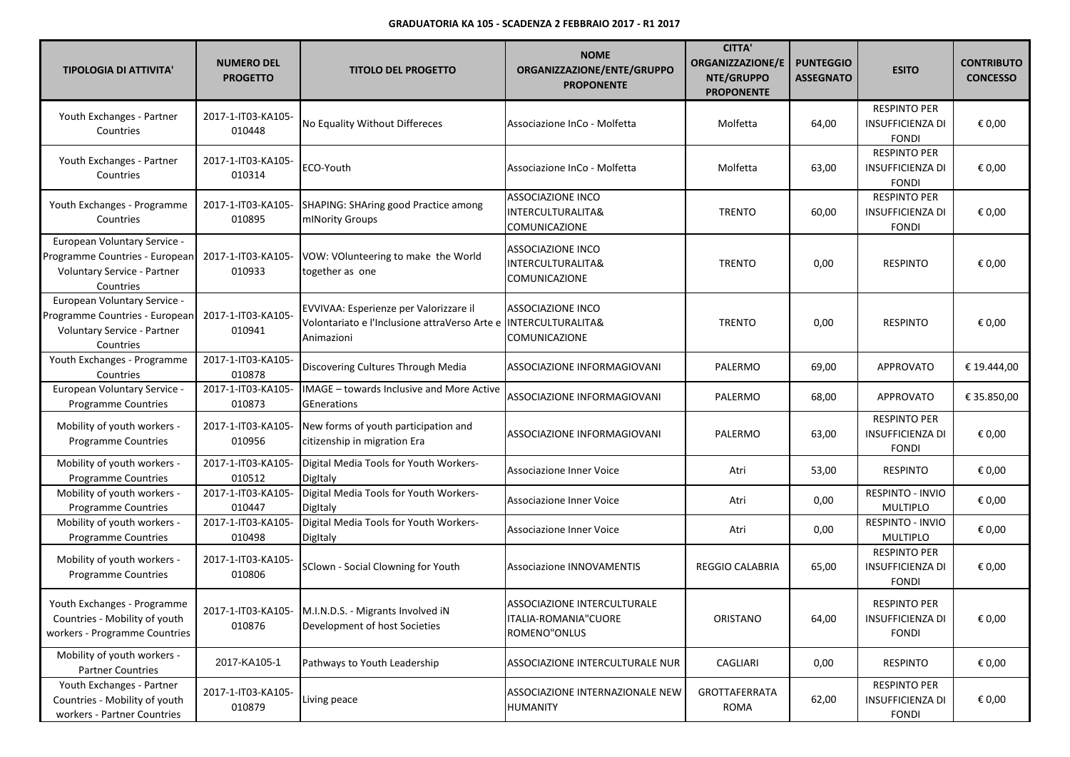**GRADUATORIA KA 105 - SCADENZA 2 FEBBRAIO 2017 - R1 2017**

| TIPOLOGIA DI ATTIVITA' | NUMERO DEL PROGETTO | TITOLO DEL PROGETTO | NOME ORGANIZZAZIONE/ENTE/GRUPPO PROPONENTE | CITTA' ORGANIZZAZIONE/ENTE/GRUPPO PROPONENTE | PUNTEGGIO ASSEGNATO | ESITO | CONTRIBUTO CONCESSO |
|---|---|---|---|---|---|---|---|
| Youth Exchanges - Partner Countries | 2017-1-IT03-KA105-010448 | No Equality Without Differeces | Associazione InCo - Molfetta | Molfetta | 64,00 | RESPINTO PER INSUFFICIENZA DI FONDI | € 0,00 |
| Youth Exchanges - Partner Countries | 2017-1-IT03-KA105-010314 | ECO-Youth | Associazione InCo - Molfetta | Molfetta | 63,00 | RESPINTO PER INSUFFICIENZA DI FONDI | € 0,00 |
| Youth Exchanges - Programme Countries | 2017-1-IT03-KA105-010895 | SHAPING: SHAring good Practice among mINority Groups | ASSOCIAZIONE INCO INTERCULTURALITA& COMUNICAZIONE | TRENTO | 60,00 | RESPINTO PER INSUFFICIENZA DI FONDI | € 0,00 |
| European Voluntary Service - Programme Countries - European Voluntary Service - Partner Countries | 2017-1-IT03-KA105-010933 | VOW: VOlunteering to make the World together as one | ASSOCIAZIONE INCO INTERCULTURALITA& COMUNICAZIONE | TRENTO | 0,00 | RESPINTO | € 0,00 |
| European Voluntary Service - Programme Countries - European Voluntary Service - Partner Countries | 2017-1-IT03-KA105-010941 | EVVIVAA: Esperienze per Valorizzare il Volontariato e l'Inclusione attraVerso Arte e Animazioni | ASSOCIAZIONE INCO INTERCULTURALITA& COMUNICAZIONE | TRENTO | 0,00 | RESPINTO | € 0,00 |
| Youth Exchanges - Programme Countries | 2017-1-IT03-KA105-010878 | Discovering Cultures Through Media | ASSOCIAZIONE INFORMAGIOVANI | PALERMO | 69,00 | APPROVATO | € 19.444,00 |
| European Voluntary Service - Programme Countries | 2017-1-IT03-KA105-010873 | IMAGE – towards Inclusive and More Active GEnerations | ASSOCIAZIONE INFORMAGIOVANI | PALERMO | 68,00 | APPROVATO | € 35.850,00 |
| Mobility of youth workers - Programme Countries | 2017-1-IT03-KA105-010956 | New forms of youth participation and citizenship in migration Era | ASSOCIAZIONE INFORMAGIOVANI | PALERMO | 63,00 | RESPINTO PER INSUFFICIENZA DI FONDI | € 0,00 |
| Mobility of youth workers - Programme Countries | 2017-1-IT03-KA105-010512 | Digital Media Tools for Youth Workers-DigItaly | Associazione Inner Voice | Atri | 53,00 | RESPINTO | € 0,00 |
| Mobility of youth workers - Programme Countries | 2017-1-IT03-KA105-010447 | Digital Media Tools for Youth Workers-DigItaly | Associazione Inner Voice | Atri | 0,00 | RESPINTO - INVIO MULTIPLO | € 0,00 |
| Mobility of youth workers - Programme Countries | 2017-1-IT03-KA105-010498 | Digital Media Tools for Youth Workers-DigItaly | Associazione Inner Voice | Atri | 0,00 | RESPINTO - INVIO MULTIPLO | € 0,00 |
| Mobility of youth workers - Programme Countries | 2017-1-IT03-KA105-010806 | SClown - Social Clowning for Youth | Associazione INNOVAMENTIS | REGGIO CALABRIA | 65,00 | RESPINTO PER INSUFFICIENZA DI FONDI | € 0,00 |
| Youth Exchanges - Programme Countries - Mobility of youth workers - Programme Countries | 2017-1-IT03-KA105-010876 | M.I.N.D.S. - Migrants Involved iN Development of host Societies | ASSOCIAZIONE INTERCULTURALE ITALIA-ROMANIA"CUORE ROMENO"ONLUS | ORISTANO | 64,00 | RESPINTO PER INSUFFICIENZA DI FONDI | € 0,00 |
| Mobility of youth workers - Partner Countries | 2017-KA105-1 | Pathways to Youth Leadership | ASSOCIAZIONE INTERCULTURALE NUR | CAGLIARI | 0,00 | RESPINTO | € 0,00 |
| Youth Exchanges - Partner Countries - Mobility of youth workers - Partner Countries | 2017-1-IT03-KA105-010879 | Living peace | ASSOCIAZIONE INTERNAZIONALE NEW HUMANITY | GROTTAFERRATA ROMA | 62,00 | RESPINTO PER INSUFFICIENZA DI FONDI | € 0,00 |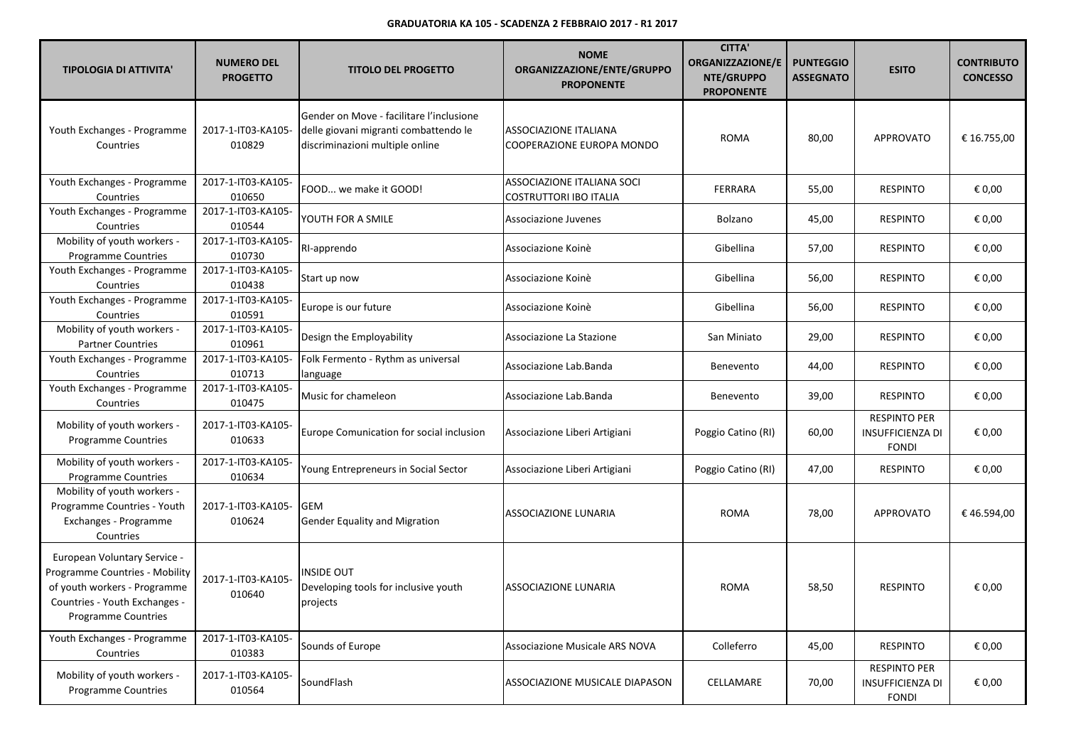**GRADUATORIA KA 105 - SCADENZA 2 FEBBRAIO 2017 - R1 2017**

| TIPOLOGIA DI ATTIVITA' | NUMERO DEL PROGETTO | TITOLO DEL PROGETTO | NOME ORGANIZZAZIONE/ENTE/GRUPPO PROPONENTE | CITTA' ORGANIZZAZIONE/ENTE/GRUPPO PROPONENTE | PUNTEGGIO ASSEGNATO | ESITO | CONTRIBUTO CONCESSO |
|---|---|---|---|---|---|---|---|
| Youth Exchanges - Programme Countries | 2017-1-IT03-KA105-010829 | Gender on Move - facilitare l'inclusione delle giovani migranti combattendo le discriminazioni multiple online | ASSOCIAZIONE ITALIANA COOPERAZIONE EUROPA MONDO | ROMA | 80,00 | APPROVATO | € 16.755,00 |
| Youth Exchanges - Programme Countries | 2017-1-IT03-KA105-010650 | FOOD... we make it GOOD! | ASSOCIAZIONE ITALIANA SOCI COSTRUTTORI IBO ITALIA | FERRARA | 55,00 | RESPINTO | € 0,00 |
| Youth Exchanges - Programme Countries | 2017-1-IT03-KA105-010544 | YOUTH FOR A SMILE | Associazione Juvenes | Bolzano | 45,00 | RESPINTO | € 0,00 |
| Mobility of youth workers - Programme Countries | 2017-1-IT03-KA105-010730 | RI-apprendo | Associazione Koinè | Gibellina | 57,00 | RESPINTO | € 0,00 |
| Youth Exchanges - Programme Countries | 2017-1-IT03-KA105-010438 | Start up now | Associazione Koinè | Gibellina | 56,00 | RESPINTO | € 0,00 |
| Youth Exchanges - Programme Countries | 2017-1-IT03-KA105-010591 | Europe is our future | Associazione Koinè | Gibellina | 56,00 | RESPINTO | € 0,00 |
| Mobility of youth workers - Partner Countries | 2017-1-IT03-KA105-010961 | Design the Employability | Associazione La Stazione | San Miniato | 29,00 | RESPINTO | € 0,00 |
| Youth Exchanges - Programme Countries | 2017-1-IT03-KA105-010713 | Folk Fermento - Rythm as universal language | Associazione Lab.Banda | Benevento | 44,00 | RESPINTO | € 0,00 |
| Youth Exchanges - Programme Countries | 2017-1-IT03-KA105-010475 | Music for chameleon | Associazione Lab.Banda | Benevento | 39,00 | RESPINTO | € 0,00 |
| Mobility of youth workers - Programme Countries | 2017-1-IT03-KA105-010633 | Europe Comunication for social inclusion | Associazione Liberi Artigiani | Poggio Catino (RI) | 60,00 | RESPINTO PER INSUFFICIENZA DI FONDI | € 0,00 |
| Mobility of youth workers - Programme Countries | 2017-1-IT03-KA105-010634 | Young Entrepreneurs in Social Sector | Associazione Liberi Artigiani | Poggio Catino (RI) | 47,00 | RESPINTO | € 0,00 |
| Mobility of youth workers - Programme Countries - Youth Exchanges - Programme Countries | 2017-1-IT03-KA105-010624 | GEM Gender Equality and Migration | ASSOCIAZIONE LUNARIA | ROMA | 78,00 | APPROVATO | € 46.594,00 |
| European Voluntary Service - Programme Countries - Mobility of youth workers - Programme Countries - Youth Exchanges - Programme Countries | 2017-1-IT03-KA105-010640 | INSIDE OUT Developing tools for inclusive youth projects | ASSOCIAZIONE LUNARIA | ROMA | 58,50 | RESPINTO | € 0,00 |
| Youth Exchanges - Programme Countries | 2017-1-IT03-KA105-010383 | Sounds of Europe | Associazione Musicale ARS NOVA | Colleferro | 45,00 | RESPINTO | € 0,00 |
| Mobility of youth workers - Programme Countries | 2017-1-IT03-KA105-010564 | SoundFlash | ASSOCIAZIONE MUSICALE DIAPASON | CELLAMARE | 70,00 | RESPINTO PER INSUFFICIENZA DI FONDI | € 0,00 |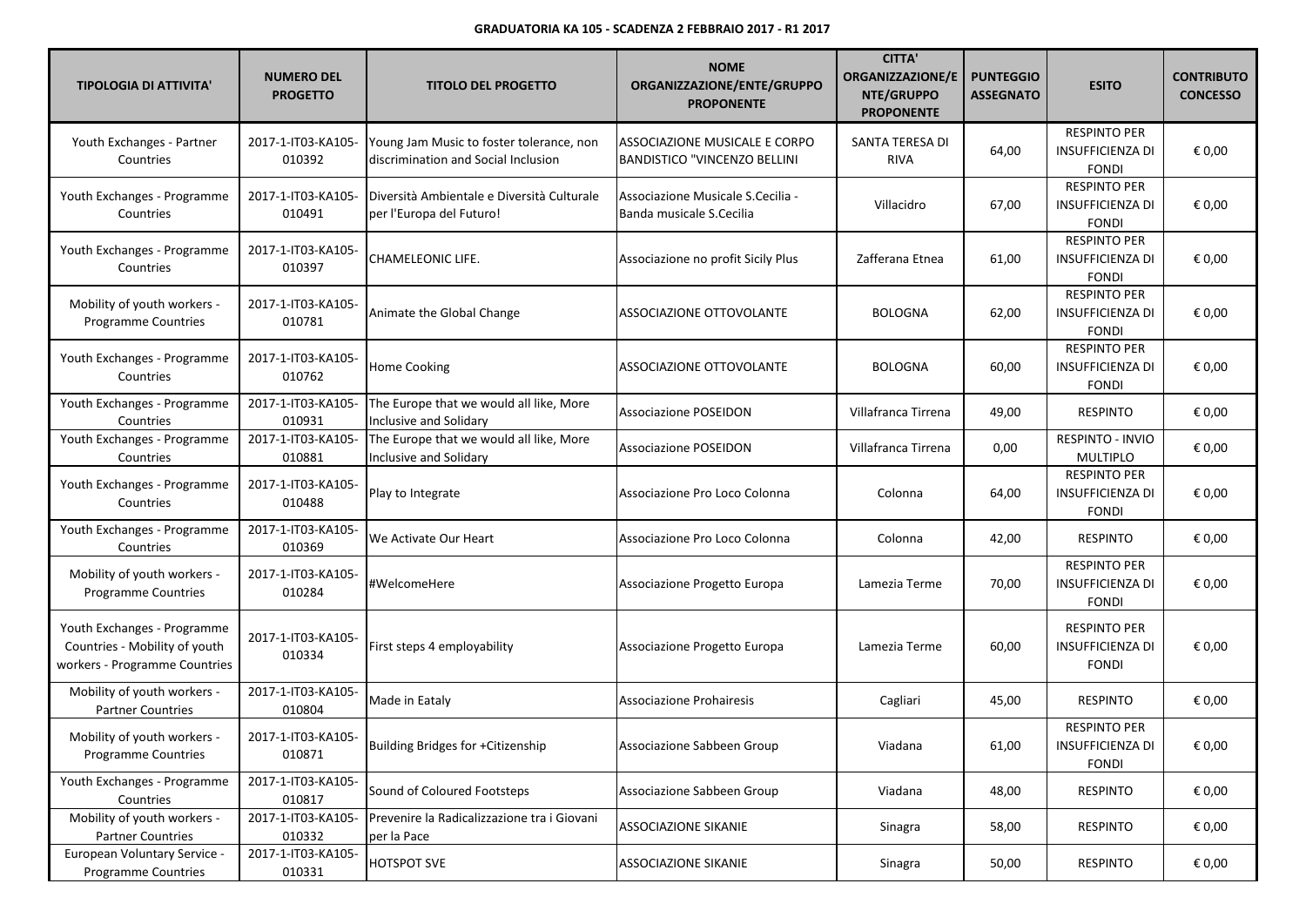**GRADUATORIA KA 105 - SCADENZA 2 FEBBRAIO 2017 - R1 2017**

| TIPOLOGIA DI ATTIVITA' | NUMERO DEL PROGETTO | TITOLO DEL PROGETTO | NOME ORGANIZZAZIONE/ENTE/GRUPPO PROPONENTE | CITTA' ORGANIZZAZIONE/ENTE/GRUPPO PROPONENTE | PUNTEGGIO ASSEGNATO | ESITO | CONTRIBUTO CONCESSO |
|---|---|---|---|---|---|---|---|
| Youth Exchanges - Partner Countries | 2017-1-IT03-KA105-010392 | Young Jam Music to foster tolerance, non discrimination and Social Inclusion | ASSOCIAZIONE MUSICALE E CORPO BANDISTICO "VINCENZO BELLINI | SANTA TERESA DI RIVA | 64,00 | RESPINTO PER INSUFFICIENZA DI FONDI | € 0,00 |
| Youth Exchanges - Programme Countries | 2017-1-IT03-KA105-010491 | Diversità Ambientale e Diversità Culturale per l'Europa del Futuro! | Associazione Musicale S.Cecilia - Banda musicale S.Cecilia | Villacidro | 67,00 | RESPINTO PER INSUFFICIENZA DI FONDI | € 0,00 |
| Youth Exchanges - Programme Countries | 2017-1-IT03-KA105-010397 | CHAMELEONIC LIFE. | Associazione no profit Sicily Plus | Zafferana Etnea | 61,00 | RESPINTO PER INSUFFICIENZA DI FONDI | € 0,00 |
| Mobility of youth workers - Programme Countries | 2017-1-IT03-KA105-010781 | Animate the Global Change | ASSOCIAZIONE OTTOVOLANTE | BOLOGNA | 62,00 | RESPINTO PER INSUFFICIENZA DI FONDI | € 0,00 |
| Youth Exchanges - Programme Countries | 2017-1-IT03-KA105-010762 | Home Cooking | ASSOCIAZIONE OTTOVOLANTE | BOLOGNA | 60,00 | RESPINTO PER INSUFFICIENZA DI FONDI | € 0,00 |
| Youth Exchanges - Programme Countries | 2017-1-IT03-KA105-010931 | The Europe that we would all like, More Inclusive and Solidary | Associazione POSEIDON | Villafranca Tirrena | 49,00 | RESPINTO | € 0,00 |
| Youth Exchanges - Programme Countries | 2017-1-IT03-KA105-010881 | The Europe that we would all like, More Inclusive and Solidary | Associazione POSEIDON | Villafranca Tirrena | 0,00 | RESPINTO - INVIO MULTIPLO | € 0,00 |
| Youth Exchanges - Programme Countries | 2017-1-IT03-KA105-010488 | Play to Integrate | Associazione Pro Loco Colonna | Colonna | 64,00 | RESPINTO PER INSUFFICIENZA DI FONDI | € 0,00 |
| Youth Exchanges - Programme Countries | 2017-1-IT03-KA105-010369 | We Activate Our Heart | Associazione Pro Loco Colonna | Colonna | 42,00 | RESPINTO | € 0,00 |
| Mobility of youth workers - Programme Countries | 2017-1-IT03-KA105-010284 | #WelcomeHere | Associazione Progetto Europa | Lamezia Terme | 70,00 | RESPINTO PER INSUFFICIENZA DI FONDI | € 0,00 |
| Youth Exchanges - Programme Countries - Mobility of youth workers - Programme Countries | 2017-1-IT03-KA105-010334 | First steps 4 employability | Associazione Progetto Europa | Lamezia Terme | 60,00 | RESPINTO PER INSUFFICIENZA DI FONDI | € 0,00 |
| Mobility of youth workers - Partner Countries | 2017-1-IT03-KA105-010804 | Made in Eataly | Associazione Prohairesis | Cagliari | 45,00 | RESPINTO | € 0,00 |
| Mobility of youth workers - Programme Countries | 2017-1-IT03-KA105-010871 | Building Bridges for +Citizenship | Associazione Sabbeen Group | Viadana | 61,00 | RESPINTO PER INSUFFICIENZA DI FONDI | € 0,00 |
| Youth Exchanges - Programme Countries | 2017-1-IT03-KA105-010817 | Sound of Coloured Footsteps | Associazione Sabbeen Group | Viadana | 48,00 | RESPINTO | € 0,00 |
| Mobility of youth workers - Partner Countries | 2017-1-IT03-KA105-010332 | Prevenire la Radicalizzazione tra i Giovani per la Pace | ASSOCIAZIONE SIKANIE | Sinagra | 58,00 | RESPINTO | € 0,00 |
| European Voluntary Service - Programme Countries | 2017-1-IT03-KA105-010331 | HOTSPOT SVE | ASSOCIAZIONE SIKANIE | Sinagra | 50,00 | RESPINTO | € 0,00 |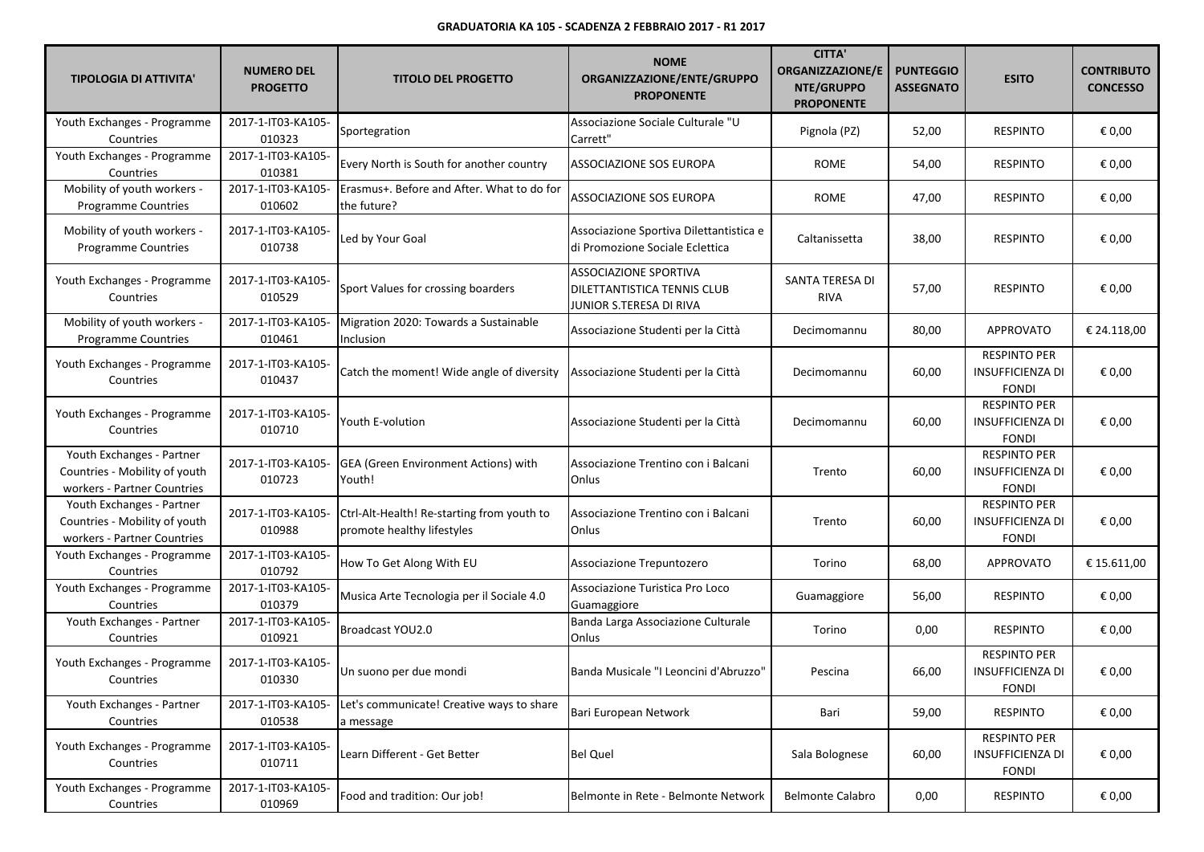**GRADUATORIA KA 105 - SCADENZA 2 FEBBRAIO 2017 - R1 2017**

| TIPOLOGIA DI ATTIVITA' | NUMERO DEL PROGETTO | TITOLO DEL PROGETTO | NOME ORGANIZZAZIONE/ENTE/GRUPPO PROPONENTE | CITTA' ORGANIZZAZIONE/ENTE/GRUPPO PROPONENTE | PUNTEGGIO ASSEGNATO | ESITO | CONTRIBUTO CONCESSO |
|---|---|---|---|---|---|---|---|
| Youth Exchanges - Programme Countries | 2017-1-IT03-KA105-010323 | Sportegration | Associazione Sociale Culturale "U Carrett" | Pignola (PZ) | 52,00 | RESPINTO | € 0,00 |
| Youth Exchanges - Programme Countries | 2017-1-IT03-KA105-010381 | Every North is South for another country | ASSOCIAZIONE SOS EUROPA | ROME | 54,00 | RESPINTO | € 0,00 |
| Mobility of youth workers - Programme Countries | 2017-1-IT03-KA105-010602 | Erasmus+. Before and After. What to do for the future? | ASSOCIAZIONE SOS EUROPA | ROME | 47,00 | RESPINTO | € 0,00 |
| Mobility of youth workers - Programme Countries | 2017-1-IT03-KA105-010738 | Led by Your Goal | Associazione Sportiva Dilettantistica e di Promozione Sociale Eclettica | Caltanissetta | 38,00 | RESPINTO | € 0,00 |
| Youth Exchanges - Programme Countries | 2017-1-IT03-KA105-010529 | Sport Values for crossing boarders | ASSOCIAZIONE SPORTIVA DILETTANTISTICA TENNIS CLUB JUNIOR S.TERESA DI RIVA | SANTA TERESA DI RIVA | 57,00 | RESPINTO | € 0,00 |
| Mobility of youth workers - Programme Countries | 2017-1-IT03-KA105-010461 | Migration 2020: Towards a Sustainable Inclusion | Associazione Studenti per la Città | Decimomannu | 80,00 | APPROVATO | € 24.118,00 |
| Youth Exchanges - Programme Countries | 2017-1-IT03-KA105-010437 | Catch the moment! Wide angle of diversity | Associazione Studenti per la Città | Decimomannu | 60,00 | RESPINTO PER INSUFFICIENZA DI FONDI | € 0,00 |
| Youth Exchanges - Programme Countries | 2017-1-IT03-KA105-010710 | Youth E-volution | Associazione Studenti per la Città | Decimomannu | 60,00 | RESPINTO PER INSUFFICIENZA DI FONDI | € 0,00 |
| Youth Exchanges - Partner Countries - Mobility of youth workers - Partner Countries | 2017-1-IT03-KA105-010723 | GEA (Green Environment Actions) with Youth! | Associazione Trentino con i Balcani Onlus | Trento | 60,00 | RESPINTO PER INSUFFICIENZA DI FONDI | € 0,00 |
| Youth Exchanges - Partner Countries - Mobility of youth workers - Partner Countries | 2017-1-IT03-KA105-010988 | Ctrl-Alt-Health! Re-starting from youth to promote healthy lifestyles | Associazione Trentino con i Balcani Onlus | Trento | 60,00 | RESPINTO PER INSUFFICIENZA DI FONDI | € 0,00 |
| Youth Exchanges - Programme Countries | 2017-1-IT03-KA105-010792 | How To Get Along With EU | Associazione Trepuntozero | Torino | 68,00 | APPROVATO | € 15.611,00 |
| Youth Exchanges - Programme Countries | 2017-1-IT03-KA105-010379 | Musica Arte Tecnologia per il Sociale 4.0 | Associazione Turistica Pro Loco Guamaggiore | Guamaggiore | 56,00 | RESPINTO | € 0,00 |
| Youth Exchanges - Partner Countries | 2017-1-IT03-KA105-010921 | Broadcast YOU2.0 | Banda Larga Associazione Culturale Onlus | Torino | 0,00 | RESPINTO | € 0,00 |
| Youth Exchanges - Programme Countries | 2017-1-IT03-KA105-010330 | Un suono per due mondi | Banda Musicale "I Leoncini d'Abruzzo" | Pescina | 66,00 | RESPINTO PER INSUFFICIENZA DI FONDI | € 0,00 |
| Youth Exchanges - Partner Countries | 2017-1-IT03-KA105-010538 | Let's communicate! Creative ways to share a message | Bari European Network | Bari | 59,00 | RESPINTO | € 0,00 |
| Youth Exchanges - Programme Countries | 2017-1-IT03-KA105-010711 | Learn Different - Get Better | Bel Quel | Sala Bolognese | 60,00 | RESPINTO PER INSUFFICIENZA DI FONDI | € 0,00 |
| Youth Exchanges - Programme Countries | 2017-1-IT03-KA105-010969 | Food and tradition: Our job! | Belmonte in Rete - Belmonte Network | Belmonte Calabro | 0,00 | RESPINTO | € 0,00 |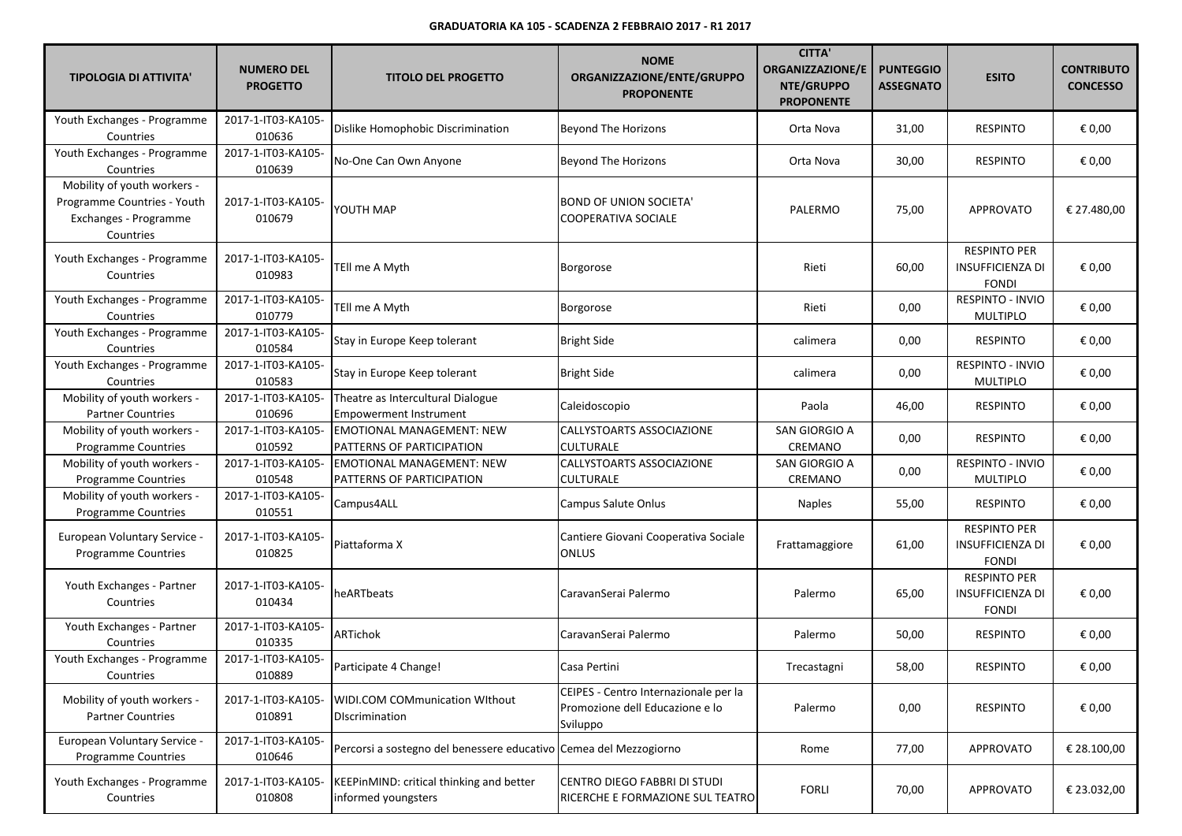**GRADUATORIA KA 105 - SCADENZA 2 FEBBRAIO 2017 - R1 2017**

| TIPOLOGIA DI ATTIVITA' | NUMERO DEL PROGETTO | TITOLO DEL PROGETTO | NOME ORGANIZZAZIONE/ENTE/GRUPPO PROPONENTE | CITTA' ORGANIZZAZIONE/ENTE/GRUPPO PROPONENTE | PUNTEGGIO ASSEGNATO | ESITO | CONTRIBUTO CONCESSO |
|---|---|---|---|---|---|---|---|
| Youth Exchanges - Programme Countries | 2017-1-IT03-KA105-010636 | Dislike Homophobic Discrimination | Beyond The Horizons | Orta Nova | 31,00 | RESPINTO | € 0,00 |
| Youth Exchanges - Programme Countries | 2017-1-IT03-KA105-010639 | No-One Can Own Anyone | Beyond The Horizons | Orta Nova | 30,00 | RESPINTO | € 0,00 |
| Mobility of youth workers - Programme Countries - Youth Exchanges - Programme Countries | 2017-1-IT03-KA105-010679 | YOUTH MAP | BOND OF UNION SOCIETA' COOPERATIVA SOCIALE | PALERMO | 75,00 | APPROVATO | € 27.480,00 |
| Youth Exchanges - Programme Countries | 2017-1-IT03-KA105-010983 | TEll me A Myth | Borgorose | Rieti | 60,00 | RESPINTO PER INSUFFICIENZA DI FONDI | € 0,00 |
| Youth Exchanges - Programme Countries | 2017-1-IT03-KA105-010779 | TEll me A Myth | Borgorose | Rieti | 0,00 | RESPINTO - INVIO MULTIPLO | € 0,00 |
| Youth Exchanges - Programme Countries | 2017-1-IT03-KA105-010584 | Stay in Europe Keep tolerant | Bright Side | calimera | 0,00 | RESPINTO | € 0,00 |
| Youth Exchanges - Programme Countries | 2017-1-IT03-KA105-010583 | Stay in Europe Keep tolerant | Bright Side | calimera | 0,00 | RESPINTO - INVIO MULTIPLO | € 0,00 |
| Mobility of youth workers - Partner Countries | 2017-1-IT03-KA105-010696 | Theatre as Intercultural Dialogue Empowerment Instrument | Caleidoscopio | Paola | 46,00 | RESPINTO | € 0,00 |
| Mobility of youth workers - Programme Countries | 2017-1-IT03-KA105-010592 | EMOTIONAL MANAGEMENT: NEW PATTERNS OF PARTICIPATION | CALLYSTOARTS ASSOCIAZIONE CULTURALE | SAN GIORGIO A CREMANO | 0,00 | RESPINTO | € 0,00 |
| Mobility of youth workers - Programme Countries | 2017-1-IT03-KA105-010548 | EMOTIONAL MANAGEMENT: NEW PATTERNS OF PARTICIPATION | CALLYSTOARTS ASSOCIAZIONE CULTURALE | SAN GIORGIO A CREMANO | 0,00 | RESPINTO - INVIO MULTIPLO | € 0,00 |
| Mobility of youth workers - Programme Countries | 2017-1-IT03-KA105-010551 | Campus4ALL | Campus Salute Onlus | Naples | 55,00 | RESPINTO | € 0,00 |
| European Voluntary Service - Programme Countries | 2017-1-IT03-KA105-010825 | Piattaforma X | Cantiere Giovani Cooperativa Sociale ONLUS | Frattamaggiore | 61,00 | RESPINTO PER INSUFFICIENZA DI FONDI | € 0,00 |
| Youth Exchanges - Partner Countries | 2017-1-IT03-KA105-010434 | heARTbeats | CaravanSerai Palermo | Palermo | 65,00 | RESPINTO PER INSUFFICIENZA DI FONDI | € 0,00 |
| Youth Exchanges - Partner Countries | 2017-1-IT03-KA105-010335 | ARTichok | CaravanSerai Palermo | Palermo | 50,00 | RESPINTO | € 0,00 |
| Youth Exchanges - Programme Countries | 2017-1-IT03-KA105-010889 | Participate 4 Change! | Casa Pertini | Trecastagni | 58,00 | RESPINTO | € 0,00 |
| Mobility of youth workers - Partner Countries | 2017-1-IT03-KA105-010891 | WIDI.COM COMmunication WIthout DIscrimination | CEIPES - Centro Internazionale per la Promozione dell Educazione e lo Sviluppo | Palermo | 0,00 | RESPINTO | € 0,00 |
| European Voluntary Service - Programme Countries | 2017-1-IT03-KA105-010646 | Percorsi a sostegno del benessere educativo | Cemea del Mezzogiorno | Rome | 77,00 | APPROVATO | € 28.100,00 |
| Youth Exchanges - Programme Countries | 2017-1-IT03-KA105-010808 | KEEPinMIND: critical thinking and better informed youngsters | CENTRO DIEGO FABBRI DI STUDI RICERCHE E FORMAZIONE SUL TEATRO | FORLI | 70,00 | APPROVATO | € 23.032,00 |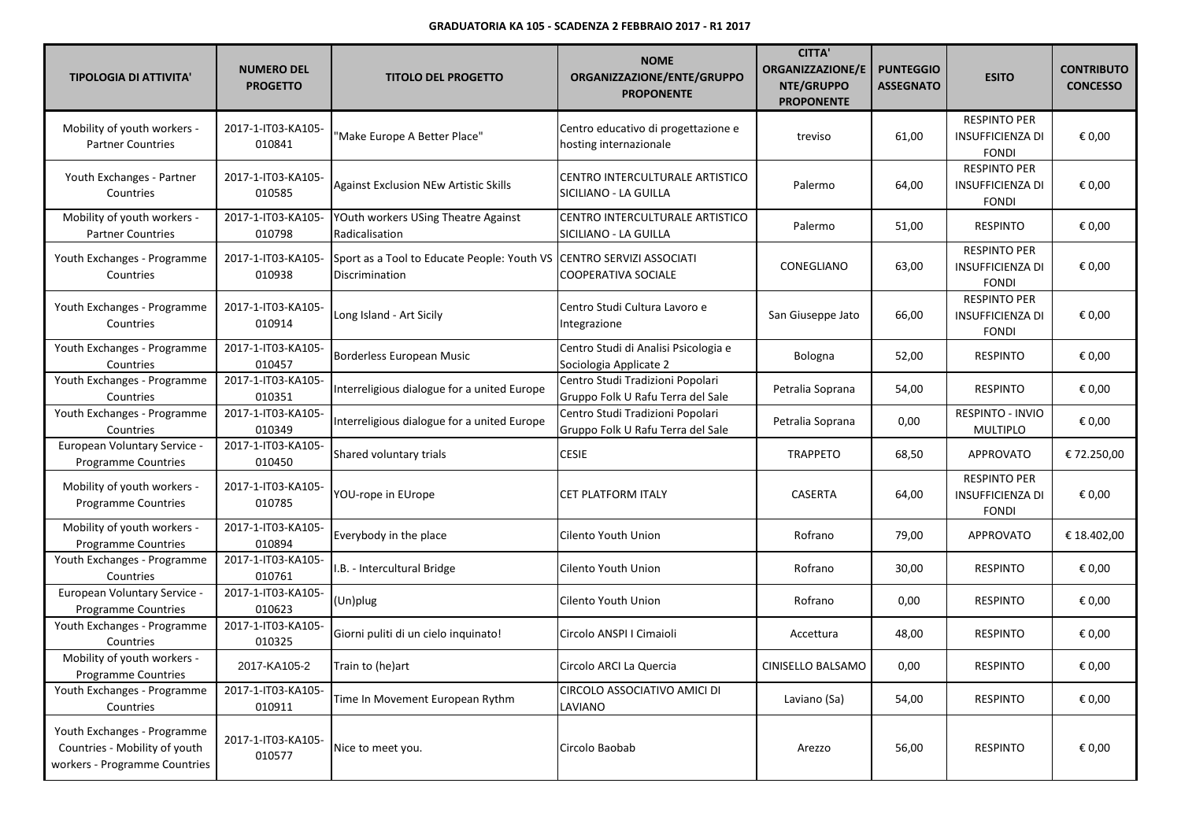**GRADUATORIA KA 105 - SCADENZA 2 FEBBRAIO 2017 - R1 2017**

| TIPOLOGIA DI ATTIVITA' | NUMERO DEL PROGETTO | TITOLO DEL PROGETTO | NOME ORGANIZZAZIONE/ENTE/GRUPPO PROPONENTE | CITTA' ORGANIZZAZIONE/ENTE/GRUPPO PROPONENTE | PUNTEGGIO ASSEGNATO | ESITO | CONTRIBUTO CONCESSO |
|---|---|---|---|---|---|---|---|
| Mobility of youth workers - Partner Countries | 2017-1-IT03-KA105-010841 | "Make Europe A Better Place" | Centro educativo di progettazione e hosting internazionale | treviso | 61,00 | RESPINTO PER INSUFFICIENZA DI FONDI | € 0,00 |
| Youth Exchanges - Partner Countries | 2017-1-IT03-KA105-010585 | Against Exclusion NEw Artistic Skills | CENTRO INTERCULTURALE ARTISTICO SICILIANO - LA GUILLA | Palermo | 64,00 | RESPINTO PER INSUFFICIENZA DI FONDI | € 0,00 |
| Mobility of youth workers - Partner Countries | 2017-1-IT03-KA105-010798 | YOuth workers USing Theatre Against Radicalisation | CENTRO INTERCULTURALE ARTISTICO SICILIANO - LA GUILLA | Palermo | 51,00 | RESPINTO | € 0,00 |
| Youth Exchanges - Programme Countries | 2017-1-IT03-KA105-010938 | Sport as a Tool to Educate People: Youth VS Discrimination | CENTRO SERVIZI ASSOCIATI COOPERATIVA SOCIALE | CONEGLIANO | 63,00 | RESPINTO PER INSUFFICIENZA DI FONDI | € 0,00 |
| Youth Exchanges - Programme Countries | 2017-1-IT03-KA105-010914 | Long Island - Art Sicily | Centro Studi Cultura Lavoro e Integrazione | San Giuseppe Jato | 66,00 | RESPINTO PER INSUFFICIENZA DI FONDI | € 0,00 |
| Youth Exchanges - Programme Countries | 2017-1-IT03-KA105-010457 | Borderless European Music | Centro Studi di Analisi Psicologia e Sociologia Applicate 2 | Bologna | 52,00 | RESPINTO | € 0,00 |
| Youth Exchanges - Programme Countries | 2017-1-IT03-KA105-010351 | Interreligious dialogue for a united Europe | Centro Studi Tradizioni Popolari Gruppo Folk U Rafu Terra del Sale | Petralia Soprana | 54,00 | RESPINTO | € 0,00 |
| Youth Exchanges - Programme Countries | 2017-1-IT03-KA105-010349 | Interreligious dialogue for a united Europe | Centro Studi Tradizioni Popolari Gruppo Folk U Rafu Terra del Sale | Petralia Soprana | 0,00 | RESPINTO - INVIO MULTIPLO | € 0,00 |
| European Voluntary Service - Programme Countries | 2017-1-IT03-KA105-010450 | Shared voluntary trials | CESIE | TRAPPETO | 68,50 | APPROVATO | € 72.250,00 |
| Mobility of youth workers - Programme Countries | 2017-1-IT03-KA105-010785 | YOU-rope in EUrope | CET PLATFORM ITALY | CASERTA | 64,00 | RESPINTO PER INSUFFICIENZA DI FONDI | € 0,00 |
| Mobility of youth workers - Programme Countries | 2017-1-IT03-KA105-010894 | Everybody in the place | Cilento Youth Union | Rofrano | 79,00 | APPROVATO | € 18.402,00 |
| Youth Exchanges - Programme Countries | 2017-1-IT03-KA105-010761 | I.B. - Intercultural Bridge | Cilento Youth Union | Rofrano | 30,00 | RESPINTO | € 0,00 |
| European Voluntary Service - Programme Countries | 2017-1-IT03-KA105-010623 | (Un)plug | Cilento Youth Union | Rofrano | 0,00 | RESPINTO | € 0,00 |
| Youth Exchanges - Programme Countries | 2017-1-IT03-KA105-010325 | Giorni puliti di un cielo inquinato! | Circolo ANSPI I Cimaioli | Accettura | 48,00 | RESPINTO | € 0,00 |
| Mobility of youth workers - Programme Countries | 2017-KA105-2 | Train to (he)art | Circolo ARCI La Quercia | CINISELLO BALSAMO | 0,00 | RESPINTO | € 0,00 |
| Youth Exchanges - Programme Countries | 2017-1-IT03-KA105-010911 | Time In Movement European Rythm | CIRCOLO ASSOCIATIVO AMICI DI LAVIANO | Laviano (Sa) | 54,00 | RESPINTO | € 0,00 |
| Youth Exchanges - Programme Countries - Mobility of youth workers - Programme Countries | 2017-1-IT03-KA105-010577 | Nice to meet you. | Circolo Baobab | Arezzo | 56,00 | RESPINTO | € 0,00 |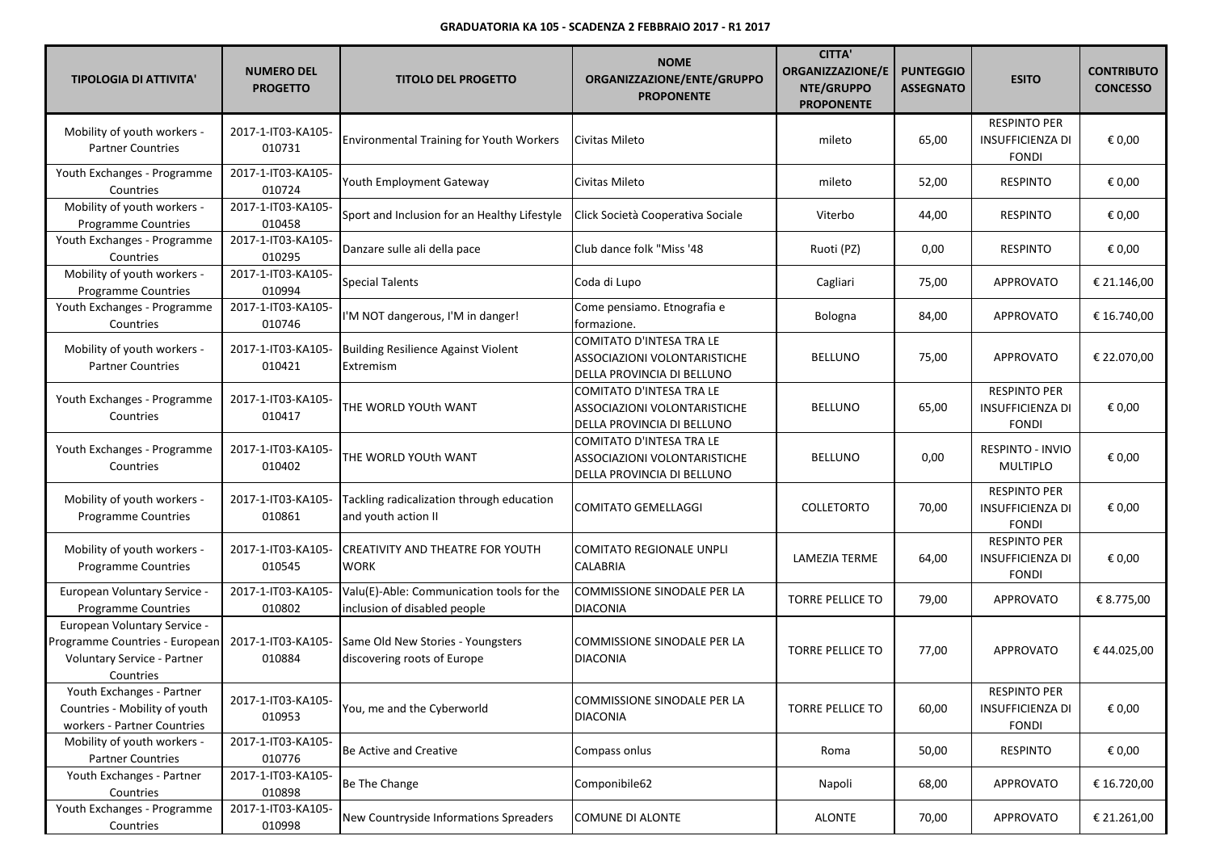**GRADUATORIA KA 105 - SCADENZA 2 FEBBRAIO 2017 - R1 2017**

| TIPOLOGIA DI ATTIVITA' | NUMERO DEL PROGETTO | TITOLO DEL PROGETTO | NOME ORGANIZZAZIONE/ENTE/GRUPPO PROPONENTE | CITTA' ORGANIZZAZIONE/ENTE/GRUPPO PROPONENTE | PUNTEGGIO ASSEGNATO | ESITO | CONTRIBUTO CONCESSO |
|---|---|---|---|---|---|---|---|
| Mobility of youth workers - Partner Countries | 2017-1-IT03-KA105-010731 | Environmental Training for Youth Workers | Civitas Mileto | mileto | 65,00 | RESPINTO PER INSUFFICIENZA DI FONDI | € 0,00 |
| Youth Exchanges - Programme Countries | 2017-1-IT03-KA105-010724 | Youth Employment Gateway | Civitas Mileto | mileto | 52,00 | RESPINTO | € 0,00 |
| Mobility of youth workers - Programme Countries | 2017-1-IT03-KA105-010458 | Sport and Inclusion for an Healthy Lifestyle | Click Società Cooperativa Sociale | Viterbo | 44,00 | RESPINTO | € 0,00 |
| Youth Exchanges - Programme Countries | 2017-1-IT03-KA105-010295 | Danzare sulle ali della pace | Club dance folk "Miss '48 | Ruoti (PZ) | 0,00 | RESPINTO | € 0,00 |
| Mobility of youth workers - Programme Countries | 2017-1-IT03-KA105-010994 | Special Talents | Coda di Lupo | Cagliari | 75,00 | APPROVATO | € 21.146,00 |
| Youth Exchanges - Programme Countries | 2017-1-IT03-KA105-010746 | I'M NOT dangerous, I'M in danger! | Come pensiamo. Etnografia e formazione. | Bologna | 84,00 | APPROVATO | € 16.740,00 |
| Mobility of youth workers - Partner Countries | 2017-1-IT03-KA105-010421 | Building Resilience Against Violent Extremism | COMITATO D'INTESA TRA LE ASSOCIAZIONI VOLONTARISTICHE DELLA PROVINCIA DI BELLUNO | BELLUNO | 75,00 | APPROVATO | € 22.070,00 |
| Youth Exchanges - Programme Countries | 2017-1-IT03-KA105-010417 | THE WORLD YOUth WANT | COMITATO D'INTESA TRA LE ASSOCIAZIONI VOLONTARISTICHE DELLA PROVINCIA DI BELLUNO | BELLUNO | 65,00 | RESPINTO PER INSUFFICIENZA DI FONDI | € 0,00 |
| Youth Exchanges - Programme Countries | 2017-1-IT03-KA105-010402 | THE WORLD YOUth WANT | COMITATO D'INTESA TRA LE ASSOCIAZIONI VOLONTARISTICHE DELLA PROVINCIA DI BELLUNO | BELLUNO | 0,00 | RESPINTO - INVIO MULTIPLO | € 0,00 |
| Mobility of youth workers - Programme Countries | 2017-1-IT03-KA105-010861 | Tackling radicalization through education and youth action II | COMITATO GEMELLAGGI | COLLETORTO | 70,00 | RESPINTO PER INSUFFICIENZA DI FONDI | € 0,00 |
| Mobility of youth workers - Programme Countries | 2017-1-IT03-KA105-010545 | CREATIVITY AND THEATRE FOR YOUTH WORK | COMITATO REGIONALE UNPLI CALABRIA | LAMEZIA TERME | 64,00 | RESPINTO PER INSUFFICIENZA DI FONDI | € 0,00 |
| European Voluntary Service - Programme Countries | 2017-1-IT03-KA105-010802 | Valu(E)-Able: Communication tools for the inclusion of disabled people | COMMISSIONE SINODALE PER LA DIACONIA | TORRE PELLICE TO | 79,00 | APPROVATO | € 8.775,00 |
| European Voluntary Service - Programme Countries - European Voluntary Service - Partner Countries | 2017-1-IT03-KA105-010884 | Same Old New Stories - Youngsters discovering roots of Europe | COMMISSIONE SINODALE PER LA DIACONIA | TORRE PELLICE TO | 77,00 | APPROVATO | € 44.025,00 |
| Youth Exchanges - Partner Countries - Mobility of youth workers - Partner Countries | 2017-1-IT03-KA105-010953 | You, me and the Cyberworld | COMMISSIONE SINODALE PER LA DIACONIA | TORRE PELLICE TO | 60,00 | RESPINTO PER INSUFFICIENZA DI FONDI | € 0,00 |
| Mobility of youth workers - Partner Countries | 2017-1-IT03-KA105-010776 | Be Active and Creative | Compass onlus | Roma | 50,00 | RESPINTO | € 0,00 |
| Youth Exchanges - Partner Countries | 2017-1-IT03-KA105-010898 | Be The Change | Componibile62 | Napoli | 68,00 | APPROVATO | € 16.720,00 |
| Youth Exchanges - Programme Countries | 2017-1-IT03-KA105-010998 | New Countryside Informations Spreaders | COMUNE DI ALONTE | ALONTE | 70,00 | APPROVATO | € 21.261,00 |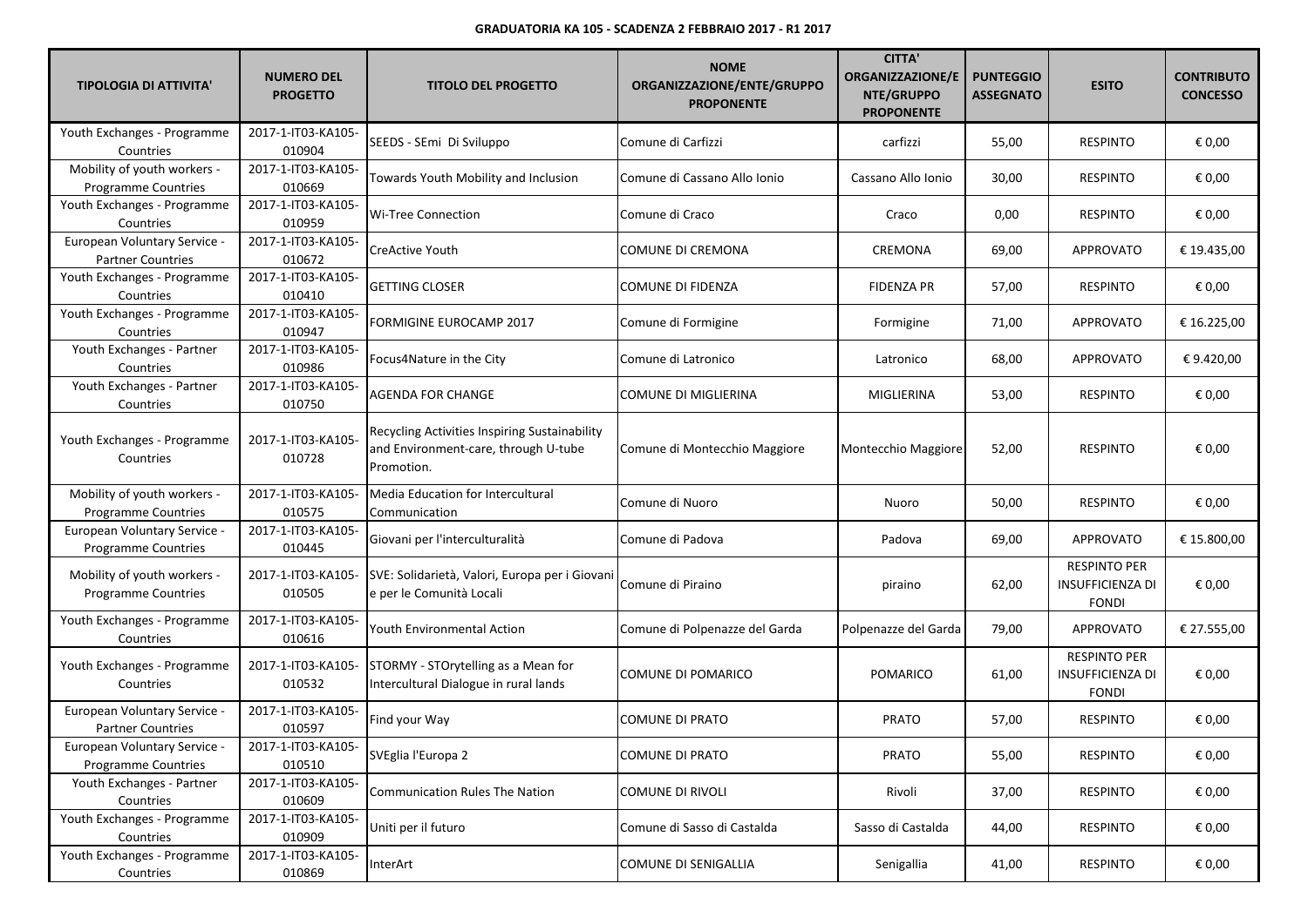**GRADUATORIA KA 105 - SCADENZA 2 FEBBRAIO 2017 - R1 2017**

| TIPOLOGIA DI ATTIVITA' | NUMERO DEL PROGETTO | TITOLO DEL PROGETTO | NOME ORGANIZZAZIONE/ENTE/GRUPPO PROPONENTE | CITTA' ORGANIZZAZIONE/ENTE/GRUPPO PROPONENTE | PUNTEGGIO ASSEGNATO | ESITO | CONTRIBUTO CONCESSO |
|---|---|---|---|---|---|---|---|
| Youth Exchanges - Programme Countries | 2017-1-IT03-KA105-010904 | SEEDS - SEmi Di Sviluppo | Comune di Carfizzi | carfizzi | 55,00 | RESPINTO | € 0,00 |
| Mobility of youth workers - Programme Countries | 2017-1-IT03-KA105-010669 | Towards Youth Mobility and Inclusion | Comune di Cassano Allo Ionio | Cassano Allo Ionio | 30,00 | RESPINTO | € 0,00 |
| Youth Exchanges - Programme Countries | 2017-1-IT03-KA105-010959 | Wi-Tree Connection | Comune di Craco | Craco | 0,00 | RESPINTO | € 0,00 |
| European Voluntary Service - Partner Countries | 2017-1-IT03-KA105-010672 | CreActive Youth | COMUNE DI CREMONA | CREMONA | 69,00 | APPROVATO | € 19.435,00 |
| Youth Exchanges - Programme Countries | 2017-1-IT03-KA105-010410 | GETTING CLOSER | COMUNE DI FIDENZA | FIDENZA PR | 57,00 | RESPINTO | € 0,00 |
| Youth Exchanges - Programme Countries | 2017-1-IT03-KA105-010947 | FORMIGINE EUROCAMP 2017 | Comune di Formigine | Formigine | 71,00 | APPROVATO | € 16.225,00 |
| Youth Exchanges - Partner Countries | 2017-1-IT03-KA105-010986 | Focus4Nature in the City | Comune di Latronico | Latronico | 68,00 | APPROVATO | € 9.420,00 |
| Youth Exchanges - Partner Countries | 2017-1-IT03-KA105-010750 | AGENDA FOR CHANGE | COMUNE DI MIGLIERINA | MIGLIERINA | 53,00 | RESPINTO | € 0,00 |
| Youth Exchanges - Programme Countries | 2017-1-IT03-KA105-010728 | Recycling Activities Inspiring Sustainability and Environment-care, through U-tube Promotion. | Comune di Montecchio Maggiore | Montecchio Maggiore | 52,00 | RESPINTO | € 0,00 |
| Mobility of youth workers - Programme Countries | 2017-1-IT03-KA105-010575 | Media Education for Intercultural Communication | Comune di Nuoro | Nuoro | 50,00 | RESPINTO | € 0,00 |
| European Voluntary Service - Programme Countries | 2017-1-IT03-KA105-010445 | Giovani per l'interculturalità | Comune di Padova | Padova | 69,00 | APPROVATO | € 15.800,00 |
| Mobility of youth workers - Programme Countries | 2017-1-IT03-KA105-010505 | SVE: Solidarietà, Valori, Europa per i Giovani e per le Comunità Locali | Comune di Piraino | piraino | 62,00 | RESPINTO PER INSUFFICIENZA DI FONDI | € 0,00 |
| Youth Exchanges - Programme Countries | 2017-1-IT03-KA105-010616 | Youth Environmental Action | Comune di Polpenazze del Garda | Polpenazze del Garda | 79,00 | APPROVATO | € 27.555,00 |
| Youth Exchanges - Programme Countries | 2017-1-IT03-KA105-010532 | STORMY - STOrytelling as a Mean for Intercultural Dialogue in rural lands | COMUNE DI POMARICO | POMARICO | 61,00 | RESPINTO PER INSUFFICIENZA DI FONDI | € 0,00 |
| European Voluntary Service - Partner Countries | 2017-1-IT03-KA105-010597 | Find your Way | COMUNE DI PRATO | PRATO | 57,00 | RESPINTO | € 0,00 |
| European Voluntary Service - Programme Countries | 2017-1-IT03-KA105-010510 | SVEglia l'Europa 2 | COMUNE DI PRATO | PRATO | 55,00 | RESPINTO | € 0,00 |
| Youth Exchanges - Partner Countries | 2017-1-IT03-KA105-010609 | Communication Rules The Nation | COMUNE DI RIVOLI | Rivoli | 37,00 | RESPINTO | € 0,00 |
| Youth Exchanges - Programme Countries | 2017-1-IT03-KA105-010909 | Uniti per il futuro | Comune di Sasso di Castalda | Sasso di Castalda | 44,00 | RESPINTO | € 0,00 |
| Youth Exchanges - Programme Countries | 2017-1-IT03-KA105-010869 | InterArt | COMUNE DI SENIGALLIA | Senigallia | 41,00 | RESPINTO | € 0,00 |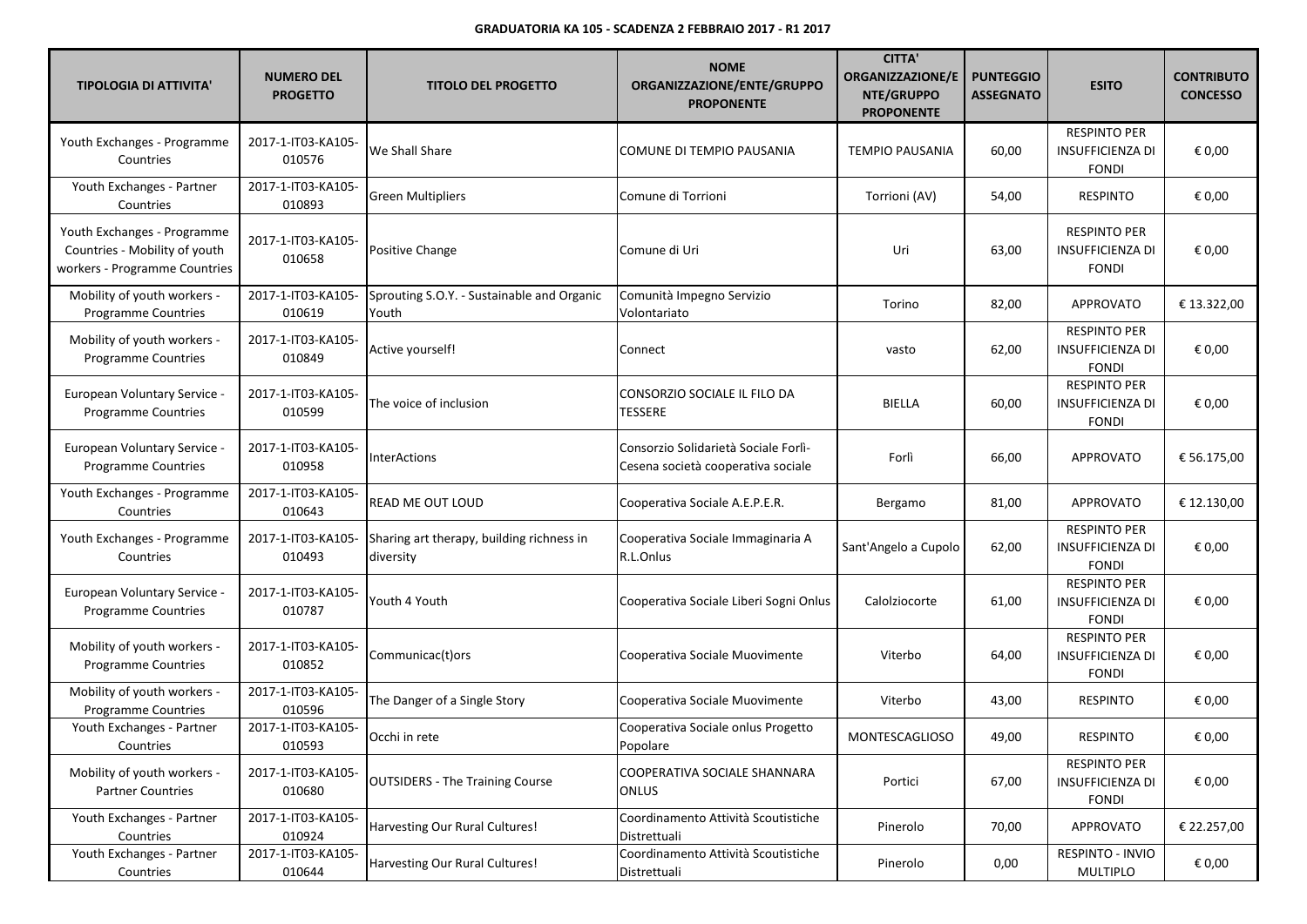**GRADUATORIA KA 105 - SCADENZA 2 FEBBRAIO 2017 - R1 2017**

| TIPOLOGIA DI ATTIVITA' | NUMERO DEL PROGETTO | TITOLO DEL PROGETTO | NOME ORGANIZZAZIONE/ENTE/GRUPPO PROPONENTE | CITTA' ORGANIZZAZIONE/ENTE/GRUPPO PROPONENTE | PUNTEGGIO ASSEGNATO | ESITO | CONTRIBUTO CONCESSO |
|---|---|---|---|---|---|---|---|
| Youth Exchanges - Programme Countries | 2017-1-IT03-KA105-010576 | We Shall Share | COMUNE DI TEMPIO PAUSANIA | TEMPIO PAUSANIA | 60,00 | RESPINTO PER INSUFFICIENZA DI FONDI | € 0,00 |
| Youth Exchanges - Partner Countries | 2017-1-IT03-KA105-010893 | Green Multipliers | Comune di Torrioni | Torrioni (AV) | 54,00 | RESPINTO | € 0,00 |
| Youth Exchanges - Programme Countries - Mobility of youth workers - Programme Countries | 2017-1-IT03-KA105-010658 | Positive Change | Comune di Uri | Uri | 63,00 | RESPINTO PER INSUFFICIENZA DI FONDI | € 0,00 |
| Mobility of youth workers - Programme Countries | 2017-1-IT03-KA105-010619 | Sprouting S.O.Y. - Sustainable and Organic Youth | Comunità Impegno Servizio Volontariato | Torino | 82,00 | APPROVATO | € 13.322,00 |
| Mobility of youth workers - Programme Countries | 2017-1-IT03-KA105-010849 | Active yourself! | Connect | vasto | 62,00 | RESPINTO PER INSUFFICIENZA DI FONDI | € 0,00 |
| European Voluntary Service - Programme Countries | 2017-1-IT03-KA105-010599 | The voice of inclusion | CONSORZIO SOCIALE IL FILO DA TESSERE | BIELLA | 60,00 | RESPINTO PER INSUFFICIENZA DI FONDI | € 0,00 |
| European Voluntary Service - Programme Countries | 2017-1-IT03-KA105-010958 | InterActions | Consorzio Solidarietà Sociale Forlì-Cesena società cooperativa sociale | Forlì | 66,00 | APPROVATO | € 56.175,00 |
| Youth Exchanges - Programme Countries | 2017-1-IT03-KA105-010643 | READ ME OUT LOUD | Cooperativa Sociale A.E.P.E.R. | Bergamo | 81,00 | APPROVATO | € 12.130,00 |
| Youth Exchanges - Programme Countries | 2017-1-IT03-KA105-010493 | Sharing art therapy, building richness in diversity | Cooperativa Sociale Immaginaria A R.L.Onlus | Sant'Angelo a Cupolo | 62,00 | RESPINTO PER INSUFFICIENZA DI FONDI | € 0,00 |
| European Voluntary Service - Programme Countries | 2017-1-IT03-KA105-010787 | Youth 4 Youth | Cooperativa Sociale Liberi Sogni Onlus | Calolziocorte | 61,00 | RESPINTO PER INSUFFICIENZA DI FONDI | € 0,00 |
| Mobility of youth workers - Programme Countries | 2017-1-IT03-KA105-010852 | Communicac(t)ors | Cooperativa Sociale Muovimente | Viterbo | 64,00 | RESPINTO PER INSUFFICIENZA DI FONDI | € 0,00 |
| Mobility of youth workers - Programme Countries | 2017-1-IT03-KA105-010596 | The Danger of a Single Story | Cooperativa Sociale Muovimente | Viterbo | 43,00 | RESPINTO | € 0,00 |
| Youth Exchanges - Partner Countries | 2017-1-IT03-KA105-010593 | Occhi in rete | Cooperativa Sociale onlus Progetto Popolare | MONTESCAGLIOSO | 49,00 | RESPINTO | € 0,00 |
| Mobility of youth workers - Partner Countries | 2017-1-IT03-KA105-010680 | OUTSIDERS - The Training Course | COOPERATIVA SOCIALE SHANNARA ONLUS | Portici | 67,00 | RESPINTO PER INSUFFICIENZA DI FONDI | € 0,00 |
| Youth Exchanges - Partner Countries | 2017-1-IT03-KA105-010924 | Harvesting Our Rural Cultures! | Coordinamento Attività Scoutistiche Distrettuali | Pinerolo | 70,00 | APPROVATO | € 22.257,00 |
| Youth Exchanges - Partner Countries | 2017-1-IT03-KA105-010644 | Harvesting Our Rural Cultures! | Coordinamento Attività Scoutistiche Distrettuali | Pinerolo | 0,00 | RESPINTO - INVIO MULTIPLO | € 0,00 |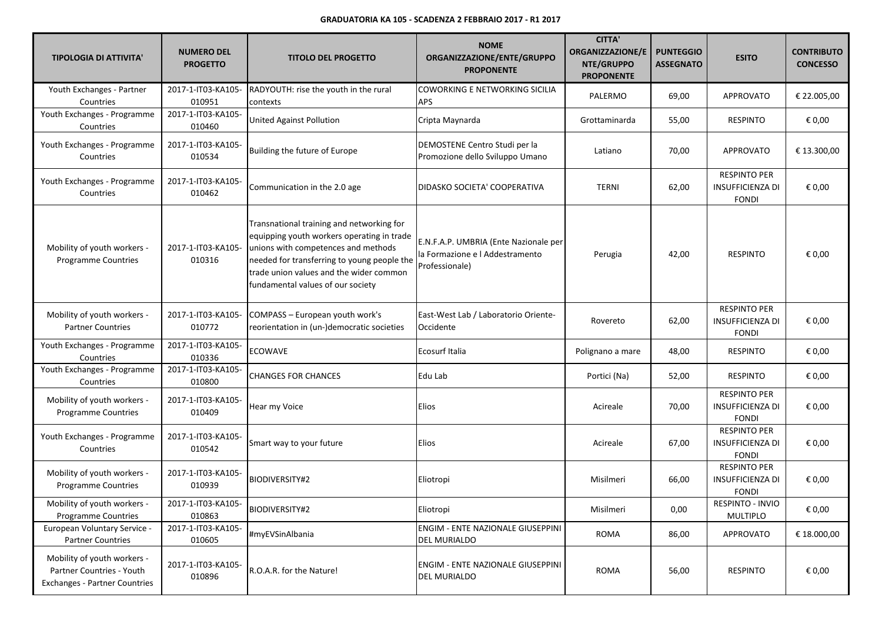**GRADUATORIA KA 105 - SCADENZA 2 FEBBRAIO 2017 - R1 2017**

| TIPOLOGIA DI ATTIVITA' | NUMERO DEL PROGETTO | TITOLO DEL PROGETTO | NOME ORGANIZZAZIONE/ENTE/GRUPPO PROPONENTE | CITTA' ORGANIZZAZIONE/ENTE/GRUPPO PROPONENTE | PUNTEGGIO ASSEGNATO | ESITO | CONTRIBUTO CONCESSO |
|---|---|---|---|---|---|---|---|
| Youth Exchanges - Partner Countries | 2017-1-IT03-KA105-010951 | RADYOUTH: rise the youth in the rural contexts | COWORKING E NETWORKING SICILIA APS | PALERMO | 69,00 | APPROVATO | € 22.005,00 |
| Youth Exchanges - Programme Countries | 2017-1-IT03-KA105-010460 | United Against Pollution | Cripta Maynarda | Grottaminarda | 55,00 | RESPINTO | € 0,00 |
| Youth Exchanges - Programme Countries | 2017-1-IT03-KA105-010534 | Building the future of Europe | DEMOSTENE Centro Studi per la Promozione dello Sviluppo Umano | Latiano | 70,00 | APPROVATO | € 13.300,00 |
| Youth Exchanges - Programme Countries | 2017-1-IT03-KA105-010462 | Communication in the 2.0 age | DIDASKO SOCIETA' COOPERATIVA | TERNI | 62,00 | RESPINTO PER INSUFFICIENZA DI FONDI | € 0,00 |
| Mobility of youth workers - Programme Countries | 2017-1-IT03-KA105-010316 | Transnational training and networking for equipping youth workers operating in trade unions with competences and methods needed for transferring to young people the trade union values and the wider common fundamental values of our society | E.N.F.A.P. UMBRIA (Ente Nazionale per la Formazione e l Addestramento Professionale) | Perugia | 42,00 | RESPINTO | € 0,00 |
| Mobility of youth workers - Partner Countries | 2017-1-IT03-KA105-010772 | COMPASS – European youth work's reorientation in (un-)democratic societies | East-West Lab / Laboratorio Oriente-Occidente | Rovereto | 62,00 | RESPINTO PER INSUFFICIENZA DI FONDI | € 0,00 |
| Youth Exchanges - Programme Countries | 2017-1-IT03-KA105-010336 | ECOWAVE | Ecosurf Italia | Polignano a mare | 48,00 | RESPINTO | € 0,00 |
| Youth Exchanges - Programme Countries | 2017-1-IT03-KA105-010800 | CHANGES FOR CHANCES | Edu Lab | Portici (Na) | 52,00 | RESPINTO | € 0,00 |
| Mobility of youth workers - Programme Countries | 2017-1-IT03-KA105-010409 | Hear my Voice | Elios | Acireale | 70,00 | RESPINTO PER INSUFFICIENZA DI FONDI | € 0,00 |
| Youth Exchanges - Programme Countries | 2017-1-IT03-KA105-010542 | Smart way to your future | Elios | Acireale | 67,00 | RESPINTO PER INSUFFICIENZA DI FONDI | € 0,00 |
| Mobility of youth workers - Programme Countries | 2017-1-IT03-KA105-010939 | BIODIVERSITY#2 | Eliotropi | Misilmeri | 66,00 | RESPINTO PER INSUFFICIENZA DI FONDI | € 0,00 |
| Mobility of youth workers - Programme Countries | 2017-1-IT03-KA105-010863 | BIODIVERSITY#2 | Eliotropi | Misilmeri | 0,00 | RESPINTO - INVIO MULTIPLO | € 0,00 |
| European Voluntary Service - Partner Countries | 2017-1-IT03-KA105-010605 | #myEVSinAlbania | ENGIM - ENTE NAZIONALE GIUSEPPINI DEL MURIALDO | ROMA | 86,00 | APPROVATO | € 18.000,00 |
| Mobility of youth workers - Partner Countries - Youth Exchanges - Partner Countries | 2017-1-IT03-KA105-010896 | R.O.A.R. for the Nature! | ENGIM - ENTE NAZIONALE GIUSEPPINI DEL MURIALDO | ROMA | 56,00 | RESPINTO | € 0,00 |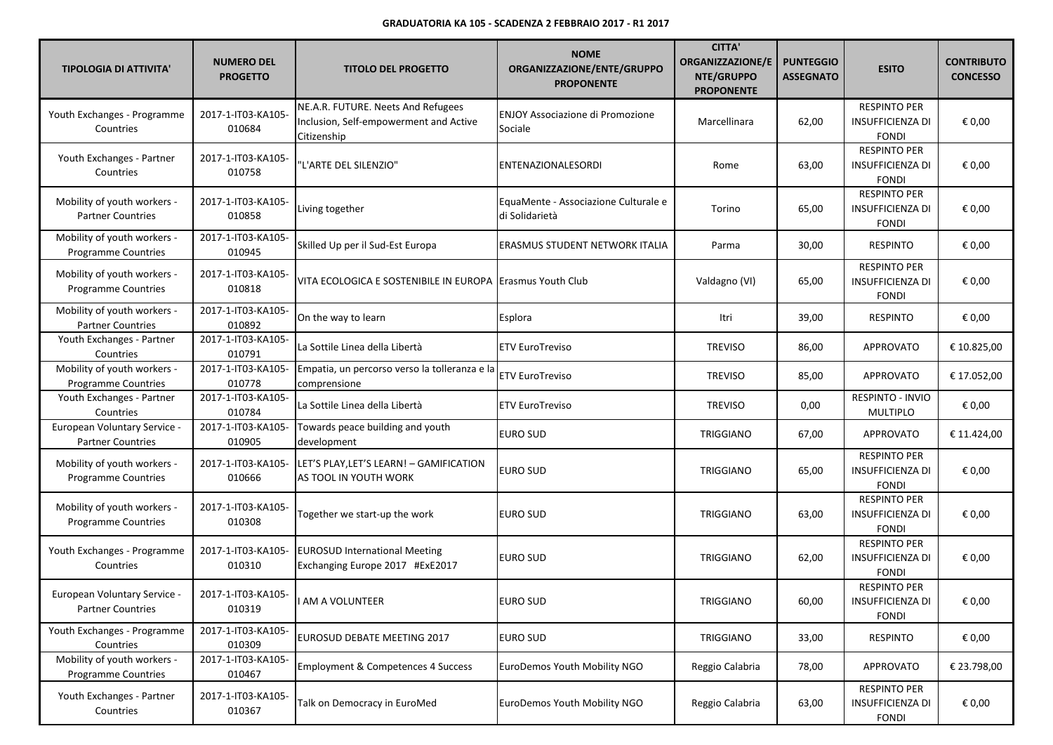**GRADUATORIA KA 105 - SCADENZA 2 FEBBRAIO 2017 - R1 2017**

| TIPOLOGIA DI ATTIVITA' | NUMERO DEL PROGETTO | TITOLO DEL PROGETTO | NOME ORGANIZZAZIONE/ENTE/GRUPPO PROPONENTE | CITTA' ORGANIZZAZIONE/ENTE/GRUPPO PROPONENTE | PUNTEGGIO ASSEGNATO | ESITO | CONTRIBUTO CONCESSO |
|---|---|---|---|---|---|---|---|
| Youth Exchanges - Programme Countries | 2017-1-IT03-KA105-010684 | NE.A.R. FUTURE. Neets And Refugees Inclusion, Self-empowerment and Active Citizenship | ENJOY Associazione di Promozione Sociale | Marcellinara | 62,00 | RESPINTO PER INSUFFICIENZA DI FONDI | € 0,00 |
| Youth Exchanges - Partner Countries | 2017-1-IT03-KA105-010758 | "L'ARTE DEL SILENZIO" | ENTENAZIONALESORDI | Rome | 63,00 | RESPINTO PER INSUFFICIENZA DI FONDI | € 0,00 |
| Mobility of youth workers - Partner Countries | 2017-1-IT03-KA105-010858 | Living together | EquaMente - Associazione Culturale e di Solidarietà | Torino | 65,00 | RESPINTO PER INSUFFICIENZA DI FONDI | € 0,00 |
| Mobility of youth workers - Programme Countries | 2017-1-IT03-KA105-010945 | Skilled Up per il Sud-Est Europa | ERASMUS STUDENT NETWORK ITALIA | Parma | 30,00 | RESPINTO | € 0,00 |
| Mobility of youth workers - Programme Countries | 2017-1-IT03-KA105-010818 | VITA ECOLOGICA E SOSTENIBILE IN EUROPA | Erasmus Youth Club | Valdagno (VI) | 65,00 | RESPINTO PER INSUFFICIENZA DI FONDI | € 0,00 |
| Mobility of youth workers - Partner Countries | 2017-1-IT03-KA105-010892 | On the way to learn | Esplora | Itri | 39,00 | RESPINTO | € 0,00 |
| Youth Exchanges - Partner Countries | 2017-1-IT03-KA105-010791 | La Sottile Linea della Libertà | ETV EuroTreviso | TREVISO | 86,00 | APPROVATO | € 10.825,00 |
| Mobility of youth workers - Programme Countries | 2017-1-IT03-KA105-010778 | Empatia, un percorso verso la tolleranza e la comprensione | ETV EuroTreviso | TREVISO | 85,00 | APPROVATO | € 17.052,00 |
| Youth Exchanges - Partner Countries | 2017-1-IT03-KA105-010784 | La Sottile Linea della Libertà | ETV EuroTreviso | TREVISO | 0,00 | RESPINTO - INVIO MULTIPLO | € 0,00 |
| European Voluntary Service - Partner Countries | 2017-1-IT03-KA105-010905 | Towards peace building and youth development | EURO SUD | TRIGGIANO | 67,00 | APPROVATO | € 11.424,00 |
| Mobility of youth workers - Programme Countries | 2017-1-IT03-KA105-010666 | LET'S PLAY,LET'S LEARN! – GAMIFICATION AS TOOL IN YOUTH WORK | EURO SUD | TRIGGIANO | 65,00 | RESPINTO PER INSUFFICIENZA DI FONDI | € 0,00 |
| Mobility of youth workers - Programme Countries | 2017-1-IT03-KA105-010308 | Together we start-up the work | EURO SUD | TRIGGIANO | 63,00 | RESPINTO PER INSUFFICIENZA DI FONDI | € 0,00 |
| Youth Exchanges - Programme Countries | 2017-1-IT03-KA105-010310 | EUROSUD International Meeting Exchanging Europe 2017 #ExE2017 | EURO SUD | TRIGGIANO | 62,00 | RESPINTO PER INSUFFICIENZA DI FONDI | € 0,00 |
| European Voluntary Service - Partner Countries | 2017-1-IT03-KA105-010319 | I AM A VOLUNTEER | EURO SUD | TRIGGIANO | 60,00 | RESPINTO PER INSUFFICIENZA DI FONDI | € 0,00 |
| Youth Exchanges - Programme Countries | 2017-1-IT03-KA105-010309 | EUROSUD DEBATE MEETING 2017 | EURO SUD | TRIGGIANO | 33,00 | RESPINTO | € 0,00 |
| Mobility of youth workers - Programme Countries | 2017-1-IT03-KA105-010467 | Employment & Competences 4 Success | EuroDemos Youth Mobility NGO | Reggio Calabria | 78,00 | APPROVATO | € 23.798,00 |
| Youth Exchanges - Partner Countries | 2017-1-IT03-KA105-010367 | Talk on Democracy in EuroMed | EuroDemos Youth Mobility NGO | Reggio Calabria | 63,00 | RESPINTO PER INSUFFICIENZA DI FONDI | € 0,00 |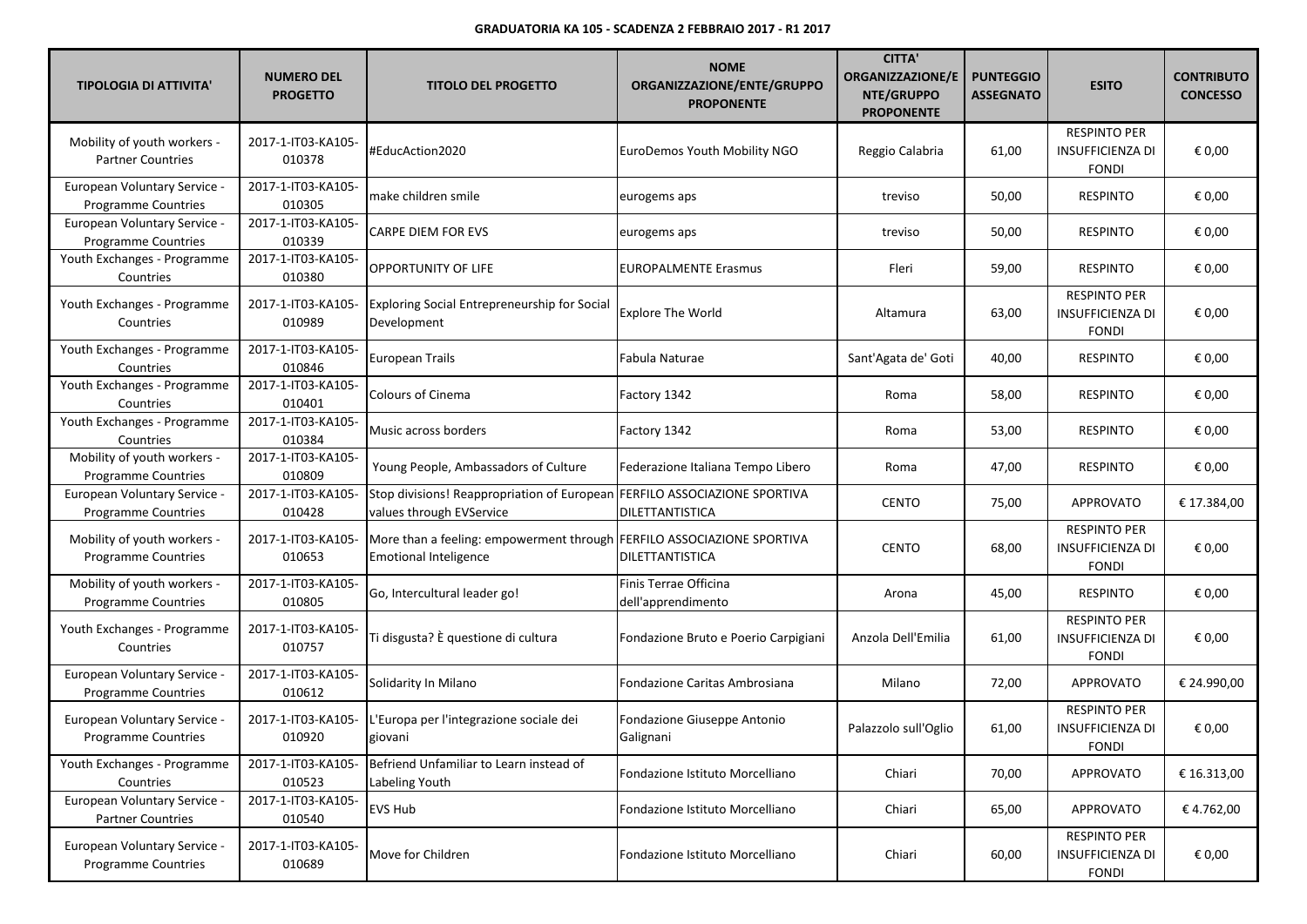**GRADUATORIA KA 105 - SCADENZA 2 FEBBRAIO 2017 - R1 2017**

| TIPOLOGIA DI ATTIVITA' | NUMERO DEL PROGETTO | TITOLO DEL PROGETTO | NOME ORGANIZZAZIONE/ENTE/GRUPPO PROPONENTE | CITTA' ORGANIZZAZIONE/ENTE/GRUPPO PROPONENTE | PUNTEGGIO ASSEGNATO | ESITO | CONTRIBUTO CONCESSO |
|---|---|---|---|---|---|---|---|
| Mobility of youth workers - Partner Countries | 2017-1-IT03-KA105-010378 | #EducAction2020 | EuroDemos Youth Mobility NGO | Reggio Calabria | 61,00 | RESPINTO PER INSUFFICIENZA DI FONDI | € 0,00 |
| European Voluntary Service - Programme Countries | 2017-1-IT03-KA105-010305 | make children smile | eurogems aps | treviso | 50,00 | RESPINTO | € 0,00 |
| European Voluntary Service - Programme Countries | 2017-1-IT03-KA105-010339 | CARPE DIEM FOR EVS | eurogems aps | treviso | 50,00 | RESPINTO | € 0,00 |
| Youth Exchanges - Programme Countries | 2017-1-IT03-KA105-010380 | OPPORTUNITY OF LIFE | EUROPALMENTE Erasmus | Fleri | 59,00 | RESPINTO | € 0,00 |
| Youth Exchanges - Programme Countries | 2017-1-IT03-KA105-010989 | Exploring Social Entrepreneurship for Social Development | Explore The World | Altamura | 63,00 | RESPINTO PER INSUFFICIENZA DI FONDI | € 0,00 |
| Youth Exchanges - Programme Countries | 2017-1-IT03-KA105-010846 | European Trails | Fabula Naturae | Sant'Agata de' Goti | 40,00 | RESPINTO | € 0,00 |
| Youth Exchanges - Programme Countries | 2017-1-IT03-KA105-010401 | Colours of Cinema | Factory 1342 | Roma | 58,00 | RESPINTO | € 0,00 |
| Youth Exchanges - Programme Countries | 2017-1-IT03-KA105-010384 | Music across borders | Factory 1342 | Roma | 53,00 | RESPINTO | € 0,00 |
| Mobility of youth workers - Programme Countries | 2017-1-IT03-KA105-010809 | Young People, Ambassadors of Culture | Federazione Italiana Tempo Libero | Roma | 47,00 | RESPINTO | € 0,00 |
| European Voluntary Service - Programme Countries | 2017-1-IT03-KA105-010428 | Stop divisions! Reappropriation of European values through EVService | FERFILO ASSOCIAZIONE SPORTIVA DILETTANTISTICA | CENTO | 75,00 | APPROVATO | € 17.384,00 |
| Mobility of youth workers - Programme Countries | 2017-1-IT03-KA105-010653 | More than a feeling: empowerment through Emotional Inteligence | FERFILO ASSOCIAZIONE SPORTIVA DILETTANTISTICA | CENTO | 68,00 | RESPINTO PER INSUFFICIENZA DI FONDI | € 0,00 |
| Mobility of youth workers - Programme Countries | 2017-1-IT03-KA105-010805 | Go, Intercultural leader go! | Finis Terrae Officina dell'apprendimento | Arona | 45,00 | RESPINTO | € 0,00 |
| Youth Exchanges - Programme Countries | 2017-1-IT03-KA105-010757 | Ti disgusta? È questione di cultura | Fondazione Bruto e Poerio Carpigiani | Anzola Dell'Emilia | 61,00 | RESPINTO PER INSUFFICIENZA DI FONDI | € 0,00 |
| European Voluntary Service - Programme Countries | 2017-1-IT03-KA105-010612 | Solidarity In Milano | Fondazione Caritas Ambrosiana | Milano | 72,00 | APPROVATO | € 24.990,00 |
| European Voluntary Service - Programme Countries | 2017-1-IT03-KA105-010920 | L'Europa per l'integrazione sociale dei giovani | Fondazione Giuseppe Antonio Galignani | Palazzolo sull'Oglio | 61,00 | RESPINTO PER INSUFFICIENZA DI FONDI | € 0,00 |
| Youth Exchanges - Programme Countries | 2017-1-IT03-KA105-010523 | Befriend Unfamiliar to Learn instead of Labeling Youth | Fondazione Istituto Morcelliano | Chiari | 70,00 | APPROVATO | € 16.313,00 |
| European Voluntary Service - Partner Countries | 2017-1-IT03-KA105-010540 | EVS Hub | Fondazione Istituto Morcelliano | Chiari | 65,00 | APPROVATO | € 4.762,00 |
| European Voluntary Service - Programme Countries | 2017-1-IT03-KA105-010689 | Move for Children | Fondazione Istituto Morcelliano | Chiari | 60,00 | RESPINTO PER INSUFFICIENZA DI FONDI | € 0,00 |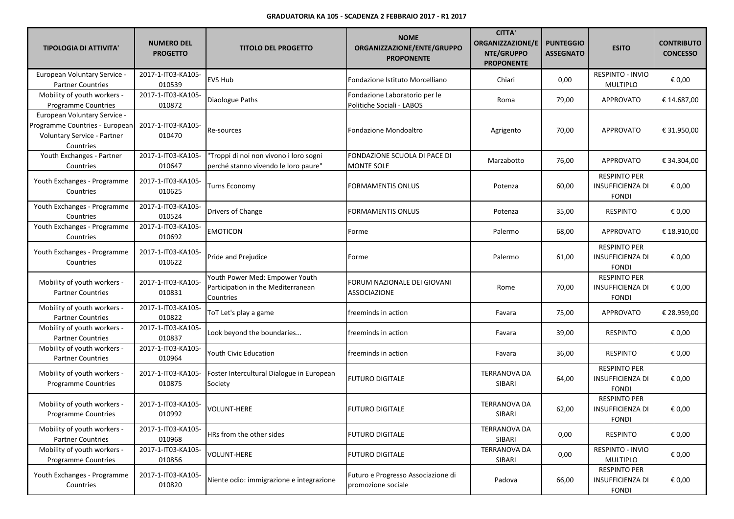**GRADUATORIA KA 105 - SCADENZA 2 FEBBRAIO 2017 - R1 2017**

| TIPOLOGIA DI ATTIVITA' | NUMERO DEL PROGETTO | TITOLO DEL PROGETTO | NOME ORGANIZZAZIONE/ENTE/GRUPPO PROPONENTE | CITTA' ORGANIZZAZIONE/ENTE/GRUPPO PROPONENTE | PUNTEGGIO ASSEGNATO | ESITO | CONTRIBUTO CONCESSO |
|---|---|---|---|---|---|---|---|
| European Voluntary Service - Partner Countries | 2017-1-IT03-KA105-010539 | EVS Hub | Fondazione Istituto Morcelliano | Chiari | 0,00 | RESPINTO - INVIO MULTIPLO | € 0,00 |
| Mobility of youth workers - Programme Countries | 2017-1-IT03-KA105-010872 | Diaologue Paths | Fondazione Laboratorio per le Politiche Sociali - LABOS | Roma | 79,00 | APPROVATO | € 14.687,00 |
| European Voluntary Service - Programme Countries - European Voluntary Service - Partner Countries | 2017-1-IT03-KA105-010470 | Re-sources | Fondazione Mondoaltro | Agrigento | 70,00 | APPROVATO | € 31.950,00 |
| Youth Exchanges - Partner Countries | 2017-1-IT03-KA105-010647 | "Troppi di noi non vivono i loro sogni perché stanno vivendo le loro paure" | FONDAZIONE SCUOLA DI PACE DI MONTE SOLE | Marzabotto | 76,00 | APPROVATO | € 34.304,00 |
| Youth Exchanges - Programme Countries | 2017-1-IT03-KA105-010625 | Turns Economy | FORMAMENTIS ONLUS | Potenza | 60,00 | RESPINTO PER INSUFFICIENZA DI FONDI | € 0,00 |
| Youth Exchanges - Programme Countries | 2017-1-IT03-KA105-010524 | Drivers of Change | FORMAMENTIS ONLUS | Potenza | 35,00 | RESPINTO | € 0,00 |
| Youth Exchanges - Programme Countries | 2017-1-IT03-KA105-010692 | EMOTICON | Forme | Palermo | 68,00 | APPROVATO | € 18.910,00 |
| Youth Exchanges - Programme Countries | 2017-1-IT03-KA105-010622 | Pride and Prejudice | Forme | Palermo | 61,00 | RESPINTO PER INSUFFICIENZA DI FONDI | € 0,00 |
| Mobility of youth workers - Partner Countries | 2017-1-IT03-KA105-010831 | Youth Power Med: Empower Youth Participation in the Mediterranean Countries | FORUM NAZIONALE DEI GIOVANI ASSOCIAZIONE | Rome | 70,00 | RESPINTO PER INSUFFICIENZA DI FONDI | € 0,00 |
| Mobility of youth workers - Partner Countries | 2017-1-IT03-KA105-010822 | ToT Let's play a game | freeminds in action | Favara | 75,00 | APPROVATO | € 28.959,00 |
| Mobility of youth workers - Partner Countries | 2017-1-IT03-KA105-010837 | Look beyond the boundaries... | freeminds in action | Favara | 39,00 | RESPINTO | € 0,00 |
| Mobility of youth workers - Partner Countries | 2017-1-IT03-KA105-010964 | Youth Civic Education | freeminds in action | Favara | 36,00 | RESPINTO | € 0,00 |
| Mobility of youth workers - Programme Countries | 2017-1-IT03-KA105-010875 | Foster Intercultural Dialogue in European Society | FUTURO DIGITALE | TERRANOVA DA SIBARI | 64,00 | RESPINTO PER INSUFFICIENZA DI FONDI | € 0,00 |
| Mobility of youth workers - Programme Countries | 2017-1-IT03-KA105-010992 | VOLUNT-HERE | FUTURO DIGITALE | TERRANOVA DA SIBARI | 62,00 | RESPINTO PER INSUFFICIENZA DI FONDI | € 0,00 |
| Mobility of youth workers - Partner Countries | 2017-1-IT03-KA105-010968 | HRs from the other sides | FUTURO DIGITALE | TERRANOVA DA SIBARI | 0,00 | RESPINTO | € 0,00 |
| Mobility of youth workers - Programme Countries | 2017-1-IT03-KA105-010856 | VOLUNT-HERE | FUTURO DIGITALE | TERRANOVA DA SIBARI | 0,00 | RESPINTO - INVIO MULTIPLO | € 0,00 |
| Youth Exchanges - Programme Countries | 2017-1-IT03-KA105-010820 | Niente odio: immigrazione e integrazione | Futuro e Progresso Associazione di promozione sociale | Padova | 66,00 | RESPINTO PER INSUFFICIENZA DI FONDI | € 0,00 |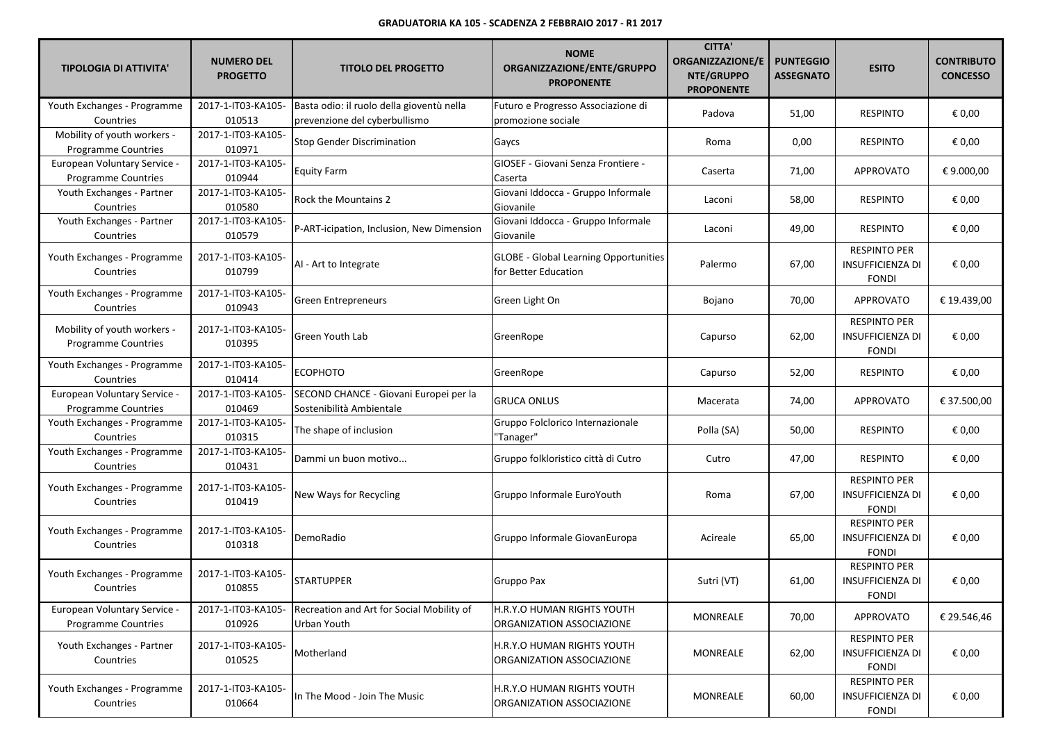**GRADUATORIA KA 105 - SCADENZA 2 FEBBRAIO 2017 - R1 2017**

| TIPOLOGIA DI ATTIVITA' | NUMERO DEL PROGETTO | TITOLO DEL PROGETTO | NOME ORGANIZZAZIONE/ENTE/GRUPPO PROPONENTE | CITTA' ORGANIZZAZIONE/ENTE/GRUPPO PROPONENTE | PUNTEGGIO ASSEGNATO | ESITO | CONTRIBUTO CONCESSO |
|---|---|---|---|---|---|---|---|
| Youth Exchanges - Programme Countries | 2017-1-IT03-KA105-010513 | Basta odio: il ruolo della gioventù nella prevenzione del cyberbullismo | Futuro e Progresso Associazione di promozione sociale | Padova | 51,00 | RESPINTO | € 0,00 |
| Mobility of youth workers - Programme Countries | 2017-1-IT03-KA105-010971 | Stop Gender Discrimination | Gaycs | Roma | 0,00 | RESPINTO | € 0,00 |
| European Voluntary Service - Programme Countries | 2017-1-IT03-KA105-010944 | Equity Farm | GIOSEF - Giovani Senza Frontiere - Caserta | Caserta | 71,00 | APPROVATO | € 9.000,00 |
| Youth Exchanges - Partner Countries | 2017-1-IT03-KA105-010580 | Rock the Mountains 2 | Giovani Iddocca - Gruppo Informale Giovanile | Laconi | 58,00 | RESPINTO | € 0,00 |
| Youth Exchanges - Partner Countries | 2017-1-IT03-KA105-010579 | P-ART-icipation, Inclusion, New Dimension | Giovani Iddocca - Gruppo Informale Giovanile | Laconi | 49,00 | RESPINTO | € 0,00 |
| Youth Exchanges - Programme Countries | 2017-1-IT03-KA105-010799 | AI - Art to Integrate | GLOBE - Global Learning Opportunities for Better Education | Palermo | 67,00 | RESPINTO PER INSUFFICIENZA DI FONDI | € 0,00 |
| Youth Exchanges - Programme Countries | 2017-1-IT03-KA105-010943 | Green Entrepreneurs | Green Light On | Bojano | 70,00 | APPROVATO | € 19.439,00 |
| Mobility of youth workers - Programme Countries | 2017-1-IT03-KA105-010395 | Green Youth Lab | GreenRope | Capurso | 62,00 | RESPINTO PER INSUFFICIENZA DI FONDI | € 0,00 |
| Youth Exchanges - Programme Countries | 2017-1-IT03-KA105-010414 | ECOPHOTO | GreenRope | Capurso | 52,00 | RESPINTO | € 0,00 |
| European Voluntary Service - Programme Countries | 2017-1-IT03-KA105-010469 | SECOND CHANCE - Giovani Europei per la Sostenibilità Ambientale | GRUCA ONLUS | Macerata | 74,00 | APPROVATO | € 37.500,00 |
| Youth Exchanges - Programme Countries | 2017-1-IT03-KA105-010315 | The shape of inclusion | Gruppo Folclorico Internazionale "Tanager" | Polla (SA) | 50,00 | RESPINTO | € 0,00 |
| Youth Exchanges - Programme Countries | 2017-1-IT03-KA105-010431 | Dammi un buon motivo... | Gruppo folkloristico città di Cutro | Cutro | 47,00 | RESPINTO | € 0,00 |
| Youth Exchanges - Programme Countries | 2017-1-IT03-KA105-010419 | New Ways for Recycling | Gruppo Informale EuroYouth | Roma | 67,00 | RESPINTO PER INSUFFICIENZA DI FONDI | € 0,00 |
| Youth Exchanges - Programme Countries | 2017-1-IT03-KA105-010318 | DemoRadio | Gruppo Informale GiovanEuropa | Acireale | 65,00 | RESPINTO PER INSUFFICIENZA DI FONDI | € 0,00 |
| Youth Exchanges - Programme Countries | 2017-1-IT03-KA105-010855 | STARTUPPER | Gruppo Pax | Sutri (VT) | 61,00 | RESPINTO PER INSUFFICIENZA DI FONDI | € 0,00 |
| European Voluntary Service - Programme Countries | 2017-1-IT03-KA105-010926 | Recreation and Art for Social Mobility of Urban Youth | H.R.Y.O HUMAN RIGHTS YOUTH ORGANIZATION ASSOCIAZIONE | MONREALE | 70,00 | APPROVATO | € 29.546,46 |
| Youth Exchanges - Partner Countries | 2017-1-IT03-KA105-010525 | Motherland | H.R.Y.O HUMAN RIGHTS YOUTH ORGANIZATION ASSOCIAZIONE | MONREALE | 62,00 | RESPINTO PER INSUFFICIENZA DI FONDI | € 0,00 |
| Youth Exchanges - Programme Countries | 2017-1-IT03-KA105-010664 | In The Mood - Join The Music | H.R.Y.O HUMAN RIGHTS YOUTH ORGANIZATION ASSOCIAZIONE | MONREALE | 60,00 | RESPINTO PER INSUFFICIENZA DI FONDI | € 0,00 |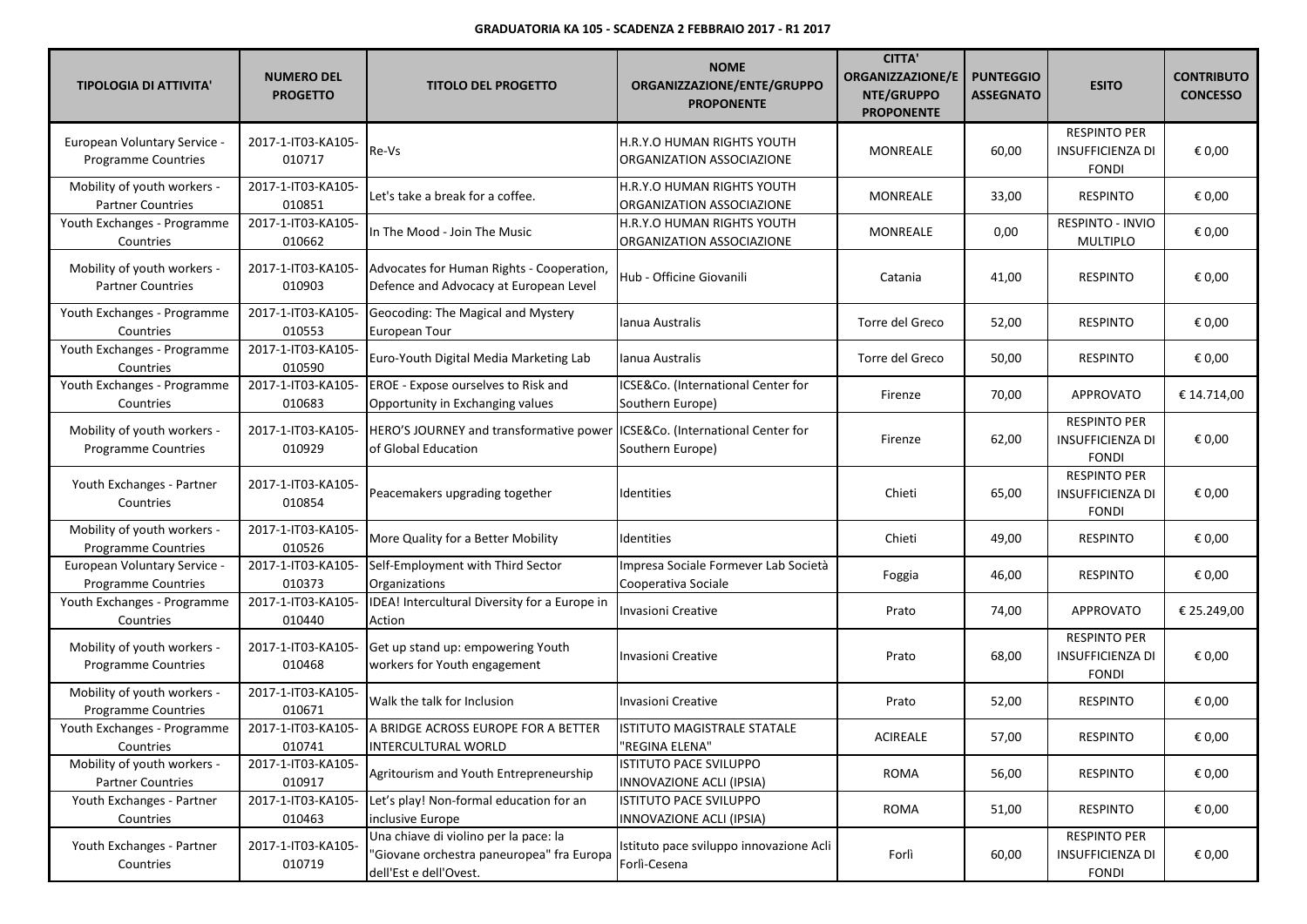**GRADUATORIA KA 105 - SCADENZA 2 FEBBRAIO 2017 - R1 2017**

| TIPOLOGIA DI ATTIVITA' | NUMERO DEL PROGETTO | TITOLO DEL PROGETTO | NOME ORGANIZZAZIONE/ENTE/GRUPPO PROPONENTE | CITTA' ORGANIZZAZIONE/ENTE/GRUPPO PROPONENTE | PUNTEGGIO ASSEGNATO | ESITO | CONTRIBUTO CONCESSO |
|---|---|---|---|---|---|---|---|
| European Voluntary Service - Programme Countries | 2017-1-IT03-KA105-010717 | Re-Vs | H.R.Y.O HUMAN RIGHTS YOUTH ORGANIZATION ASSOCIAZIONE | MONREALE | 60,00 | RESPINTO PER INSUFFICIENZA DI FONDI | € 0,00 |
| Mobility of youth workers - Partner Countries | 2017-1-IT03-KA105-010851 | Let's take a break for a coffee. | H.R.Y.O HUMAN RIGHTS YOUTH ORGANIZATION ASSOCIAZIONE | MONREALE | 33,00 | RESPINTO | € 0,00 |
| Youth Exchanges - Programme Countries | 2017-1-IT03-KA105-010662 | In The Mood - Join The Music | H.R.Y.O HUMAN RIGHTS YOUTH ORGANIZATION ASSOCIAZIONE | MONREALE | 0,00 | RESPINTO - INVIO MULTIPLO | € 0,00 |
| Mobility of youth workers - Partner Countries | 2017-1-IT03-KA105-010903 | Advocates for Human Rights - Cooperation, Defence and Advocacy at European Level | Hub - Officine Giovanili | Catania | 41,00 | RESPINTO | € 0,00 |
| Youth Exchanges - Programme Countries | 2017-1-IT03-KA105-010553 | Geocoding: The Magical and Mystery European Tour | Ianua Australis | Torre del Greco | 52,00 | RESPINTO | € 0,00 |
| Youth Exchanges - Programme Countries | 2017-1-IT03-KA105-010590 | Euro-Youth Digital Media Marketing Lab | Ianua Australis | Torre del Greco | 50,00 | RESPINTO | € 0,00 |
| Youth Exchanges - Programme Countries | 2017-1-IT03-KA105-010683 | EROE - Expose ourselves to Risk and Opportunity in Exchanging values | ICSE&Co. (International Center for Southern Europe) | Firenze | 70,00 | APPROVATO | € 14.714,00 |
| Mobility of youth workers - Programme Countries | 2017-1-IT03-KA105-010929 | HERO'S JOURNEY and transformative power of Global Education | ICSE&Co. (International Center for Southern Europe) | Firenze | 62,00 | RESPINTO PER INSUFFICIENZA DI FONDI | € 0,00 |
| Youth Exchanges - Partner Countries | 2017-1-IT03-KA105-010854 | Peacemakers upgrading together | Identities | Chieti | 65,00 | RESPINTO PER INSUFFICIENZA DI FONDI | € 0,00 |
| Mobility of youth workers - Programme Countries | 2017-1-IT03-KA105-010526 | More Quality for a Better Mobility | Identities | Chieti | 49,00 | RESPINTO | € 0,00 |
| European Voluntary Service - Programme Countries | 2017-1-IT03-KA105-010373 | Self-Employment with Third Sector Organizations | Impresa Sociale Formever Lab Società Cooperativa Sociale | Foggia | 46,00 | RESPINTO | € 0,00 |
| Youth Exchanges - Programme Countries | 2017-1-IT03-KA105-010440 | IDEA! Intercultural Diversity for a Europe in Action | Invasioni Creative | Prato | 74,00 | APPROVATO | € 25.249,00 |
| Mobility of youth workers - Programme Countries | 2017-1-IT03-KA105-010468 | Get up stand up: empowering Youth workers for Youth engagement | Invasioni Creative | Prato | 68,00 | RESPINTO PER INSUFFICIENZA DI FONDI | € 0,00 |
| Mobility of youth workers - Programme Countries | 2017-1-IT03-KA105-010671 | Walk the talk for Inclusion | Invasioni Creative | Prato | 52,00 | RESPINTO | € 0,00 |
| Youth Exchanges - Programme Countries | 2017-1-IT03-KA105-010741 | A BRIDGE ACROSS EUROPE FOR A BETTER INTERCULTURAL WORLD | ISTITUTO MAGISTRALE STATALE "REGINA ELENA" | ACIREALE | 57,00 | RESPINTO | € 0,00 |
| Mobility of youth workers - Partner Countries | 2017-1-IT03-KA105-010917 | Agritourism and Youth Entrepreneurship | ISTITUTO PACE SVILUPPO INNOVAZIONE ACLI (IPSIA) | ROMA | 56,00 | RESPINTO | € 0,00 |
| Youth Exchanges - Partner Countries | 2017-1-IT03-KA105-010463 | Let's play! Non-formal education for an inclusive Europe | ISTITUTO PACE SVILUPPO INNOVAZIONE ACLI (IPSIA) | ROMA | 51,00 | RESPINTO | € 0,00 |
| Youth Exchanges - Partner Countries | 2017-1-IT03-KA105-010719 | Una chiave di violino per la pace: la "Giovane orchestra paneuropea" fra Europa dell'Est e dell'Ovest. | Istituto pace sviluppo innovazione Acli Forlì-Cesena | Forlì | 60,00 | RESPINTO PER INSUFFICIENZA DI FONDI | € 0,00 |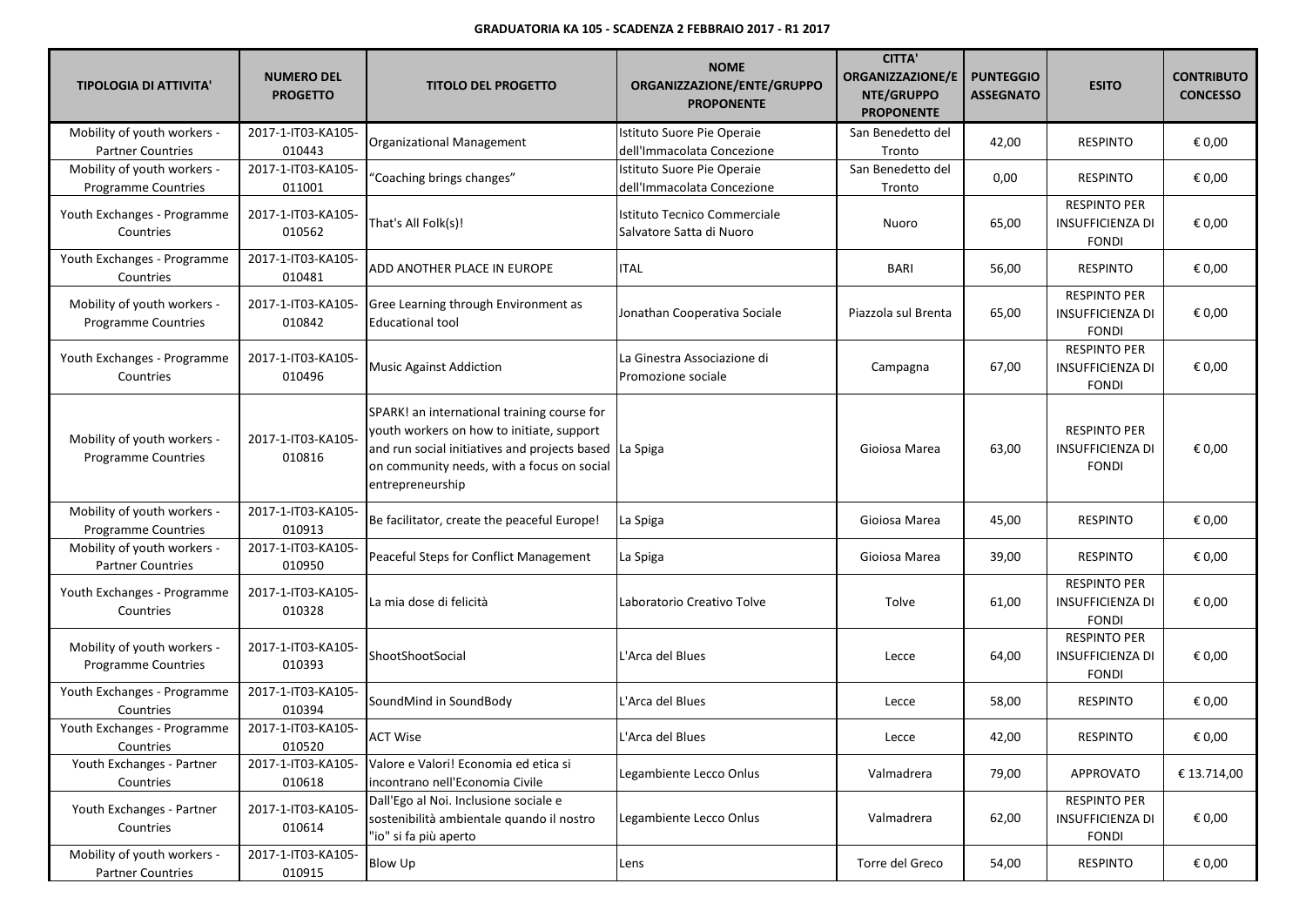**GRADUATORIA KA 105 - SCADENZA 2 FEBBRAIO 2017 - R1 2017**

| TIPOLOGIA DI ATTIVITA' | NUMERO DEL PROGETTO | TITOLO DEL PROGETTO | NOME ORGANIZZAZIONE/ENTE/GRUPPO PROPONENTE | CITTA' ORGANIZZAZIONE/ENTE/GRUPPO PROPONENTE | PUNTEGGIO ASSEGNATO | ESITO | CONTRIBUTO CONCESSO |
|---|---|---|---|---|---|---|---|
| Mobility of youth workers - Partner Countries | 2017-1-IT03-KA105-010443 | Organizational Management | Istituto Suore Pie Operaie dell'Immacolata Concezione | San Benedetto del Tronto | 42,00 | RESPINTO | € 0,00 |
| Mobility of youth workers - Programme Countries | 2017-1-IT03-KA105-011001 | "Coaching brings changes" | Istituto Suore Pie Operaie dell'Immacolata Concezione | San Benedetto del Tronto | 0,00 | RESPINTO | € 0,00 |
| Youth Exchanges - Programme Countries | 2017-1-IT03-KA105-010562 | That's All Folk(s)! | Istituto Tecnico Commerciale Salvatore Satta di Nuoro | Nuoro | 65,00 | RESPINTO PER INSUFFICIENZA DI FONDI | € 0,00 |
| Youth Exchanges - Programme Countries | 2017-1-IT03-KA105-010481 | ADD ANOTHER PLACE IN EUROPE | ITAL | BARI | 56,00 | RESPINTO | € 0,00 |
| Mobility of youth workers - Programme Countries | 2017-1-IT03-KA105-010842 | Gree Learning through Environment as Educational tool | Jonathan Cooperativa Sociale | Piazzola sul Brenta | 65,00 | RESPINTO PER INSUFFICIENZA DI FONDI | € 0,00 |
| Youth Exchanges - Programme Countries | 2017-1-IT03-KA105-010496 | Music Against Addiction | La Ginestra Associazione di Promozione sociale | Campagna | 67,00 | RESPINTO PER INSUFFICIENZA DI FONDI | € 0,00 |
| Mobility of youth workers - Programme Countries | 2017-1-IT03-KA105-010816 | SPARK! an international training course for youth workers on how to initiate, support and run social initiatives and projects based on community needs, with a focus on social entrepreneurship | La Spiga | Gioiosa Marea | 63,00 | RESPINTO PER INSUFFICIENZA DI FONDI | € 0,00 |
| Mobility of youth workers - Programme Countries | 2017-1-IT03-KA105-010913 | Be facilitator, create the peaceful Europe! | La Spiga | Gioiosa Marea | 45,00 | RESPINTO | € 0,00 |
| Mobility of youth workers - Partner Countries | 2017-1-IT03-KA105-010950 | Peaceful Steps for Conflict Management | La Spiga | Gioiosa Marea | 39,00 | RESPINTO | € 0,00 |
| Youth Exchanges - Programme Countries | 2017-1-IT03-KA105-010328 | La mia dose di felicità | Laboratorio Creativo Tolve | Tolve | 61,00 | RESPINTO PER INSUFFICIENZA DI FONDI | € 0,00 |
| Mobility of youth workers - Programme Countries | 2017-1-IT03-KA105-010393 | ShootShootSocial | L'Arca del Blues | Lecce | 64,00 | RESPINTO PER INSUFFICIENZA DI FONDI | € 0,00 |
| Youth Exchanges - Programme Countries | 2017-1-IT03-KA105-010394 | SoundMind in SoundBody | L'Arca del Blues | Lecce | 58,00 | RESPINTO | € 0,00 |
| Youth Exchanges - Programme Countries | 2017-1-IT03-KA105-010520 | ACT Wise | L'Arca del Blues | Lecce | 42,00 | RESPINTO | € 0,00 |
| Youth Exchanges - Partner Countries | 2017-1-IT03-KA105-010618 | Valore e Valori! Economia ed etica si incontrano nell'Economia Civile | Legambiente Lecco Onlus | Valmadrera | 79,00 | APPROVATO | € 13.714,00 |
| Youth Exchanges - Partner Countries | 2017-1-IT03-KA105-010614 | Dall'Ego al Noi. Inclusione sociale e sostenibilità ambientale quando il nostro "io" si fa più aperto | Legambiente Lecco Onlus | Valmadrera | 62,00 | RESPINTO PER INSUFFICIENZA DI FONDI | € 0,00 |
| Mobility of youth workers - Partner Countries | 2017-1-IT03-KA105-010915 | Blow Up | Lens | Torre del Greco | 54,00 | RESPINTO | € 0,00 |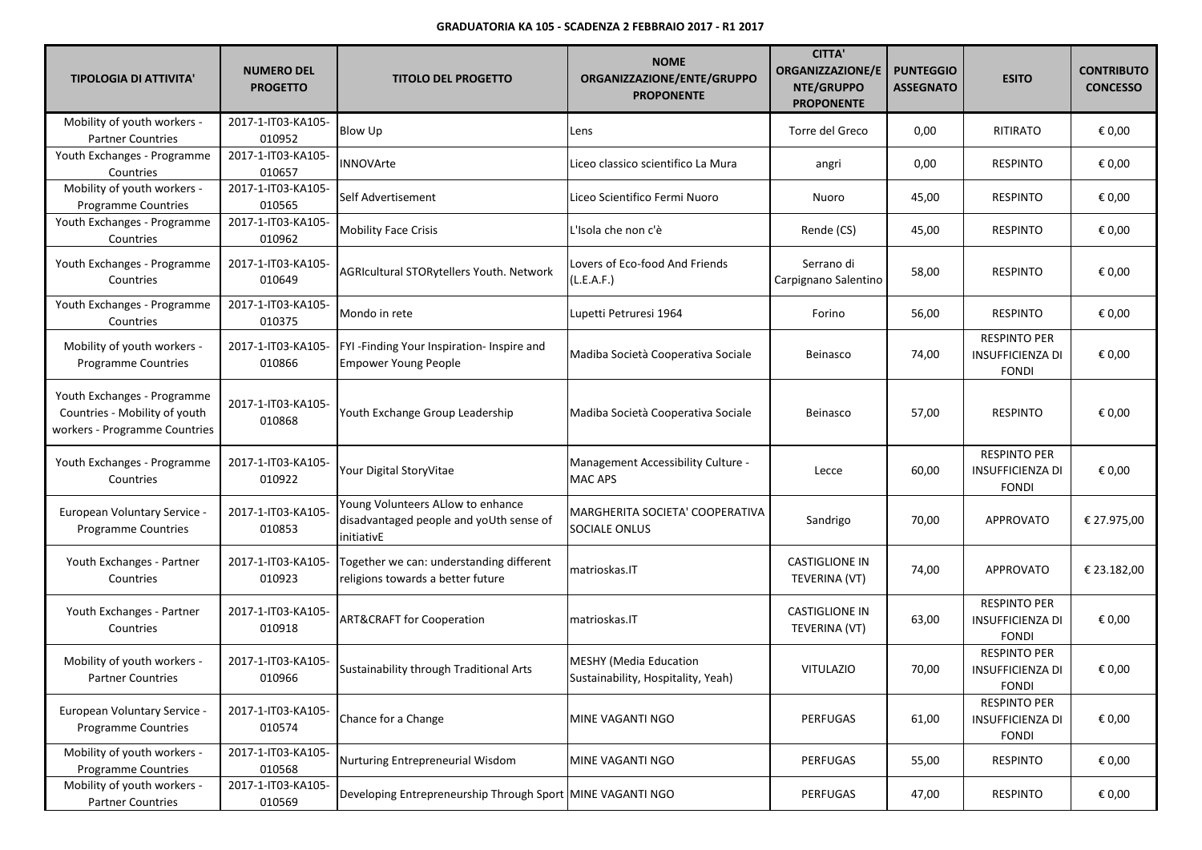**GRADUATORIA KA 105 - SCADENZA 2 FEBBRAIO 2017 - R1 2017**

| TIPOLOGIA DI ATTIVITA' | NUMERO DEL PROGETTO | TITOLO DEL PROGETTO | NOME ORGANIZZAZIONE/ENTE/GRUPPO PROPONENTE | CITTA' ORGANIZZAZIONE/ENTE/GRUPPO PROPONENTE | PUNTEGGIO ASSEGNATO | ESITO | CONTRIBUTO CONCESSO |
|---|---|---|---|---|---|---|---|
| Mobility of youth workers - Partner Countries | 2017-1-IT03-KA105-010952 | Blow Up | Lens | Torre del Greco | 0,00 | RITIRATO | € 0,00 |
| Youth Exchanges - Programme Countries | 2017-1-IT03-KA105-010657 | INNOVArte | Liceo classico scientifico La Mura | angri | 0,00 | RESPINTO | € 0,00 |
| Mobility of youth workers - Programme Countries | 2017-1-IT03-KA105-010565 | Self Advertisement | Liceo Scientifico Fermi Nuoro | Nuoro | 45,00 | RESPINTO | € 0,00 |
| Youth Exchanges - Programme Countries | 2017-1-IT03-KA105-010962 | Mobility Face Crisis | L'Isola che non c'è | Rende (CS) | 45,00 | RESPINTO | € 0,00 |
| Youth Exchanges - Programme Countries | 2017-1-IT03-KA105-010649 | AGRIcultural STORytellers Youth. Network | Lovers of Eco-food And Friends (L.E.A.F.) | Serrano di Carpignano Salentino | 58,00 | RESPINTO | € 0,00 |
| Youth Exchanges - Programme Countries | 2017-1-IT03-KA105-010375 | Mondo in rete | Lupetti Petruresi 1964 | Forino | 56,00 | RESPINTO | € 0,00 |
| Mobility of youth workers - Programme Countries | 2017-1-IT03-KA105-010866 | FYI -Finding Your Inspiration- Inspire and Empower Young People | Madiba Società Cooperativa Sociale | Beinasco | 74,00 | RESPINTO PER INSUFFICIENZA DI FONDI | € 0,00 |
| Youth Exchanges - Programme Countries - Mobility of youth workers - Programme Countries | 2017-1-IT03-KA105-010868 | Youth Exchange Group Leadership | Madiba Società Cooperativa Sociale | Beinasco | 57,00 | RESPINTO | € 0,00 |
| Youth Exchanges - Programme Countries | 2017-1-IT03-KA105-010922 | Your Digital StoryVitae | Management Accessibility Culture - MAC APS | Lecce | 60,00 | RESPINTO PER INSUFFICIENZA DI FONDI | € 0,00 |
| European Voluntary Service - Programme Countries | 2017-1-IT03-KA105-010853 | Young Volunteers ALlow to enhance disadvantaged people and yoUth sense of initiativE | MARGHERITA SOCIETA' COOPERATIVA SOCIALE ONLUS | Sandrigo | 70,00 | APPROVATO | € 27.975,00 |
| Youth Exchanges - Partner Countries | 2017-1-IT03-KA105-010923 | Together we can: understanding different religions towards a better future | matrioskas.IT | CASTIGLIONE IN TEVERINA (VT) | 74,00 | APPROVATO | € 23.182,00 |
| Youth Exchanges - Partner Countries | 2017-1-IT03-KA105-010918 | ART&CRAFT for Cooperation | matrioskas.IT | CASTIGLIONE IN TEVERINA (VT) | 63,00 | RESPINTO PER INSUFFICIENZA DI FONDI | € 0,00 |
| Mobility of youth workers - Partner Countries | 2017-1-IT03-KA105-010966 | Sustainability through Traditional Arts | MESHY (Media Education Sustainability, Hospitality, Yeah) | VITULAZIO | 70,00 | RESPINTO PER INSUFFICIENZA DI FONDI | € 0,00 |
| European Voluntary Service - Programme Countries | 2017-1-IT03-KA105-010574 | Chance for a Change | MINE VAGANTI NGO | PERFUGAS | 61,00 | RESPINTO PER INSUFFICIENZA DI FONDI | € 0,00 |
| Mobility of youth workers - Programme Countries | 2017-1-IT03-KA105-010568 | Nurturing Entrepreneurial Wisdom | MINE VAGANTI NGO | PERFUGAS | 55,00 | RESPINTO | € 0,00 |
| Mobility of youth workers - Partner Countries | 2017-1-IT03-KA105-010569 | Developing Entrepreneurship Through Sport | MINE VAGANTI NGO | PERFUGAS | 47,00 | RESPINTO | € 0,00 |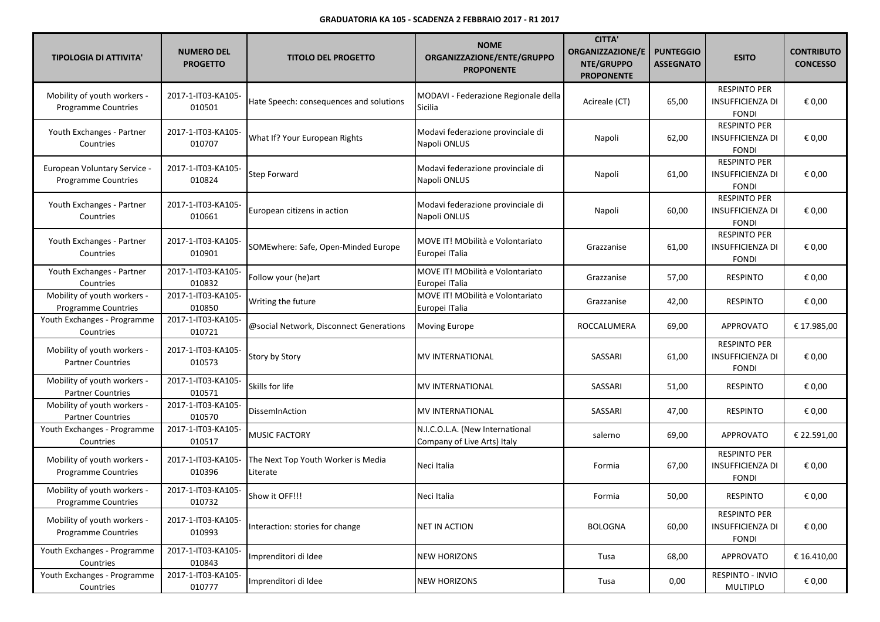**GRADUATORIA KA 105 - SCADENZA 2 FEBBRAIO 2017 - R1 2017**

| TIPOLOGIA DI ATTIVITA' | NUMERO DEL PROGETTO | TITOLO DEL PROGETTO | NOME ORGANIZZAZIONE/ENTE/GRUPPO PROPONENTE | CITTA' ORGANIZZAZIONE/ENTE/GRUPPO PROPONENTE | PUNTEGGIO ASSEGNATO | ESITO | CONTRIBUTO CONCESSO |
|---|---|---|---|---|---|---|---|
| Mobility of youth workers - Programme Countries | 2017-1-IT03-KA105-010501 | Hate Speech: consequences and solutions | MODAVI - Federazione Regionale della Sicilia | Acireale (CT) | 65,00 | RESPINTO PER INSUFFICIENZA DI FONDI | € 0,00 |
| Youth Exchanges - Partner Countries | 2017-1-IT03-KA105-010707 | What If? Your European Rights | Modavi federazione provinciale di Napoli ONLUS | Napoli | 62,00 | RESPINTO PER INSUFFICIENZA DI FONDI | € 0,00 |
| European Voluntary Service - Programme Countries | 2017-1-IT03-KA105-010824 | Step Forward | Modavi federazione provinciale di Napoli ONLUS | Napoli | 61,00 | RESPINTO PER INSUFFICIENZA DI FONDI | € 0,00 |
| Youth Exchanges - Partner Countries | 2017-1-IT03-KA105-010661 | European citizens in action | Modavi federazione provinciale di Napoli ONLUS | Napoli | 60,00 | RESPINTO PER INSUFFICIENZA DI FONDI | € 0,00 |
| Youth Exchanges - Partner Countries | 2017-1-IT03-KA105-010901 | SOMEwhere: Safe, Open-Minded Europe | MOVE IT! MObilità e Volontariato Europei ITalia | Grazzanise | 61,00 | RESPINTO PER INSUFFICIENZA DI FONDI | € 0,00 |
| Youth Exchanges - Partner Countries | 2017-1-IT03-KA105-010832 | Follow your (he)art | MOVE IT! MObilità e Volontariato Europei ITalia | Grazzanise | 57,00 | RESPINTO | € 0,00 |
| Mobility of youth workers - Programme Countries | 2017-1-IT03-KA105-010850 | Writing the future | MOVE IT! MObilità e Volontariato Europei ITalia | Grazzanise | 42,00 | RESPINTO | € 0,00 |
| Youth Exchanges - Programme Countries | 2017-1-IT03-KA105-010721 | @social Network, Disconnect Generations | Moving Europe | ROCCALUMERA | 69,00 | APPROVATO | € 17.985,00 |
| Mobility of youth workers - Partner Countries | 2017-1-IT03-KA105-010573 | Story by Story | MV INTERNATIONAL | SASSARI | 61,00 | RESPINTO PER INSUFFICIENZA DI FONDI | € 0,00 |
| Mobility of youth workers - Partner Countries | 2017-1-IT03-KA105-010571 | Skills for life | MV INTERNATIONAL | SASSARI | 51,00 | RESPINTO | € 0,00 |
| Mobility of youth workers - Partner Countries | 2017-1-IT03-KA105-010570 | DisseminAction | MV INTERNATIONAL | SASSARI | 47,00 | RESPINTO | € 0,00 |
| Youth Exchanges - Programme Countries | 2017-1-IT03-KA105-010517 | MUSIC FACTORY | N.I.C.O.L.A. (New International Company of Live Arts) Italy | salerno | 69,00 | APPROVATO | € 22.591,00 |
| Mobility of youth workers - Programme Countries | 2017-1-IT03-KA105-010396 | The Next Top Youth Worker is Media Literate | Neci Italia | Formia | 67,00 | RESPINTO PER INSUFFICIENZA DI FONDI | € 0,00 |
| Mobility of youth workers - Programme Countries | 2017-1-IT03-KA105-010732 | Show it OFF!!! | Neci Italia | Formia | 50,00 | RESPINTO | € 0,00 |
| Mobility of youth workers - Programme Countries | 2017-1-IT03-KA105-010993 | Interaction: stories for change | NET IN ACTION | BOLOGNA | 60,00 | RESPINTO PER INSUFFICIENZA DI FONDI | € 0,00 |
| Youth Exchanges - Programme Countries | 2017-1-IT03-KA105-010843 | Imprenditori di Idee | NEW HORIZONS | Tusa | 68,00 | APPROVATO | € 16.410,00 |
| Youth Exchanges - Programme Countries | 2017-1-IT03-KA105-010777 | Imprenditori di Idee | NEW HORIZONS | Tusa | 0,00 | RESPINTO - INVIO MULTIPLO | € 0,00 |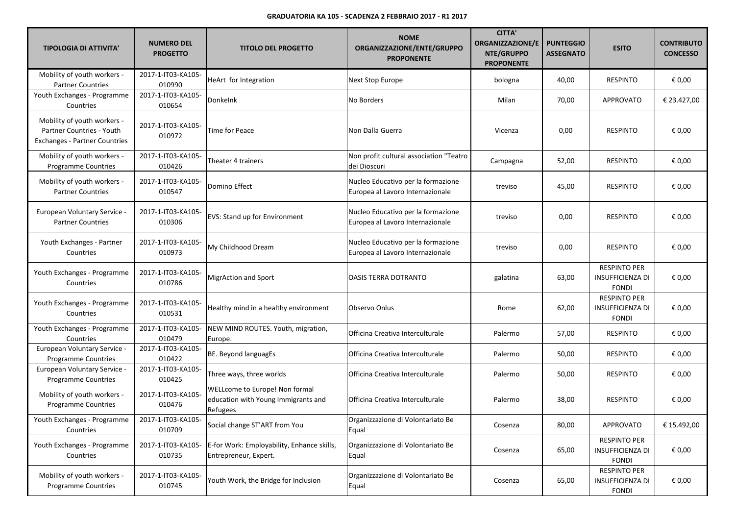**GRADUATORIA KA 105 - SCADENZA 2 FEBBRAIO 2017 - R1 2017**

| TIPOLOGIA DI ATTIVITA' | NUMERO DEL PROGETTO | TITOLO DEL PROGETTO | NOME ORGANIZZAZIONE/ENTE/GRUPPO PROPONENTE | CITTA' ORGANIZZAZIONE/ENTE/GRUPPO PROPONENTE | PUNTEGGIO ASSEGNATO | ESITO | CONTRIBUTO CONCESSO |
|---|---|---|---|---|---|---|---|
| Mobility of youth workers - Partner Countries | 2017-1-IT03-KA105-010990 | HeArt for Integration | Next Stop Europe | bologna | 40,00 | RESPINTO | € 0,00 |
| Youth Exchanges - Programme Countries | 2017-1-IT03-KA105-010654 | DonkeInk | No Borders | Milan | 70,00 | APPROVATO | € 23.427,00 |
| Mobility of youth workers - Partner Countries - Youth Exchanges - Partner Countries | 2017-1-IT03-KA105-010972 | Time for Peace | Non Dalla Guerra | Vicenza | 0,00 | RESPINTO | € 0,00 |
| Mobility of youth workers - Programme Countries | 2017-1-IT03-KA105-010426 | Theater 4 trainers | Non profit cultural association "Teatro dei Dioscuri | Campagna | 52,00 | RESPINTO | € 0,00 |
| Mobility of youth workers - Partner Countries | 2017-1-IT03-KA105-010547 | Domino Effect | Nucleo Educativo per la formazione Europea al Lavoro Internazionale | treviso | 45,00 | RESPINTO | € 0,00 |
| European Voluntary Service - Partner Countries | 2017-1-IT03-KA105-010306 | EVS: Stand up for Environment | Nucleo Educativo per la formazione Europea al Lavoro Internazionale | treviso | 0,00 | RESPINTO | € 0,00 |
| Youth Exchanges - Partner Countries | 2017-1-IT03-KA105-010973 | My Childhood Dream | Nucleo Educativo per la formazione Europea al Lavoro Internazionale | treviso | 0,00 | RESPINTO | € 0,00 |
| Youth Exchanges - Programme Countries | 2017-1-IT03-KA105-010786 | MigrAction and Sport | OASIS TERRA DOTRANTO | galatina | 63,00 | RESPINTO PER INSUFFICIENZA DI FONDI | € 0,00 |
| Youth Exchanges - Programme Countries | 2017-1-IT03-KA105-010531 | Healthy mind in a healthy environment | Observo Onlus | Rome | 62,00 | RESPINTO PER INSUFFICIENZA DI FONDI | € 0,00 |
| Youth Exchanges - Programme Countries | 2017-1-IT03-KA105-010479 | NEW MIND ROUTES. Youth, migration, Europe. | Officina Creativa Interculturale | Palermo | 57,00 | RESPINTO | € 0,00 |
| European Voluntary Service - Programme Countries | 2017-1-IT03-KA105-010422 | BE. Beyond languagEs | Officina Creativa Interculturale | Palermo | 50,00 | RESPINTO | € 0,00 |
| European Voluntary Service - Programme Countries | 2017-1-IT03-KA105-010425 | Three ways, three worlds | Officina Creativa Interculturale | Palermo | 50,00 | RESPINTO | € 0,00 |
| Mobility of youth workers - Programme Countries | 2017-1-IT03-KA105-010476 | WELLcome to Europe! Non formal education with Young Immigrants and Refugees | Officina Creativa Interculturale | Palermo | 38,00 | RESPINTO | € 0,00 |
| Youth Exchanges - Programme Countries | 2017-1-IT03-KA105-010709 | Social change ST'ART from You | Organizzazione di Volontariato Be Equal | Cosenza | 80,00 | APPROVATO | € 15.492,00 |
| Youth Exchanges - Programme Countries | 2017-1-IT03-KA105-010735 | E-for Work: Employability, Enhance skills, Entrepreneur, Expert. | Organizzazione di Volontariato Be Equal | Cosenza | 65,00 | RESPINTO PER INSUFFICIENZA DI FONDI | € 0,00 |
| Mobility of youth workers - Programme Countries | 2017-1-IT03-KA105-010745 | Youth Work, the Bridge for Inclusion | Organizzazione di Volontariato Be Equal | Cosenza | 65,00 | RESPINTO PER INSUFFICIENZA DI FONDI | € 0,00 |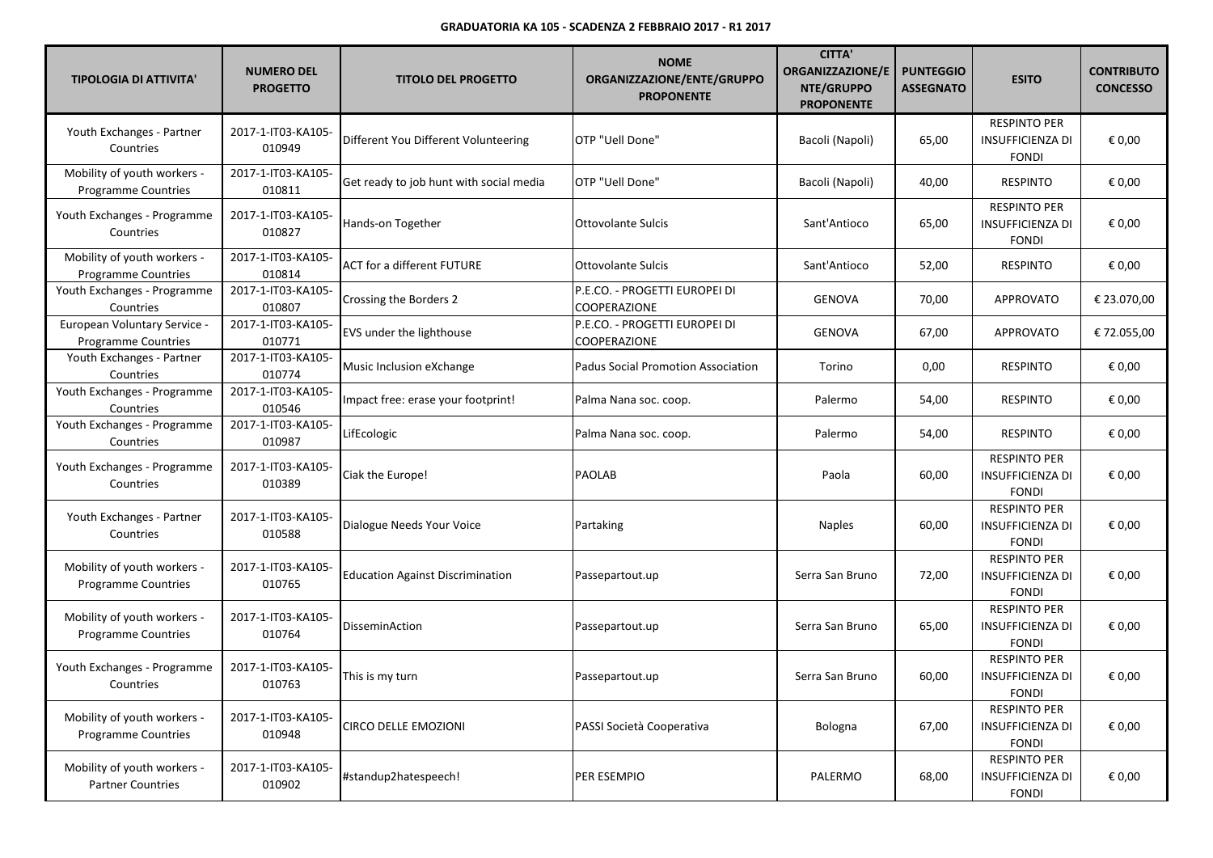**GRADUATORIA KA 105 - SCADENZA 2 FEBBRAIO 2017 - R1 2017**

| TIPOLOGIA DI ATTIVITA' | NUMERO DEL PROGETTO | TITOLO DEL PROGETTO | NOME ORGANIZZAZIONE/ENTE/GRUPPO PROPONENTE | CITTA' ORGANIZZAZIONE/ENTE/GRUPPO PROPONENTE | PUNTEGGIO ASSEGNATO | ESITO | CONTRIBUTO CONCESSO |
|---|---|---|---|---|---|---|---|
| Youth Exchanges - Partner Countries | 2017-1-IT03-KA105-010949 | Different You Different Volunteering | OTP "Uell Done" | Bacoli (Napoli) | 65,00 | RESPINTO PER INSUFFICIENZA DI FONDI | € 0,00 |
| Mobility of youth workers - Programme Countries | 2017-1-IT03-KA105-010811 | Get ready to job hunt with social media | OTP "Uell Done" | Bacoli (Napoli) | 40,00 | RESPINTO | € 0,00 |
| Youth Exchanges - Programme Countries | 2017-1-IT03-KA105-010827 | Hands-on Together | Ottovolante Sulcis | Sant'Antioco | 65,00 | RESPINTO PER INSUFFICIENZA DI FONDI | € 0,00 |
| Mobility of youth workers - Programme Countries | 2017-1-IT03-KA105-010814 | ACT for a different FUTURE | Ottovolante Sulcis | Sant'Antioco | 52,00 | RESPINTO | € 0,00 |
| Youth Exchanges - Programme Countries | 2017-1-IT03-KA105-010807 | Crossing the Borders 2 | P.E.CO. - PROGETTI EUROPEI DI COOPERAZIONE | GENOVA | 70,00 | APPROVATO | € 23.070,00 |
| European Voluntary Service - Programme Countries | 2017-1-IT03-KA105-010771 | EVS under the lighthouse | P.E.CO. - PROGETTI EUROPEI DI COOPERAZIONE | GENOVA | 67,00 | APPROVATO | € 72.055,00 |
| Youth Exchanges - Partner Countries | 2017-1-IT03-KA105-010774 | Music Inclusion eXchange | Padus Social Promotion Association | Torino | 0,00 | RESPINTO | € 0,00 |
| Youth Exchanges - Programme Countries | 2017-1-IT03-KA105-010546 | Impact free: erase your footprint! | Palma Nana soc. coop. | Palermo | 54,00 | RESPINTO | € 0,00 |
| Youth Exchanges - Programme Countries | 2017-1-IT03-KA105-010987 | LifEcologic | Palma Nana soc. coop. | Palermo | 54,00 | RESPINTO | € 0,00 |
| Youth Exchanges - Programme Countries | 2017-1-IT03-KA105-010389 | Ciak the Europe! | PAOLAB | Paola | 60,00 | RESPINTO PER INSUFFICIENZA DI FONDI | € 0,00 |
| Youth Exchanges - Partner Countries | 2017-1-IT03-KA105-010588 | Dialogue Needs Your Voice | Partaking | Naples | 60,00 | RESPINTO PER INSUFFICIENZA DI FONDI | € 0,00 |
| Mobility of youth workers - Programme Countries | 2017-1-IT03-KA105-010765 | Education Against Discrimination | Passepartout.up | Serra San Bruno | 72,00 | RESPINTO PER INSUFFICIENZA DI FONDI | € 0,00 |
| Mobility of youth workers - Programme Countries | 2017-1-IT03-KA105-010764 | DisseminAction | Passepartout.up | Serra San Bruno | 65,00 | RESPINTO PER INSUFFICIENZA DI FONDI | € 0,00 |
| Youth Exchanges - Programme Countries | 2017-1-IT03-KA105-010763 | This is my turn | Passepartout.up | Serra San Bruno | 60,00 | RESPINTO PER INSUFFICIENZA DI FONDI | € 0,00 |
| Mobility of youth workers - Programme Countries | 2017-1-IT03-KA105-010948 | CIRCO DELLE EMOZIONI | PASSI Società Cooperativa | Bologna | 67,00 | RESPINTO PER INSUFFICIENZA DI FONDI | € 0,00 |
| Mobility of youth workers - Partner Countries | 2017-1-IT03-KA105-010902 | #standup2hatespeech! | PER ESEMPIO | PALERMO | 68,00 | RESPINTO PER INSUFFICIENZA DI FONDI | € 0,00 |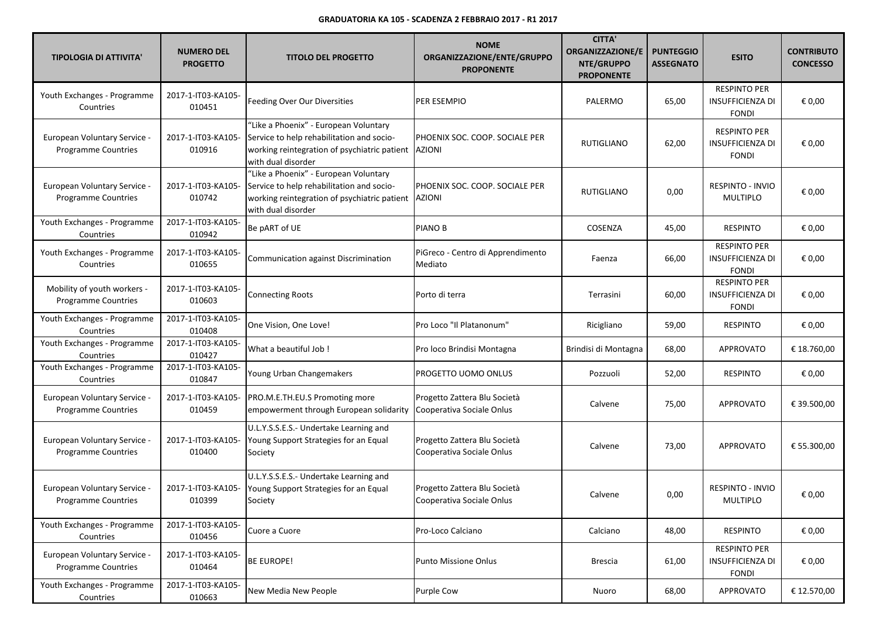**GRADUATORIA KA 105 - SCADENZA 2 FEBBRAIO 2017 - R1 2017**

| TIPOLOGIA DI ATTIVITA' | NUMERO DEL PROGETTO | TITOLO DEL PROGETTO | NOME ORGANIZZAZIONE/ENTE/GRUPPO PROPONENTE | CITTA' ORGANIZZAZIONE/ENTE/GRUPPO PROPONENTE | PUNTEGGIO ASSEGNATO | ESITO | CONTRIBUTO CONCESSO |
|---|---|---|---|---|---|---|---|
| Youth Exchanges - Programme Countries | 2017-1-IT03-KA105-010451 | Feeding Over Our Diversities | PER ESEMPIO | PALERMO | 65,00 | RESPINTO PER INSUFFICIENZA DI FONDI | € 0,00 |
| European Voluntary Service - Programme Countries | 2017-1-IT03-KA105-010916 | "Like a Phoenix" - European Voluntary Service to help rehabilitation and socio-working reintegration of psychiatric patient with dual disorder | PHOENIX SOC. COOP. SOCIALE PER AZIONI | RUTIGLIANO | 62,00 | RESPINTO PER INSUFFICIENZA DI FONDI | € 0,00 |
| European Voluntary Service - Programme Countries | 2017-1-IT03-KA105-010742 | "Like a Phoenix" - European Voluntary Service to help rehabilitation and socio-working reintegration of psychiatric patient with dual disorder | PHOENIX SOC. COOP. SOCIALE PER AZIONI | RUTIGLIANO | 0,00 | RESPINTO - INVIO MULTIPLO | € 0,00 |
| Youth Exchanges - Programme Countries | 2017-1-IT03-KA105-010942 | Be pART of UE | PIANO B | COSENZA | 45,00 | RESPINTO | € 0,00 |
| Youth Exchanges - Programme Countries | 2017-1-IT03-KA105-010655 | Communication against Discrimination | PiGreco - Centro di Apprendimento Mediato | Faenza | 66,00 | RESPINTO PER INSUFFICIENZA DI FONDI | € 0,00 |
| Mobility of youth workers - Programme Countries | 2017-1-IT03-KA105-010603 | Connecting Roots | Porto di terra | Terrasini | 60,00 | RESPINTO PER INSUFFICIENZA DI FONDI | € 0,00 |
| Youth Exchanges - Programme Countries | 2017-1-IT03-KA105-010408 | One Vision, One Love! | Pro Loco "Il Platanonum" | Ricigliano | 59,00 | RESPINTO | € 0,00 |
| Youth Exchanges - Programme Countries | 2017-1-IT03-KA105-010427 | What a beautiful Job ! | Pro loco Brindisi Montagna | Brindisi di Montagna | 68,00 | APPROVATO | € 18.760,00 |
| Youth Exchanges - Programme Countries | 2017-1-IT03-KA105-010847 | Young Urban Changemakers | PROGETTO UOMO ONLUS | Pozzuoli | 52,00 | RESPINTO | € 0,00 |
| European Voluntary Service - Programme Countries | 2017-1-IT03-KA105-010459 | PRO.M.E.TH.EU.S Promoting more empowerment through European solidarity | Progetto Zattera Blu Società Cooperativa Sociale Onlus | Calvene | 75,00 | APPROVATO | € 39.500,00 |
| European Voluntary Service - Programme Countries | 2017-1-IT03-KA105-010400 | U.L.Y.S.S.E.S.- Undertake Learning and Young Support Strategies for an Equal Society | Progetto Zattera Blu Società Cooperativa Sociale Onlus | Calvene | 73,00 | APPROVATO | € 55.300,00 |
| European Voluntary Service - Programme Countries | 2017-1-IT03-KA105-010399 | U.L.Y.S.S.E.S.- Undertake Learning and Young Support Strategies for an Equal Society | Progetto Zattera Blu Società Cooperativa Sociale Onlus | Calvene | 0,00 | RESPINTO - INVIO MULTIPLO | € 0,00 |
| Youth Exchanges - Programme Countries | 2017-1-IT03-KA105-010456 | Cuore a Cuore | Pro-Loco Calciano | Calciano | 48,00 | RESPINTO | € 0,00 |
| European Voluntary Service - Programme Countries | 2017-1-IT03-KA105-010464 | BE EUROPE! | Punto Missione Onlus | Brescia | 61,00 | RESPINTO PER INSUFFICIENZA DI FONDI | € 0,00 |
| Youth Exchanges - Programme Countries | 2017-1-IT03-KA105-010663 | New Media New People | Purple Cow | Nuoro | 68,00 | APPROVATO | € 12.570,00 |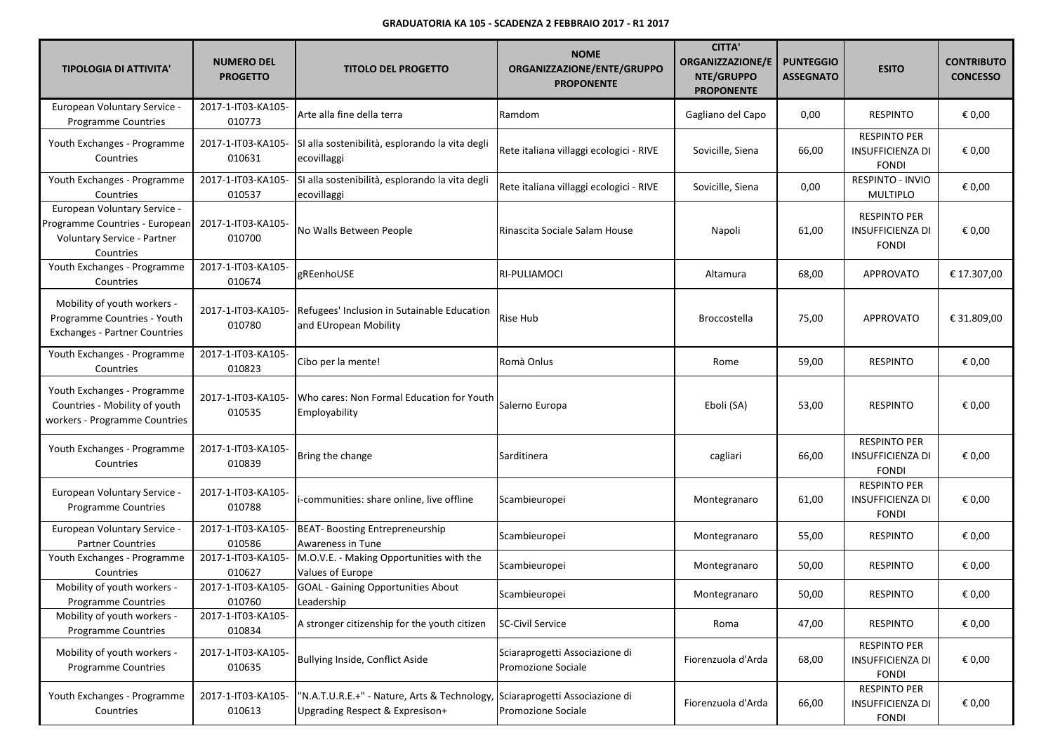**GRADUATORIA KA 105 - SCADENZA 2 FEBBRAIO 2017 - R1 2017**

| TIPOLOGIA DI ATTIVITA' | NUMERO DEL PROGETTO | TITOLO DEL PROGETTO | NOME ORGANIZZAZIONE/ENTE/GRUPPO PROPONENTE | CITTA' ORGANIZZAZIONE/ENTE/GRUPPO PROPONENTE | PUNTEGGIO ASSEGNATO | ESITO | CONTRIBUTO CONCESSO |
|---|---|---|---|---|---|---|---|
| European Voluntary Service - Programme Countries | 2017-1-IT03-KA105-010773 | Arte alla fine della terra | Ramdom | Gagliano del Capo | 0,00 | RESPINTO | € 0,00 |
| Youth Exchanges - Programme Countries | 2017-1-IT03-KA105-010631 | SI alla sostenibilità, esplorando la vita degli ecovillaggi | Rete italiana villaggi ecologici - RIVE | Sovicille, Siena | 66,00 | RESPINTO PER INSUFFICIENZA DI FONDI | € 0,00 |
| Youth Exchanges - Programme Countries | 2017-1-IT03-KA105-010537 | SI alla sostenibilità, esplorando la vita degli ecovillaggi | Rete italiana villaggi ecologici - RIVE | Sovicille, Siena | 0,00 | RESPINTO - INVIO MULTIPLO | € 0,00 |
| European Voluntary Service - Programme Countries - European Voluntary Service - Partner Countries | 2017-1-IT03-KA105-010700 | No Walls Between People | Rinascita Sociale Salam House | Napoli | 61,00 | RESPINTO PER INSUFFICIENZA DI FONDI | € 0,00 |
| Youth Exchanges - Programme Countries | 2017-1-IT03-KA105-010674 | gREenhoUSE | RI-PULIAMOCI | Altamura | 68,00 | APPROVATO | € 17.307,00 |
| Mobility of youth workers - Programme Countries - Youth Exchanges - Partner Countries | 2017-1-IT03-KA105-010780 | Refugees' Inclusion in Sutainable Education and EUropean Mobility | Rise Hub | Broccostella | 75,00 | APPROVATO | € 31.809,00 |
| Youth Exchanges - Programme Countries | 2017-1-IT03-KA105-010823 | Cibo per la mente! | Romà Onlus | Rome | 59,00 | RESPINTO | € 0,00 |
| Youth Exchanges - Programme Countries - Mobility of youth workers - Programme Countries | 2017-1-IT03-KA105-010535 | Who cares: Non Formal Education for Youth Employability | Salerno Europa | Eboli (SA) | 53,00 | RESPINTO | € 0,00 |
| Youth Exchanges - Programme Countries | 2017-1-IT03-KA105-010839 | Bring the change | Sarditinera | cagliari | 66,00 | RESPINTO PER INSUFFICIENZA DI FONDI | € 0,00 |
| European Voluntary Service - Programme Countries | 2017-1-IT03-KA105-010788 | i-communities: share online, live offline | Scambieuropei | Montegranaro | 61,00 | RESPINTO PER INSUFFICIENZA DI FONDI | € 0,00 |
| European Voluntary Service - Partner Countries | 2017-1-IT03-KA105-010586 | BEAT- Boosting Entrepreneurship Awareness in Tune | Scambieuropei | Montegranaro | 55,00 | RESPINTO | € 0,00 |
| Youth Exchanges - Programme Countries | 2017-1-IT03-KA105-010627 | M.O.V.E. - Making Opportunities with the Values of Europe | Scambieuropei | Montegranaro | 50,00 | RESPINTO | € 0,00 |
| Mobility of youth workers - Programme Countries | 2017-1-IT03-KA105-010760 | GOAL - Gaining Opportunities About Leadership | Scambieuropei | Montegranaro | 50,00 | RESPINTO | € 0,00 |
| Mobility of youth workers - Programme Countries | 2017-1-IT03-KA105-010834 | A stronger citizenship for the youth citizen | SC-Civil Service | Roma | 47,00 | RESPINTO | € 0,00 |
| Mobility of youth workers - Programme Countries | 2017-1-IT03-KA105-010635 | Bullying Inside, Conflict Aside | Sciaraprogetti Associazione di Promozione Sociale | Fiorenzuola d'Arda | 68,00 | RESPINTO PER INSUFFICIENZA DI FONDI | € 0,00 |
| Youth Exchanges - Programme Countries | 2017-1-IT03-KA105-010613 | "N.A.T.U.R.E.+" - Nature, Arts & Technology, Upgrading Respect & Expresison+ | Sciaraprogetti Associazione di Promozione Sociale | Fiorenzuola d'Arda | 66,00 | RESPINTO PER INSUFFICIENZA DI FONDI | € 0,00 |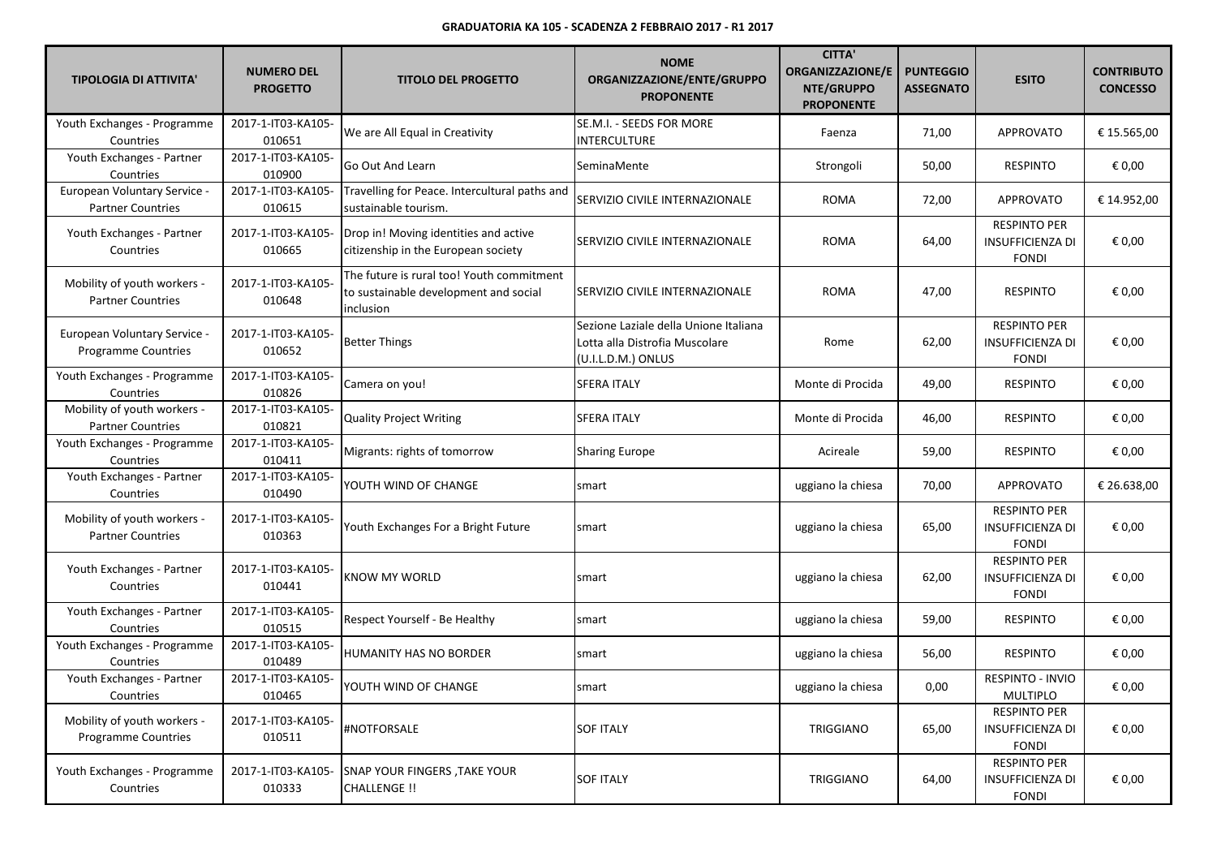**GRADUATORIA KA 105 - SCADENZA 2 FEBBRAIO 2017 - R1 2017**

| TIPOLOGIA DI ATTIVITA' | NUMERO DEL PROGETTO | TITOLO DEL PROGETTO | NOME ORGANIZZAZIONE/ENTE/GRUPPO PROPONENTE | CITTA' ORGANIZZAZIONE/ENTE/GRUPPO PROPONENTE | PUNTEGGIO ASSEGNATO | ESITO | CONTRIBUTO CONCESSO |
|---|---|---|---|---|---|---|---|
| Youth Exchanges - Programme Countries | 2017-1-IT03-KA105-010651 | We are All Equal in Creativity | SE.M.I. - SEEDS FOR MORE INTERCULTURE | Faenza | 71,00 | APPROVATO | € 15.565,00 |
| Youth Exchanges - Partner Countries | 2017-1-IT03-KA105-010900 | Go Out And Learn | SeminaMente | Strongoli | 50,00 | RESPINTO | € 0,00 |
| European Voluntary Service - Partner Countries | 2017-1-IT03-KA105-010615 | Travelling for Peace. Intercultural paths and sustainable tourism. | SERVIZIO CIVILE INTERNAZIONALE | ROMA | 72,00 | APPROVATO | € 14.952,00 |
| Youth Exchanges - Partner Countries | 2017-1-IT03-KA105-010665 | Drop in! Moving identities and active citizenship in the European society | SERVIZIO CIVILE INTERNAZIONALE | ROMA | 64,00 | RESPINTO PER INSUFFICIENZA DI FONDI | € 0,00 |
| Mobility of youth workers - Partner Countries | 2017-1-IT03-KA105-010648 | The future is rural too! Youth commitment to sustainable development and social inclusion | SERVIZIO CIVILE INTERNAZIONALE | ROMA | 47,00 | RESPINTO | € 0,00 |
| European Voluntary Service - Programme Countries | 2017-1-IT03-KA105-010652 | Better Things | Sezione Laziale della Unione Italiana Lotta alla Distrofia Muscolare (U.I.L.D.M.) ONLUS | Rome | 62,00 | RESPINTO PER INSUFFICIENZA DI FONDI | € 0,00 |
| Youth Exchanges - Programme Countries | 2017-1-IT03-KA105-010826 | Camera on you! | SFERA ITALY | Monte di Procida | 49,00 | RESPINTO | € 0,00 |
| Mobility of youth workers - Partner Countries | 2017-1-IT03-KA105-010821 | Quality Project Writing | SFERA ITALY | Monte di Procida | 46,00 | RESPINTO | € 0,00 |
| Youth Exchanges - Programme Countries | 2017-1-IT03-KA105-010411 | Migrants: rights of tomorrow | Sharing Europe | Acireale | 59,00 | RESPINTO | € 0,00 |
| Youth Exchanges - Partner Countries | 2017-1-IT03-KA105-010490 | YOUTH WIND OF CHANGE | smart | uggiano la chiesa | 70,00 | APPROVATO | € 26.638,00 |
| Mobility of youth workers - Partner Countries | 2017-1-IT03-KA105-010363 | Youth Exchanges For a Bright Future | smart | uggiano la chiesa | 65,00 | RESPINTO PER INSUFFICIENZA DI FONDI | € 0,00 |
| Youth Exchanges - Partner Countries | 2017-1-IT03-KA105-010441 | KNOW MY WORLD | smart | uggiano la chiesa | 62,00 | RESPINTO PER INSUFFICIENZA DI FONDI | € 0,00 |
| Youth Exchanges - Partner Countries | 2017-1-IT03-KA105-010515 | Respect Yourself - Be Healthy | smart | uggiano la chiesa | 59,00 | RESPINTO | € 0,00 |
| Youth Exchanges - Programme Countries | 2017-1-IT03-KA105-010489 | HUMANITY HAS NO BORDER | smart | uggiano la chiesa | 56,00 | RESPINTO | € 0,00 |
| Youth Exchanges - Partner Countries | 2017-1-IT03-KA105-010465 | YOUTH WIND OF CHANGE | smart | uggiano la chiesa | 0,00 | RESPINTO - INVIO MULTIPLO | € 0,00 |
| Mobility of youth workers - Programme Countries | 2017-1-IT03-KA105-010511 | #NOTFORSALE | SOF ITALY | TRIGGIANO | 65,00 | RESPINTO PER INSUFFICIENZA DI FONDI | € 0,00 |
| Youth Exchanges - Programme Countries | 2017-1-IT03-KA105-010333 | SNAP YOUR FINGERS ,TAKE YOUR CHALLENGE !! | SOF ITALY | TRIGGIANO | 64,00 | RESPINTO PER INSUFFICIENZA DI FONDI | € 0,00 |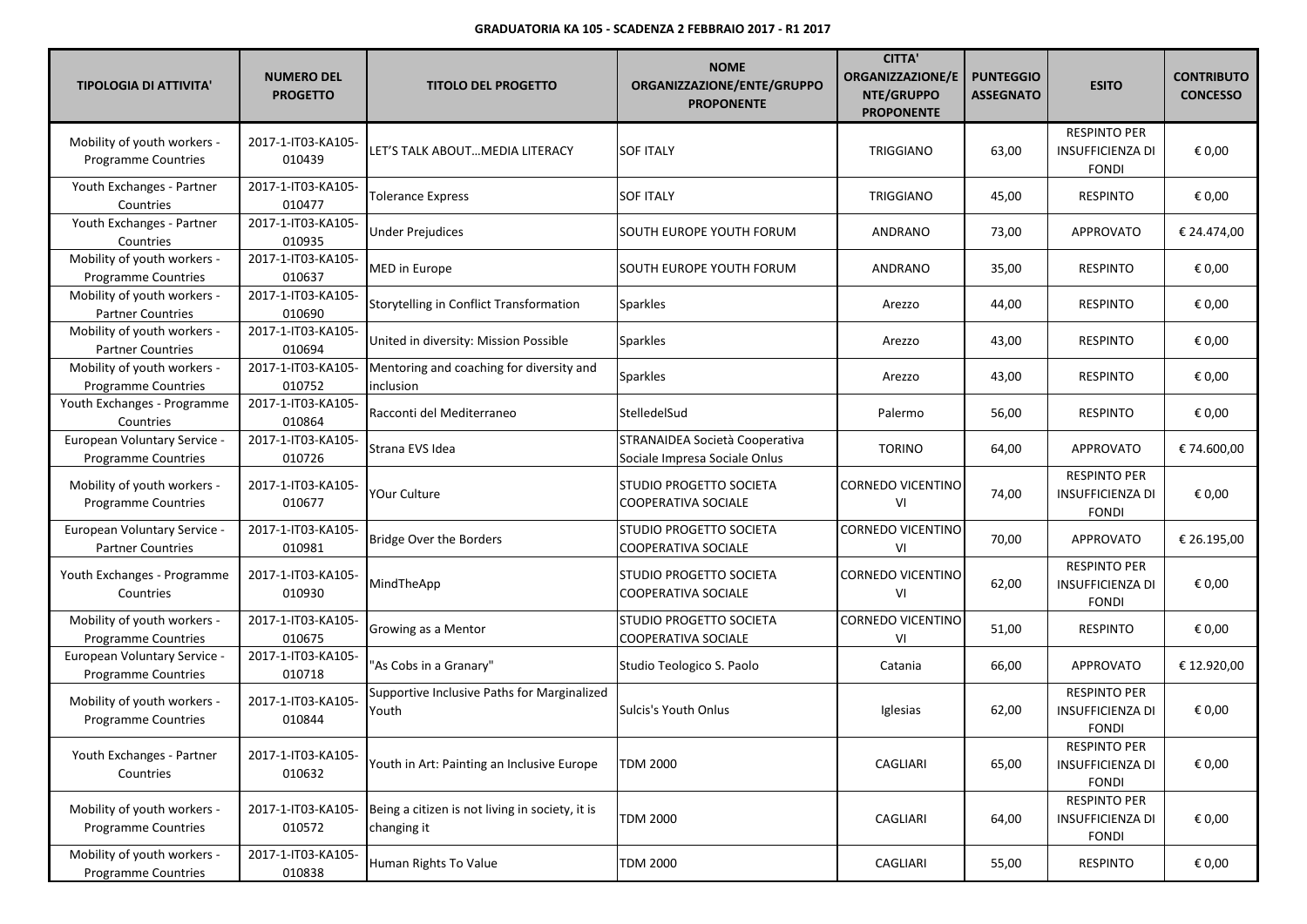**GRADUATORIA KA 105 - SCADENZA 2 FEBBRAIO 2017 - R1 2017**

| TIPOLOGIA DI ATTIVITA' | NUMERO DEL PROGETTO | TITOLO DEL PROGETTO | NOME ORGANIZZAZIONE/ENTE/GRUPPO PROPONENTE | CITTA' ORGANIZZAZIONE/ENTE/GRUPPO PROPONENTE | PUNTEGGIO ASSEGNATO | ESITO | CONTRIBUTO CONCESSO |
|---|---|---|---|---|---|---|---|
| Mobility of youth workers - Programme Countries | 2017-1-IT03-KA105-010439 | LET'S TALK ABOUT…MEDIA LITERACY | SOF ITALY | TRIGGIANO | 63,00 | RESPINTO PER INSUFFICIENZA DI FONDI | € 0,00 |
| Youth Exchanges - Partner Countries | 2017-1-IT03-KA105-010477 | Tolerance Express | SOF ITALY | TRIGGIANO | 45,00 | RESPINTO | € 0,00 |
| Youth Exchanges - Partner Countries | 2017-1-IT03-KA105-010935 | Under Prejudices | SOUTH EUROPE YOUTH FORUM | ANDRANO | 73,00 | APPROVATO | € 24.474,00 |
| Mobility of youth workers - Programme Countries | 2017-1-IT03-KA105-010637 | MED in Europe | SOUTH EUROPE YOUTH FORUM | ANDRANO | 35,00 | RESPINTO | € 0,00 |
| Mobility of youth workers - Partner Countries | 2017-1-IT03-KA105-010690 | Storytelling in Conflict Transformation | Sparkles | Arezzo | 44,00 | RESPINTO | € 0,00 |
| Mobility of youth workers - Partner Countries | 2017-1-IT03-KA105-010694 | United in diversity: Mission Possible | Sparkles | Arezzo | 43,00 | RESPINTO | € 0,00 |
| Mobility of youth workers - Programme Countries | 2017-1-IT03-KA105-010752 | Mentoring and coaching for diversity and inclusion | Sparkles | Arezzo | 43,00 | RESPINTO | € 0,00 |
| Youth Exchanges - Programme Countries | 2017-1-IT03-KA105-010864 | Racconti del Mediterraneo | StelledelSud | Palermo | 56,00 | RESPINTO | € 0,00 |
| European Voluntary Service - Programme Countries | 2017-1-IT03-KA105-010726 | Strana EVS Idea | STRANAIDEA Società Cooperativa Sociale Impresa Sociale Onlus | TORINO | 64,00 | APPROVATO | € 74.600,00 |
| Mobility of youth workers - Programme Countries | 2017-1-IT03-KA105-010677 | YOur Culture | STUDIO PROGETTO SOCIETA COOPERATIVA SOCIALE | CORNEDO VICENTINO VI | 74,00 | RESPINTO PER INSUFFICIENZA DI FONDI | € 0,00 |
| European Voluntary Service - Partner Countries | 2017-1-IT03-KA105-010981 | Bridge Over the Borders | STUDIO PROGETTO SOCIETA COOPERATIVA SOCIALE | CORNEDO VICENTINO VI | 70,00 | APPROVATO | € 26.195,00 |
| Youth Exchanges - Programme Countries | 2017-1-IT03-KA105-010930 | MindTheApp | STUDIO PROGETTO SOCIETA COOPERATIVA SOCIALE | CORNEDO VICENTINO VI | 62,00 | RESPINTO PER INSUFFICIENZA DI FONDI | € 0,00 |
| Mobility of youth workers - Programme Countries | 2017-1-IT03-KA105-010675 | Growing as a Mentor | STUDIO PROGETTO SOCIETA COOPERATIVA SOCIALE | CORNEDO VICENTINO VI | 51,00 | RESPINTO | € 0,00 |
| European Voluntary Service - Programme Countries | 2017-1-IT03-KA105-010718 | "As Cobs in a Granary" | Studio Teologico S. Paolo | Catania | 66,00 | APPROVATO | € 12.920,00 |
| Mobility of youth workers - Programme Countries | 2017-1-IT03-KA105-010844 | Supportive Inclusive Paths for Marginalized Youth | Sulcis's Youth Onlus | Iglesias | 62,00 | RESPINTO PER INSUFFICIENZA DI FONDI | € 0,00 |
| Youth Exchanges - Partner Countries | 2017-1-IT03-KA105-010632 | Youth in Art: Painting an Inclusive Europe | TDM 2000 | CAGLIARI | 65,00 | RESPINTO PER INSUFFICIENZA DI FONDI | € 0,00 |
| Mobility of youth workers - Programme Countries | 2017-1-IT03-KA105-010572 | Being a citizen is not living in society, it is changing it | TDM 2000 | CAGLIARI | 64,00 | RESPINTO PER INSUFFICIENZA DI FONDI | € 0,00 |
| Mobility of youth workers - Programme Countries | 2017-1-IT03-KA105-010838 | Human Rights To Value | TDM 2000 | CAGLIARI | 55,00 | RESPINTO | € 0,00 |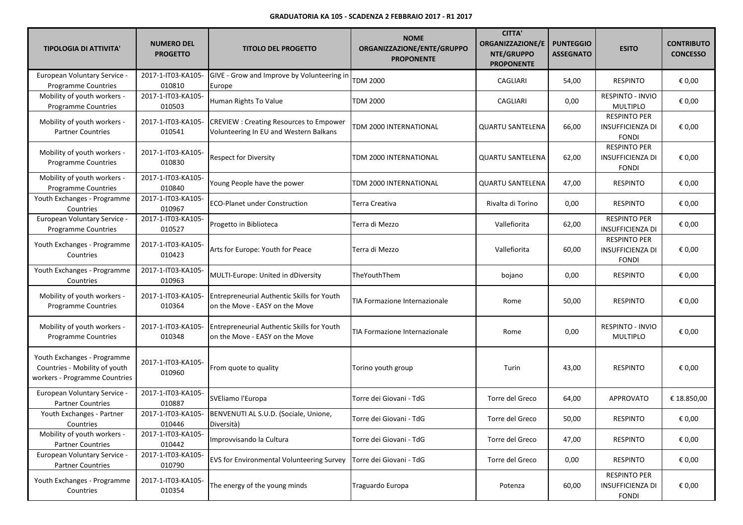**GRADUATORIA KA 105 - SCADENZA 2 FEBBRAIO 2017 - R1 2017**

| TIPOLOGIA DI ATTIVITA' | NUMERO DEL PROGETTO | TITOLO DEL PROGETTO | NOME ORGANIZZAZIONE/ENTE/GRUPPO PROPONENTE | CITTA' ORGANIZZAZIONE/ENTE/GRUPPO PROPONENTE | PUNTEGGIO ASSEGNATO | ESITO | CONTRIBUTO CONCESSO |
|---|---|---|---|---|---|---|---|
| European Voluntary Service - Programme Countries | 2017-1-IT03-KA105-010810 | GIVE - Grow and Improve by Volunteering in Europe | TDM 2000 | CAGLIARI | 54,00 | RESPINTO | € 0,00 |
| Mobility of youth workers - Programme Countries | 2017-1-IT03-KA105-010503 | Human Rights To Value | TDM 2000 | CAGLIARI | 0,00 | RESPINTO - INVIO MULTIPLO | € 0,00 |
| Mobility of youth workers - Partner Countries | 2017-1-IT03-KA105-010541 | CREVIEW : Creating Resources to Empower Volunteering In EU and Western Balkans | TDM 2000 INTERNATIONAL | QUARTU SANTELENA | 66,00 | RESPINTO PER INSUFFICIENZA DI FONDI | € 0,00 |
| Mobility of youth workers - Programme Countries | 2017-1-IT03-KA105-010830 | Respect for Diversity | TDM 2000 INTERNATIONAL | QUARTU SANTELENA | 62,00 | RESPINTO PER INSUFFICIENZA DI FONDI | € 0,00 |
| Mobility of youth workers - Programme Countries | 2017-1-IT03-KA105-010840 | Young People have the power | TDM 2000 INTERNATIONAL | QUARTU SANTELENA | 47,00 | RESPINTO | € 0,00 |
| Youth Exchanges - Programme Countries | 2017-1-IT03-KA105-010967 | ECO-Planet under Construction | Terra Creativa | Rivalta di Torino | 0,00 | RESPINTO | € 0,00 |
| European Voluntary Service - Programme Countries | 2017-1-IT03-KA105-010527 | Progetto in Biblioteca | Terra di Mezzo | Vallefiorita | 62,00 | RESPINTO PER INSUFFICIENZA DI | € 0,00 |
| Youth Exchanges - Programme Countries | 2017-1-IT03-KA105-010423 | Arts for Europe: Youth for Peace | Terra di Mezzo | Vallefiorita | 60,00 | RESPINTO PER INSUFFICIENZA DI FONDI | € 0,00 |
| Youth Exchanges - Programme Countries | 2017-1-IT03-KA105-010963 | MULTI-Europe: United in dDiversity | TheYouthThem | bojano | 0,00 | RESPINTO | € 0,00 |
| Mobility of youth workers - Programme Countries | 2017-1-IT03-KA105-010364 | Entrepreneurial Authentic Skills for Youth on the Move - EASY on the Move | TIA Formazione Internazionale | Rome | 50,00 | RESPINTO | € 0,00 |
| Mobility of youth workers - Programme Countries | 2017-1-IT03-KA105-010348 | Entrepreneurial Authentic Skills for Youth on the Move - EASY on the Move | TIA Formazione Internazionale | Rome | 0,00 | RESPINTO - INVIO MULTIPLO | € 0,00 |
| Youth Exchanges - Programme Countries - Mobility of youth workers - Programme Countries | 2017-1-IT03-KA105-010960 | From quote to quality | Torino youth group | Turin | 43,00 | RESPINTO | € 0,00 |
| European Voluntary Service - Partner Countries | 2017-1-IT03-KA105-010887 | SVEliamo l'Europa | Torre dei Giovani - TdG | Torre del Greco | 64,00 | APPROVATO | € 18.850,00 |
| Youth Exchanges - Partner Countries | 2017-1-IT03-KA105-010446 | BENVENUTI AL S.U.D. (Sociale, Unione, Diversità) | Torre dei Giovani - TdG | Torre del Greco | 50,00 | RESPINTO | € 0,00 |
| Mobility of youth workers - Partner Countries | 2017-1-IT03-KA105-010442 | Improvvisando la Cultura | Torre dei Giovani - TdG | Torre del Greco | 47,00 | RESPINTO | € 0,00 |
| European Voluntary Service - Partner Countries | 2017-1-IT03-KA105-010790 | EVS for Environmental Volunteering Survey | Torre dei Giovani - TdG | Torre del Greco | 0,00 | RESPINTO | € 0,00 |
| Youth Exchanges - Programme Countries | 2017-1-IT03-KA105-010354 | The energy of the young minds | Traguardo Europa | Potenza | 60,00 | RESPINTO PER INSUFFICIENZA DI FONDI | € 0,00 |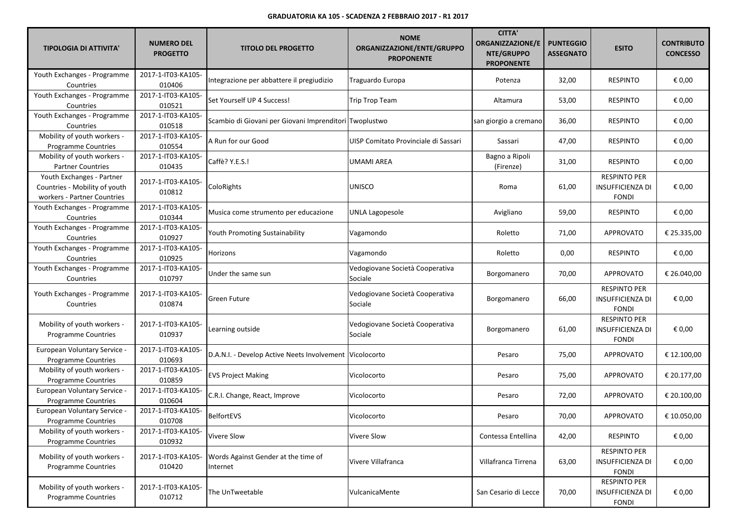**GRADUATORIA KA 105 - SCADENZA 2 FEBBRAIO 2017 - R1 2017**

| TIPOLOGIA DI ATTIVITA' | NUMERO DEL PROGETTO | TITOLO DEL PROGETTO | NOME ORGANIZZAZIONE/ENTE/GRUPPO PROPONENTE | CITTA' ORGANIZZAZIONE/ENTE/GRUPPO PROPONENTE | PUNTEGGIO ASSEGNATO | ESITO | CONTRIBUTO CONCESSO |
|---|---|---|---|---|---|---|---|
| Youth Exchanges - Programme Countries | 2017-1-IT03-KA105-010406 | Integrazione per abbattere il pregiudizio | Traguardo Europa | Potenza | 32,00 | RESPINTO | € 0,00 |
| Youth Exchanges - Programme Countries | 2017-1-IT03-KA105-010521 | Set Yourself UP 4 Success! | Trip Trop Team | Altamura | 53,00 | RESPINTO | € 0,00 |
| Youth Exchanges - Programme Countries | 2017-1-IT03-KA105-010518 | Scambio di Giovani per Giovani Imprenditori | Twoplustwo | san giorgio a cremano | 36,00 | RESPINTO | € 0,00 |
| Mobility of youth workers - Programme Countries | 2017-1-IT03-KA105-010554 | A Run for our Good | UISP Comitato Provinciale di Sassari | Sassari | 47,00 | RESPINTO | € 0,00 |
| Mobility of youth workers - Partner Countries | 2017-1-IT03-KA105-010435 | Caffè? Y.E.S.! | UMAMI AREA | Bagno a Ripoli (Firenze) | 31,00 | RESPINTO | € 0,00 |
| Youth Exchanges - Partner Countries - Mobility of youth workers - Partner Countries | 2017-1-IT03-KA105-010812 | ColoRights | UNISCO | Roma | 61,00 | RESPINTO PER INSUFFICIENZA DI FONDI | € 0,00 |
| Youth Exchanges - Programme Countries | 2017-1-IT03-KA105-010344 | Musica come strumento per educazione | UNLA Lagopesole | Avigliano | 59,00 | RESPINTO | € 0,00 |
| Youth Exchanges - Programme Countries | 2017-1-IT03-KA105-010927 | Youth Promoting Sustainability | Vagamondo | Roletto | 71,00 | APPROVATO | € 25.335,00 |
| Youth Exchanges - Programme Countries | 2017-1-IT03-KA105-010925 | Horizons | Vagamondo | Roletto | 0,00 | RESPINTO | € 0,00 |
| Youth Exchanges - Programme Countries | 2017-1-IT03-KA105-010797 | Under the same sun | Vedogiovane Società Cooperativa Sociale | Borgomanero | 70,00 | APPROVATO | € 26.040,00 |
| Youth Exchanges - Programme Countries | 2017-1-IT03-KA105-010874 | Green Future | Vedogiovane Società Cooperativa Sociale | Borgomanero | 66,00 | RESPINTO PER INSUFFICIENZA DI FONDI | € 0,00 |
| Mobility of youth workers - Programme Countries | 2017-1-IT03-KA105-010937 | Learning outside | Vedogiovane Società Cooperativa Sociale | Borgomanero | 61,00 | RESPINTO PER INSUFFICIENZA DI FONDI | € 0,00 |
| European Voluntary Service - Programme Countries | 2017-1-IT03-KA105-010693 | D.A.N.I. - Develop Active Neets Involvement | Vicolocorto | Pesaro | 75,00 | APPROVATO | € 12.100,00 |
| Mobility of youth workers - Programme Countries | 2017-1-IT03-KA105-010859 | EVS Project Making | Vicolocorto | Pesaro | 75,00 | APPROVATO | € 20.177,00 |
| European Voluntary Service - Programme Countries | 2017-1-IT03-KA105-010604 | C.R.I. Change, React, Improve | Vicolocorto | Pesaro | 72,00 | APPROVATO | € 20.100,00 |
| European Voluntary Service - Programme Countries | 2017-1-IT03-KA105-010708 | BelfortEVS | Vicolocorto | Pesaro | 70,00 | APPROVATO | € 10.050,00 |
| Mobility of youth workers - Programme Countries | 2017-1-IT03-KA105-010932 | Vivere Slow | Vivere Slow | Contessa Entellina | 42,00 | RESPINTO | € 0,00 |
| Mobility of youth workers - Programme Countries | 2017-1-IT03-KA105-010420 | Words Against Gender at the time of Internet | Vivere Villafranca | Villafranca Tirrena | 63,00 | RESPINTO PER INSUFFICIENZA DI FONDI | € 0,00 |
| Mobility of youth workers - Programme Countries | 2017-1-IT03-KA105-010712 | The UnTweetable | VulcanicaMente | San Cesario di Lecce | 70,00 | RESPINTO PER INSUFFICIENZA DI FONDI | € 0,00 |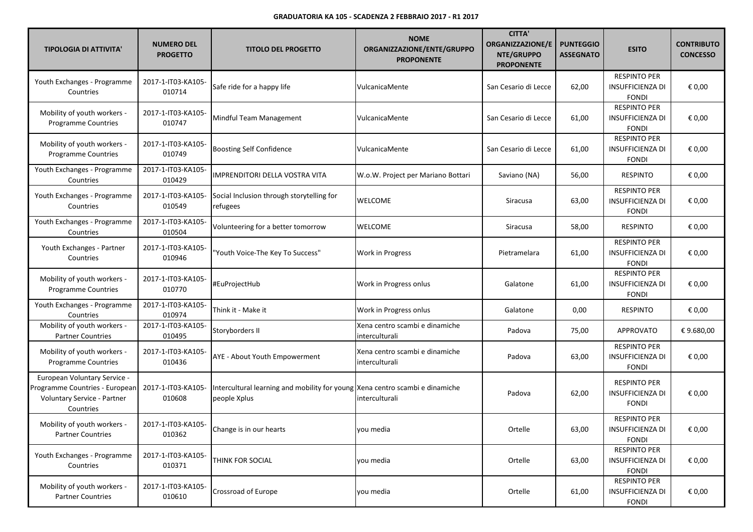**GRADUATORIA KA 105 - SCADENZA 2 FEBBRAIO 2017 - R1 2017**

| TIPOLOGIA DI ATTIVITA' | NUMERO DEL PROGETTO | TITOLO DEL PROGETTO | NOME ORGANIZZAZIONE/ENTE/GRUPPO PROPONENTE | CITTA' ORGANIZZAZIONE/ENTE/GRUPPO PROPONENTE | PUNTEGGIO ASSEGNATO | ESITO | CONTRIBUTO CONCESSO |
|---|---|---|---|---|---|---|---|
| Youth Exchanges - Programme Countries | 2017-1-IT03-KA105-010714 | Safe ride for a happy life | VulcanicaMente | San Cesario di Lecce | 62,00 | RESPINTO PER INSUFFICIENZA DI FONDI | € 0,00 |
| Mobility of youth workers - Programme Countries | 2017-1-IT03-KA105-010747 | Mindful Team Management | VulcanicaMente | San Cesario di Lecce | 61,00 | RESPINTO PER INSUFFICIENZA DI FONDI | € 0,00 |
| Mobility of youth workers - Programme Countries | 2017-1-IT03-KA105-010749 | Boosting Self Confidence | VulcanicaMente | San Cesario di Lecce | 61,00 | RESPINTO PER INSUFFICIENZA DI FONDI | € 0,00 |
| Youth Exchanges - Programme Countries | 2017-1-IT03-KA105-010429 | IMPRENDITORI DELLA VOSTRA VITA | W.o.W. Project per Mariano Bottari | Saviano (NA) | 56,00 | RESPINTO | € 0,00 |
| Youth Exchanges - Programme Countries | 2017-1-IT03-KA105-010549 | Social Inclusion through storytelling for refugees | WELCOME | Siracusa | 63,00 | RESPINTO PER INSUFFICIENZA DI FONDI | € 0,00 |
| Youth Exchanges - Programme Countries | 2017-1-IT03-KA105-010504 | Volunteering for a better tomorrow | WELCOME | Siracusa | 58,00 | RESPINTO | € 0,00 |
| Youth Exchanges - Partner Countries | 2017-1-IT03-KA105-010946 | "Youth Voice-The Key To Success" | Work in Progress | Pietramelara | 61,00 | RESPINTO PER INSUFFICIENZA DI FONDI | € 0,00 |
| Mobility of youth workers - Programme Countries | 2017-1-IT03-KA105-010770 | #EuProjectHub | Work in Progress onlus | Galatone | 61,00 | RESPINTO PER INSUFFICIENZA DI FONDI | € 0,00 |
| Youth Exchanges - Programme Countries | 2017-1-IT03-KA105-010974 | Think it - Make it | Work in Progress onlus | Galatone | 0,00 | RESPINTO | € 0,00 |
| Mobility of youth workers - Partner Countries | 2017-1-IT03-KA105-010495 | Storyborders II | Xena centro scambi e dinamiche interculturali | Padova | 75,00 | APPROVATO | € 9.680,00 |
| Mobility of youth workers - Programme Countries | 2017-1-IT03-KA105-010436 | AYE - About Youth Empowerment | Xena centro scambi e dinamiche interculturali | Padova | 63,00 | RESPINTO PER INSUFFICIENZA DI FONDI | € 0,00 |
| European Voluntary Service - Programme Countries - European Voluntary Service - Partner Countries | 2017-1-IT03-KA105-010608 | Intercultural learning and mobility for young people Xplus | Xena centro scambi e dinamiche interculturali | Padova | 62,00 | RESPINTO PER INSUFFICIENZA DI FONDI | € 0,00 |
| Mobility of youth workers - Partner Countries | 2017-1-IT03-KA105-010362 | Change is in our hearts | you media | Ortelle | 63,00 | RESPINTO PER INSUFFICIENZA DI FONDI | € 0,00 |
| Youth Exchanges - Programme Countries | 2017-1-IT03-KA105-010371 | THINK FOR SOCIAL | you media | Ortelle | 63,00 | RESPINTO PER INSUFFICIENZA DI FONDI | € 0,00 |
| Mobility of youth workers - Partner Countries | 2017-1-IT03-KA105-010610 | Crossroad of Europe | you media | Ortelle | 61,00 | RESPINTO PER INSUFFICIENZA DI FONDI | € 0,00 |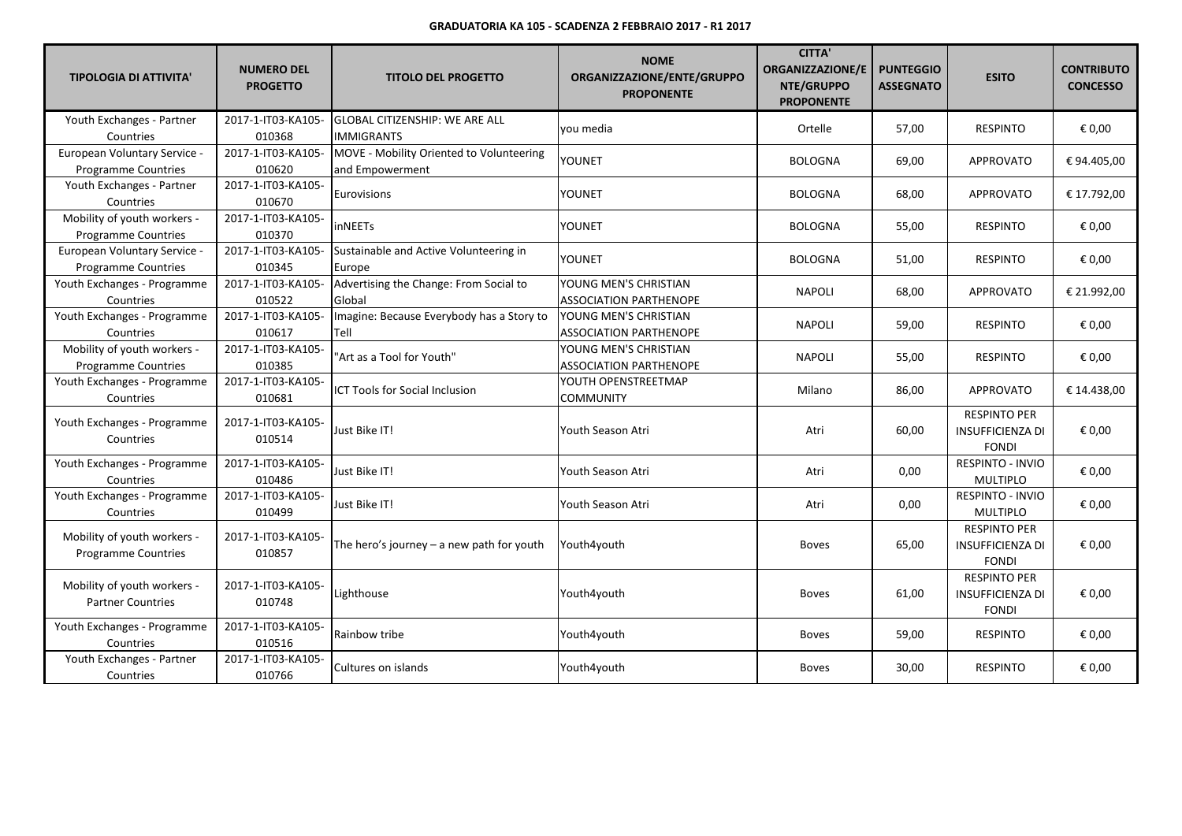**GRADUATORIA KA 105 - SCADENZA 2 FEBBRAIO 2017 - R1 2017**

| TIPOLOGIA DI ATTIVITA' | NUMERO DEL PROGETTO | TITOLO DEL PROGETTO | NOME ORGANIZZAZIONE/ENTE/GRUPPO PROPONENTE | CITTA' ORGANIZZAZIONE/ENTE/GRUPPO PROPONENTE | PUNTEGGIO ASSEGNATO | ESITO | CONTRIBUTO CONCESSO |
|---|---|---|---|---|---|---|---|
| Youth Exchanges - Partner Countries | 2017-1-IT03-KA105-010368 | GLOBAL CITIZENSHIP: WE ARE ALL IMMIGRANTS | you media | Ortelle | 57,00 | RESPINTO | € 0,00 |
| European Voluntary Service - Programme Countries | 2017-1-IT03-KA105-010620 | MOVE - Mobility Oriented to Volunteering and Empowerment | YOUNET | BOLOGNA | 69,00 | APPROVATO | € 94.405,00 |
| Youth Exchanges - Partner Countries | 2017-1-IT03-KA105-010670 | Eurovisions | YOUNET | BOLOGNA | 68,00 | APPROVATO | € 17.792,00 |
| Mobility of youth workers - Programme Countries | 2017-1-IT03-KA105-010370 | inNEETs | YOUNET | BOLOGNA | 55,00 | RESPINTO | € 0,00 |
| European Voluntary Service - Programme Countries | 2017-1-IT03-KA105-010345 | Sustainable and Active Volunteering in Europe | YOUNET | BOLOGNA | 51,00 | RESPINTO | € 0,00 |
| Youth Exchanges - Programme Countries | 2017-1-IT03-KA105-010522 | Advertising the Change: From Social to Global | YOUNG MEN'S CHRISTIAN ASSOCIATION PARTHENOPE | NAPOLI | 68,00 | APPROVATO | € 21.992,00 |
| Youth Exchanges - Programme Countries | 2017-1-IT03-KA105-010617 | Imagine: Because Everybody has a Story to Tell | YOUNG MEN'S CHRISTIAN ASSOCIATION PARTHENOPE | NAPOLI | 59,00 | RESPINTO | € 0,00 |
| Mobility of youth workers - Programme Countries | 2017-1-IT03-KA105-010385 | "Art as a Tool for Youth" | YOUNG MEN'S CHRISTIAN ASSOCIATION PARTHENOPE | NAPOLI | 55,00 | RESPINTO | € 0,00 |
| Youth Exchanges - Programme Countries | 2017-1-IT03-KA105-010681 | ICT Tools for Social Inclusion | YOUTH OPENSTREETMAP COMMUNITY | Milano | 86,00 | APPROVATO | € 14.438,00 |
| Youth Exchanges - Programme Countries | 2017-1-IT03-KA105-010514 | Just Bike IT! | Youth Season Atri | Atri | 60,00 | RESPINTO PER INSUFFICIENZA DI FONDI | € 0,00 |
| Youth Exchanges - Programme Countries | 2017-1-IT03-KA105-010486 | Just Bike IT! | Youth Season Atri | Atri | 0,00 | RESPINTO - INVIO MULTIPLO | € 0,00 |
| Youth Exchanges - Programme Countries | 2017-1-IT03-KA105-010499 | Just Bike IT! | Youth Season Atri | Atri | 0,00 | RESPINTO - INVIO MULTIPLO | € 0,00 |
| Mobility of youth workers - Programme Countries | 2017-1-IT03-KA105-010857 | The hero's journey – a new path for youth | Youth4youth | Boves | 65,00 | RESPINTO PER INSUFFICIENZA DI FONDI | € 0,00 |
| Mobility of youth workers - Partner Countries | 2017-1-IT03-KA105-010748 | Lighthouse | Youth4youth | Boves | 61,00 | RESPINTO PER INSUFFICIENZA DI FONDI | € 0,00 |
| Youth Exchanges - Programme Countries | 2017-1-IT03-KA105-010516 | Rainbow tribe | Youth4youth | Boves | 59,00 | RESPINTO | € 0,00 |
| Youth Exchanges - Partner Countries | 2017-1-IT03-KA105-010766 | Cultures on islands | Youth4youth | Boves | 30,00 | RESPINTO | € 0,00 |